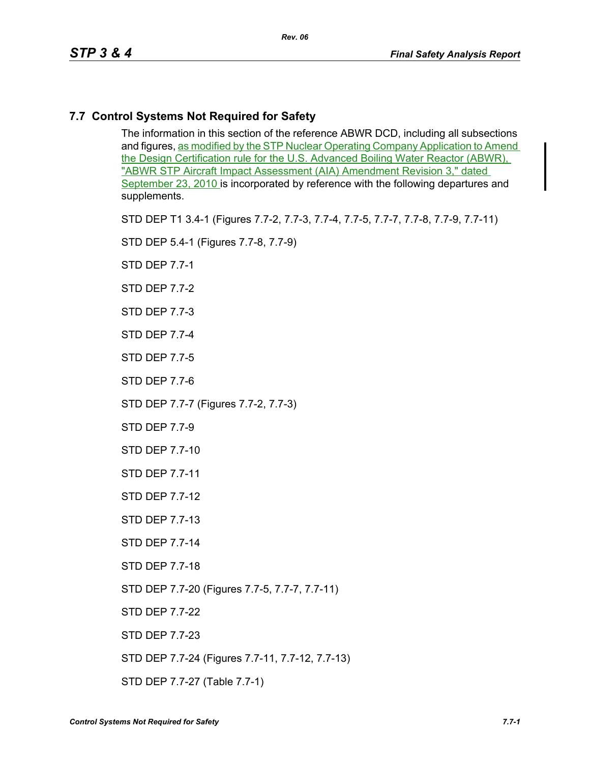# 7.7 Control Systems Not Required for Safety

The information in this section of the reference ABWR DCD, including all subsections and figures, as modified by the STP Nuclear Operating Company Application to Amend the Design Certification rule for the U.S. Advanced Boiling Water Reactor (ABWR), "ABWR STP Aircraft Impact Assessment (AIA) Amendment Revision 3," dated September 23, 2010 is incorporated by reference with the following departures and supplements.

STD DEP T1 3.4-1 (Figures 7.7-2, 7.7-3, 7.7-4, 7.7-5, 7.7-7, 7.7-8, 7.7-9, 7.7-11)

STD DEP 5.4-1 (Figures 7.7-8, 7.7-9)

STD DEP 7.7-1

STD DEP 7.7-2

STD DEP 7.7-3

STD DEP 7.7-4

STD DEP 7.7-5

STD DEP 7.7-6

STD DEP 7.7-7 (Figures 7.7-2, 7.7-3)

STD DEP 7.7-9

STD DEP 7.7-10

STD DEP 7.7-11

STD DEP 7.7-12

STD DEP 7.7-13

STD DEP 7.7-14

STD DEP 7.7-18

STD DEP 7.7-20 (Figures 7.7-5, 7.7-7, 7.7-11)

STD DEP 7.7-22

STD DEP 7.7-23

STD DEP 7.7-24 (Figures 7.7-11, 7.7-12, 7.7-13)

STD DEP 7.7-27 (Table 7.7-1)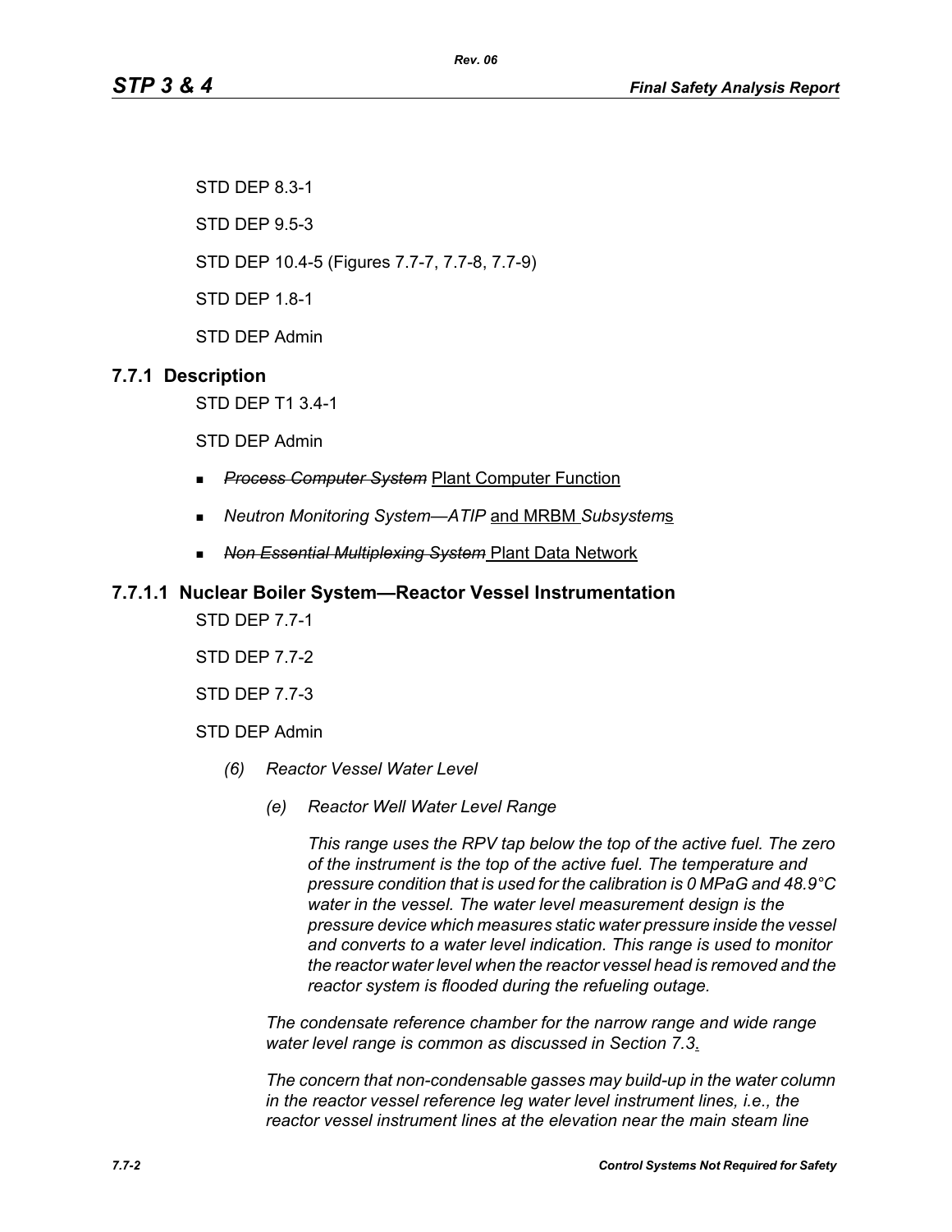STD DEP 8.3-1

STD DEP 9.5-3

STD DEP 10.4-5 (Figures 7.7-7, 7.7-8, 7.7-9)

STD DEP 1.8-1

STD DEP Admin

## 7.7.1 Description

STD DEP T1 3.4-1

STD DEP Admin

- ~~*Process Computer System*~~ Plant Computer Function
- *Neutron Monitoring System—ATIP* and MRBM *Subsystem*s
- ~~*Non Essential Multiplexing System*~~ Plant Data Network

### 7.7.1.1 Nuclear Boiler System—Reactor Vessel Instrumentation

STD DEP 7.7-1

STD DEP 7.7-2

STD DEP 7.7-3

STD DEP Admin

*(6) Reactor Vessel Water Level*

*(e) Reactor Well Water Level Range*

*This range uses the RPV tap below the top of the active fuel. The zero of the instrument is the top of the active fuel. The temperature and pressure condition that is used for the calibration is 0 MPaG and 48.9°C water in the vessel. The water level measurement design is the pressure device which measures static water pressure inside the vessel and converts to a water level indication. This range is used to monitor the reactor water level when the reactor vessel head is removed and the reactor system is flooded during the refueling outage.*

*The condensate reference chamber for the narrow range and wide range water level range is common as discussed in Section 7.3.*

*The concern that non-condensable gasses may build-up in the water column in the reactor vessel reference leg water level instrument lines, i.e., the reactor vessel instrument lines at the elevation near the main steam line*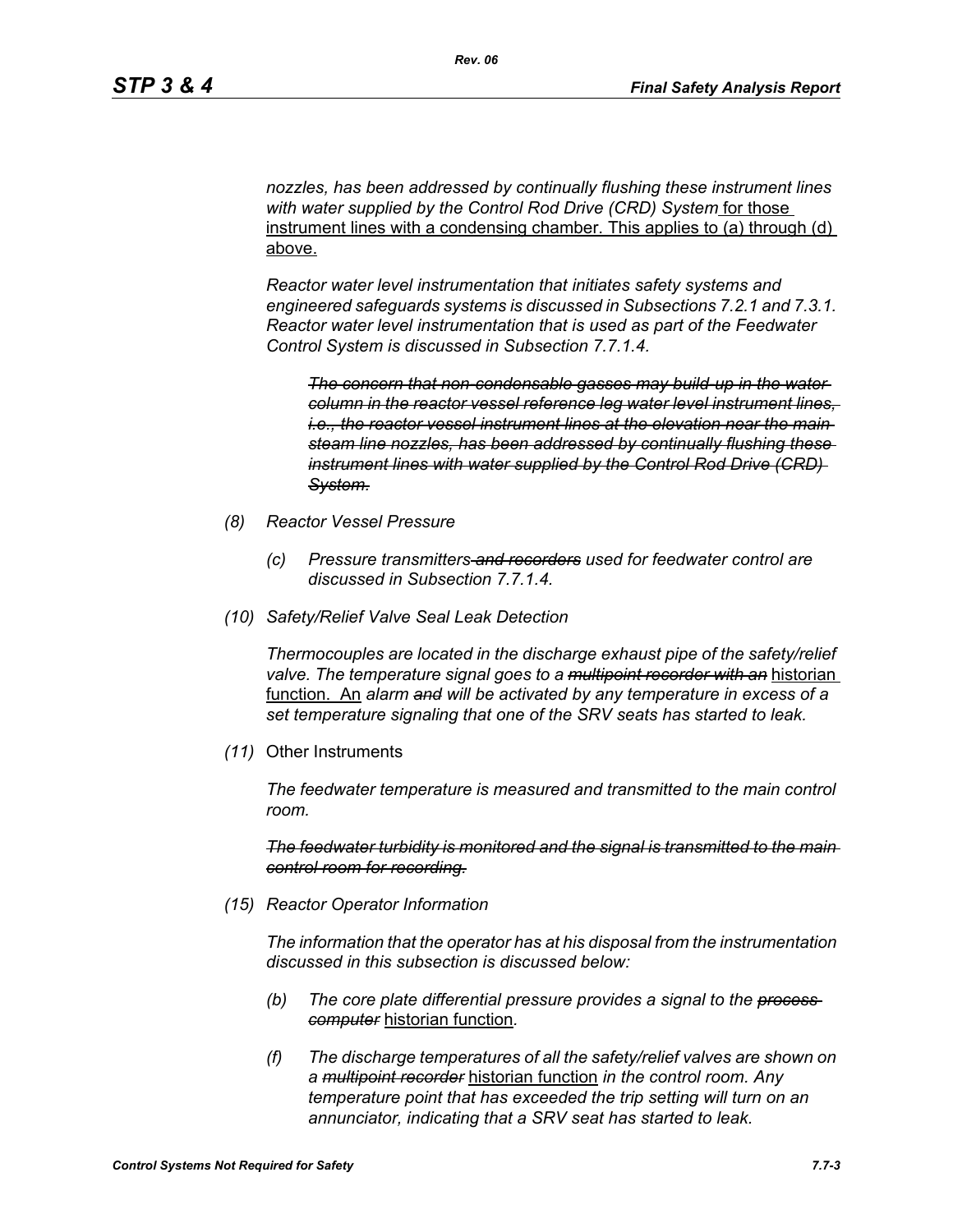*nozzles, has been addressed by continually flushing these instrument lines with water supplied by the Control Rod Drive (CRD) System* for those instrument lines with a condensing chamber. This applies to (a) through (d) above.

*Reactor water level instrumentation that initiates safety systems and engineered safeguards systems is discussed in Subsections 7.2.1 and 7.3.1. Reactor water level instrumentation that is used as part of the Feedwater Control System is discussed in Subsection 7.7.1.4.*

> ~~*The concern that non-condensable gasses may build-up in the water column in the reactor vessel reference leg water level instrument lines, i.e., the reactor vessel instrument lines at the elevation near the main steam line nozzles, has been addressed by continually flushing these instrument lines with water supplied by the Control Rod Drive (CRD) System.*~~

*(8) Reactor Vessel Pressure*

> *(c) Pressure transmitters ~~and recorders~~ used for feedwater control are discussed in Subsection 7.7.1.4.*

*(10) Safety/Relief Valve Seal Leak Detection*

*Thermocouples are located in the discharge exhaust pipe of the safety/relief valve. The temperature signal goes to a ~~multipoint recorder with an~~* historian function. An *alarm ~~and~~ will be activated by any temperature in excess of a set temperature signaling that one of the SRV seats has started to leak.*

*(11)* Other Instruments

*The feedwater temperature is measured and transmitted to the main control room.*

~~*The feedwater turbidity is monitored and the signal is transmitted to the main control room for recording.*~~

*(15) Reactor Operator Information*

*The information that the operator has at his disposal from the instrumentation discussed in this subsection is discussed below:*

> *(b) The core plate differential pressure provides a signal to the ~~process computer~~* historian function*.*

> *(f) The discharge temperatures of all the safety/relief valves are shown on a ~~multipoint recorder~~* historian function *in the control room. Any temperature point that has exceeded the trip setting will turn on an annunciator, indicating that a SRV seat has started to leak.*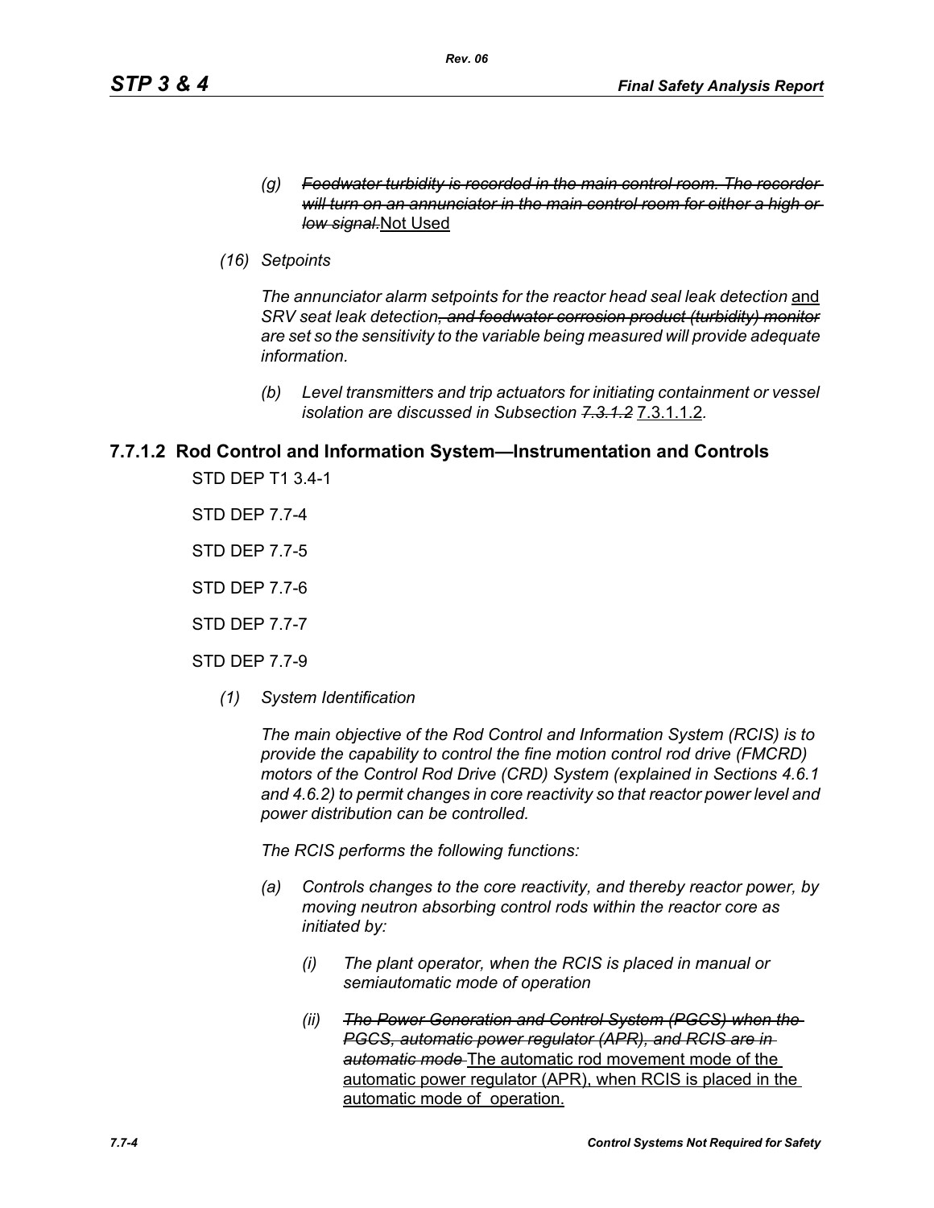- *(g)* ~~*Feedwater turbidity is recorded in the main control room. The recorder will turn on an annunciator in the main control room for either a high or low signal.*~~Not Used

*(16) Setpoints*

*The annunciator alarm setpoints for the reactor head seal leak detection* and *SRV seat leak detection*~~*, and feedwater corrosion product (turbidity) monitor*~~ *are set so the sensitivity to the variable being measured will provide adequate information.*

- *(b) Level transmitters and trip actuators for initiating containment or vessel isolation are discussed in Subsection* ~~*7.3.1.2*~~ 7.3.1.1.2*.*

## 7.7.1.2 Rod Control and Information System—Instrumentation and Controls

STD DEP T1 3.4-1

STD DEP 7.7-4

STD DEP 7.7-5

STD DEP 7.7-6

STD DEP 7.7-7

STD DEP 7.7-9

*(1) System Identification*

*The main objective of the Rod Control and Information System (RCIS) is to provide the capability to control the fine motion control rod drive (FMCRD) motors of the Control Rod Drive (CRD) System (explained in Sections 4.6.1 and 4.6.2) to permit changes in core reactivity so that reactor power level and power distribution can be controlled.*

*The RCIS performs the following functions:*

- *(a) Controls changes to the core reactivity, and thereby reactor power, by moving neutron absorbing control rods within the reactor core as initiated by:*
  - *(i) The plant operator, when the RCIS is placed in manual or semiautomatic mode of operation*
  - *(ii)* ~~*The Power Generation and Control System (PGCS) when the PGCS, automatic power regulator (APR), and RCIS are in automatic mode*~~ The automatic rod movement mode of the automatic power regulator (APR), when RCIS is placed in the automatic mode of operation.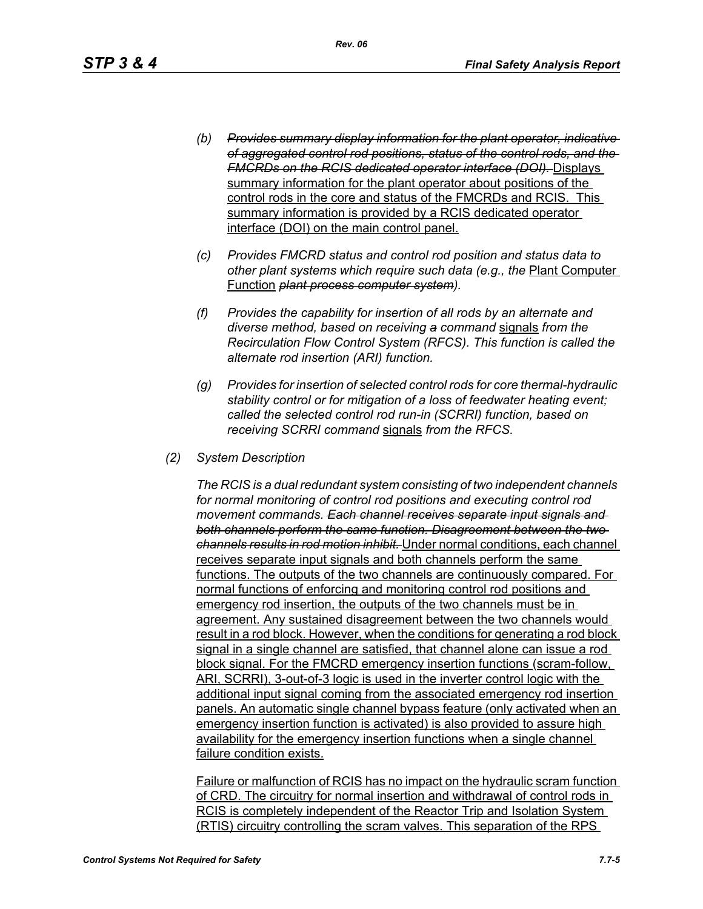- *(b)* ~~*Provides summary display information for the plant operator, indicative of aggregated control rod positions, status of the control rods, and the FMCRDs on the RCIS dedicated operator interface (DOI).*~~ <u>Displays summary information for the plant operator about positions of the control rods in the core and status of the FMCRDs and RCIS. This summary information is provided by a RCIS dedicated operator interface (DOI) on the main control panel.</u>

- *(c)* *Provides FMCRD status and control rod position and status data to other plant systems which require such data (e.g., the* <u>Plant Computer Function</u> ~~*plant process computer system*~~*).*

- *(f)* *Provides the capability for insertion of all rods by an alternate and diverse method, based on receiving* ~~*a*~~ *command* <u>signals</u> *from the Recirculation Flow Control System (RFCS). This function is called the alternate rod insertion (ARI) function.*

- *(g)* *Provides for insertion of selected control rods for core thermal-hydraulic stability control or for mitigation of a loss of feedwater heating event; called the selected control rod run-in (SCRRI) function, based on receiving SCRRI command* <u>signals</u> *from the RFCS.*

*(2)* *System Description*

*The RCIS is a dual redundant system consisting of two independent channels for normal monitoring of control rod positions and executing control rod movement commands.* ~~*Each channel receives separate input signals and both channels perform the same function. Disagreement between the two channels results in rod motion inhibit.*~~ <u>Under normal conditions, each channel receives separate input signals and both channels perform the same functions. The outputs of the two channels are continuously compared. For normal functions of enforcing and monitoring control rod positions and emergency rod insertion, the outputs of the two channels must be in agreement. Any sustained disagreement between the two channels would result in a rod block. However, when the conditions for generating a rod block signal in a single channel are satisfied, that channel alone can issue a rod block signal. For the FMCRD emergency insertion functions (scram-follow, ARI, SCRRI), 3-out-of-3 logic is used in the inverter control logic with the additional input signal coming from the associated emergency rod insertion panels. An automatic single channel bypass feature (only activated when an emergency insertion function is activated) is also provided to assure high availability for the emergency insertion functions when a single channel failure condition exists.</u>

<u>Failure or malfunction of RCIS has no impact on the hydraulic scram function of CRD. The circuitry for normal insertion and withdrawal of control rods in RCIS is completely independent of the Reactor Trip and Isolation System (RTIS) circuitry controlling the scram valves. This separation of the RPS</u>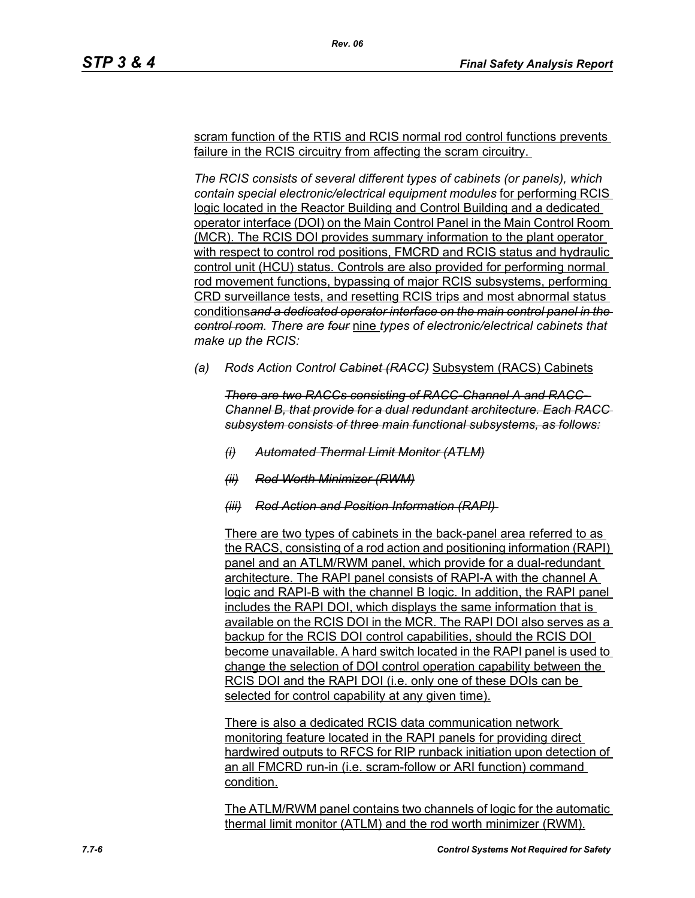scram function of the RTIS and RCIS normal rod control functions prevents failure in the RCIS circuitry from affecting the scram circuitry.

*The RCIS consists of several different types of cabinets (or panels), which contain special electronic/electrical equipment modules* for performing RCIS logic located in the Reactor Building and Control Building and a dedicated operator interface (DOI) on the Main Control Panel in the Main Control Room (MCR). The RCIS DOI provides summary information to the plant operator with respect to control rod positions, FMCRD and RCIS status and hydraulic control unit (HCU) status. Controls are also provided for performing normal rod movement functions, bypassing of major RCIS subsystems, performing CRD surveillance tests, and resetting RCIS trips and most abnormal status conditions~~*and a dedicated operator interface on the main control panel in the control room*~~*. There are* ~~*four*~~ nine *types of electronic/electrical cabinets that make up the RCIS:*

(a) *Rods Action Control* ~~*Cabinet (RACC)*~~ Subsystem (RACS) Cabinets

~~*There are two RACCs consisting of RACC Channel A and RACC Channel B, that provide for a dual redundant architecture. Each RACC subsystem consists of three main functional subsystems, as follows:*~~

~~*(i) Automated Thermal Limit Monitor (ATLM)*~~

~~*(ii) Rod Worth Minimizer (RWM)*~~

~~*(iii) Rod Action and Position Information (RAPI)*~~

There are two types of cabinets in the back-panel area referred to as the RACS, consisting of a rod action and positioning information (RAPI) panel and an ATLM/RWM panel, which provide for a dual-redundant architecture. The RAPI panel consists of RAPI-A with the channel A logic and RAPI-B with the channel B logic. In addition, the RAPI panel includes the RAPI DOI, which displays the same information that is available on the RCIS DOI in the MCR. The RAPI DOI also serves as a backup for the RCIS DOI control capabilities, should the RCIS DOI become unavailable. A hard switch located in the RAPI panel is used to change the selection of DOI control operation capability between the RCIS DOI and the RAPI DOI (i.e. only one of these DOIs can be selected for control capability at any given time).

There is also a dedicated RCIS data communication network monitoring feature located in the RAPI panels for providing direct hardwired outputs to RFCS for RIP runback initiation upon detection of an all FMCRD run-in (i.e. scram-follow or ARI function) command condition.

The ATLM/RWM panel contains two channels of logic for the automatic thermal limit monitor (ATLM) and the rod worth minimizer (RWM).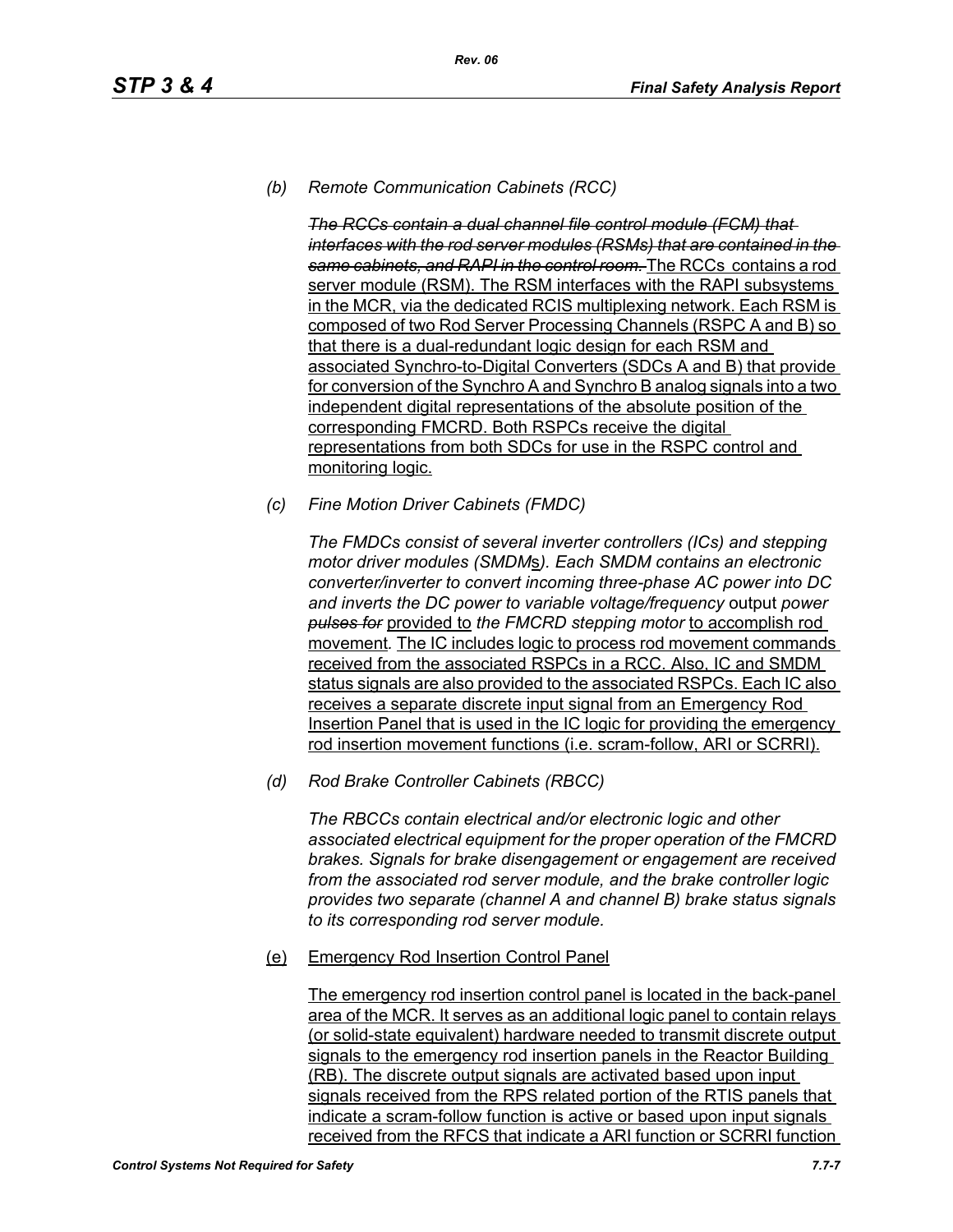*(b) Remote Communication Cabinets (RCC)*

~~*The RCCs contain a dual channel file control module (FCM) that interfaces with the rod server modules (RSMs) that are contained in the same cabinets, and RAPI in the control room.*~~ The RCCs contains a rod server module (RSM). The RSM interfaces with the RAPI subsystems in the MCR, via the dedicated RCIS multiplexing network. Each RSM is composed of two Rod Server Processing Channels (RSPC A and B) so that there is a dual-redundant logic design for each RSM and associated Synchro-to-Digital Converters (SDCs A and B) that provide for conversion of the Synchro A and Synchro B analog signals into a two independent digital representations of the absolute position of the corresponding FMCRD. Both RSPCs receive the digital representations from both SDCs for use in the RSPC control and monitoring logic.

*(c) Fine Motion Driver Cabinets (FMDC)*

*The FMDCs consist of several inverter controllers (ICs) and stepping motor driver modules (SMDMs). Each SMDM contains an electronic converter/inverter to convert incoming three-phase AC power into DC and inverts the DC power to variable voltage/frequency* output *power* ~~*pulses for*~~ provided to *the FMCRD stepping motor* to accomplish rod movement. The IC includes logic to process rod movement commands received from the associated RSPCs in a RCC. Also, IC and SMDM status signals are also provided to the associated RSPCs. Each IC also receives a separate discrete input signal from an Emergency Rod Insertion Panel that is used in the IC logic for providing the emergency rod insertion movement functions (i.e. scram-follow, ARI or SCRRI).

*(d) Rod Brake Controller Cabinets (RBCC)*

*The RBCCs contain electrical and/or electronic logic and other associated electrical equipment for the proper operation of the FMCRD brakes. Signals for brake disengagement or engagement are received from the associated rod server module, and the brake controller logic provides two separate (channel A and channel B) brake status signals to its corresponding rod server module.*

(e) Emergency Rod Insertion Control Panel

The emergency rod insertion control panel is located in the back-panel area of the MCR. It serves as an additional logic panel to contain relays (or solid-state equivalent) hardware needed to transmit discrete output signals to the emergency rod insertion panels in the Reactor Building (RB). The discrete output signals are activated based upon input signals received from the RPS related portion of the RTIS panels that indicate a scram-follow function is active or based upon input signals received from the RFCS that indicate a ARI function or SCRRI function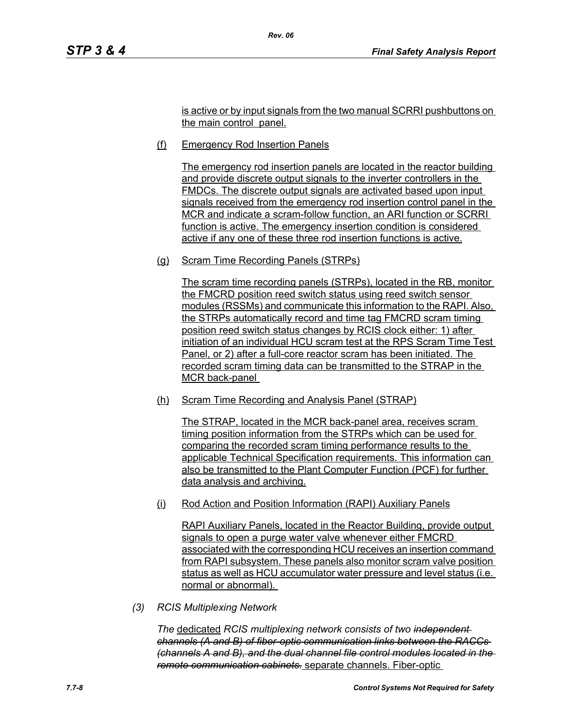is active or by input signals from the two manual SCRRI pushbuttons on the main control panel.

(f) Emergency Rod Insertion Panels

The emergency rod insertion panels are located in the reactor building and provide discrete output signals to the inverter controllers in the FMDCs. The discrete output signals are activated based upon input signals received from the emergency rod insertion control panel in the MCR and indicate a scram-follow function, an ARI function or SCRRI function is active. The emergency insertion condition is considered active if any one of these three rod insertion functions is active.

(g) Scram Time Recording Panels (STRPs)

The scram time recording panels (STRPs), located in the RB, monitor the FMCRD position reed switch status using reed switch sensor modules (RSSMs) and communicate this information to the RAPI. Also, the STRPs automatically record and time tag FMCRD scram timing position reed switch status changes by RCIS clock either: 1) after initiation of an individual HCU scram test at the RPS Scram Time Test Panel, or 2) after a full-core reactor scram has been initiated. The recorded scram timing data can be transmitted to the STRAP in the MCR back-panel

(h) Scram Time Recording and Analysis Panel (STRAP)

The STRAP, located in the MCR back-panel area, receives scram timing position information from the STRPs which can be used for comparing the recorded scram timing performance results to the applicable Technical Specification requirements. This information can also be transmitted to the Plant Computer Function (PCF) for further data analysis and archiving.

(i) Rod Action and Position Information (RAPI) Auxiliary Panels

RAPI Auxiliary Panels, located in the Reactor Building, provide output signals to open a purge water valve whenever either FMCRD associated with the corresponding HCU receives an insertion command from RAPI subsystem. These panels also monitor scram valve position status as well as HCU accumulator water pressure and level status (i.e. normal or abnormal).

*(3) RCIS Multiplexing Network*

*The* dedicated *RCIS multiplexing network consists of two* ~~*independent channels (A and B) of fiber-optic communication links between the RACCs (channels A and B), and the dual channel file control modules located in the remote communication cabinets.*~~ separate channels. Fiber-optic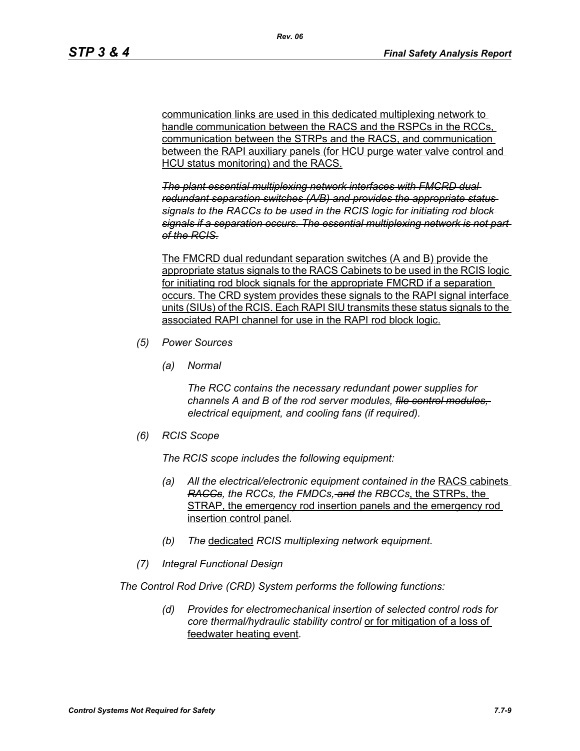communication links are used in this dedicated multiplexing network to handle communication between the RACS and the RSPCs in the RCCs, communication between the STRPs and the RACS, and communication between the RAPI auxiliary panels (for HCU purge water valve control and HCU status monitoring) and the RACS.

~~*The plant essential multiplexing network interfaces with FMCRD dual redundant separation switches (A/B) and provides the appropriate status signals to the RACCs to be used in the RCIS logic for initiating rod block signals if a separation occurs. The essential multiplexing network is not part of the RCIS.*~~

The FMCRD dual redundant separation switches (A and B) provide the appropriate status signals to the RACS Cabinets to be used in the RCIS logic for initiating rod block signals for the appropriate FMCRD if a separation occurs. The CRD system provides these signals to the RAPI signal interface units (SIUs) of the RCIS. Each RAPI SIU transmits these status signals to the associated RAPI channel for use in the RAPI rod block logic.

*(5) Power Sources*

*(a) Normal*

*The RCC contains the necessary redundant power supplies for channels A and B of the rod server modules, ~~file control modules,~~ electrical equipment, and cooling fans (if required).*

*(6) RCIS Scope*

*The RCIS scope includes the following equipment:*

*(a) All the electrical/electronic equipment contained in the* RACS cabinets *~~RACCs~~, the RCCs, the FMDCs, ~~and~~ the RBCCs*, the STRPs, the STRAP, the emergency rod insertion panels and the emergency rod insertion control panel*.*

*(b) The* dedicated *RCIS multiplexing network equipment.*

*(7) Integral Functional Design*

*The Control Rod Drive (CRD) System performs the following functions:*

*(d) Provides for electromechanical insertion of selected control rods for core thermal/hydraulic stability control* or for mitigation of a loss of feedwater heating event*.*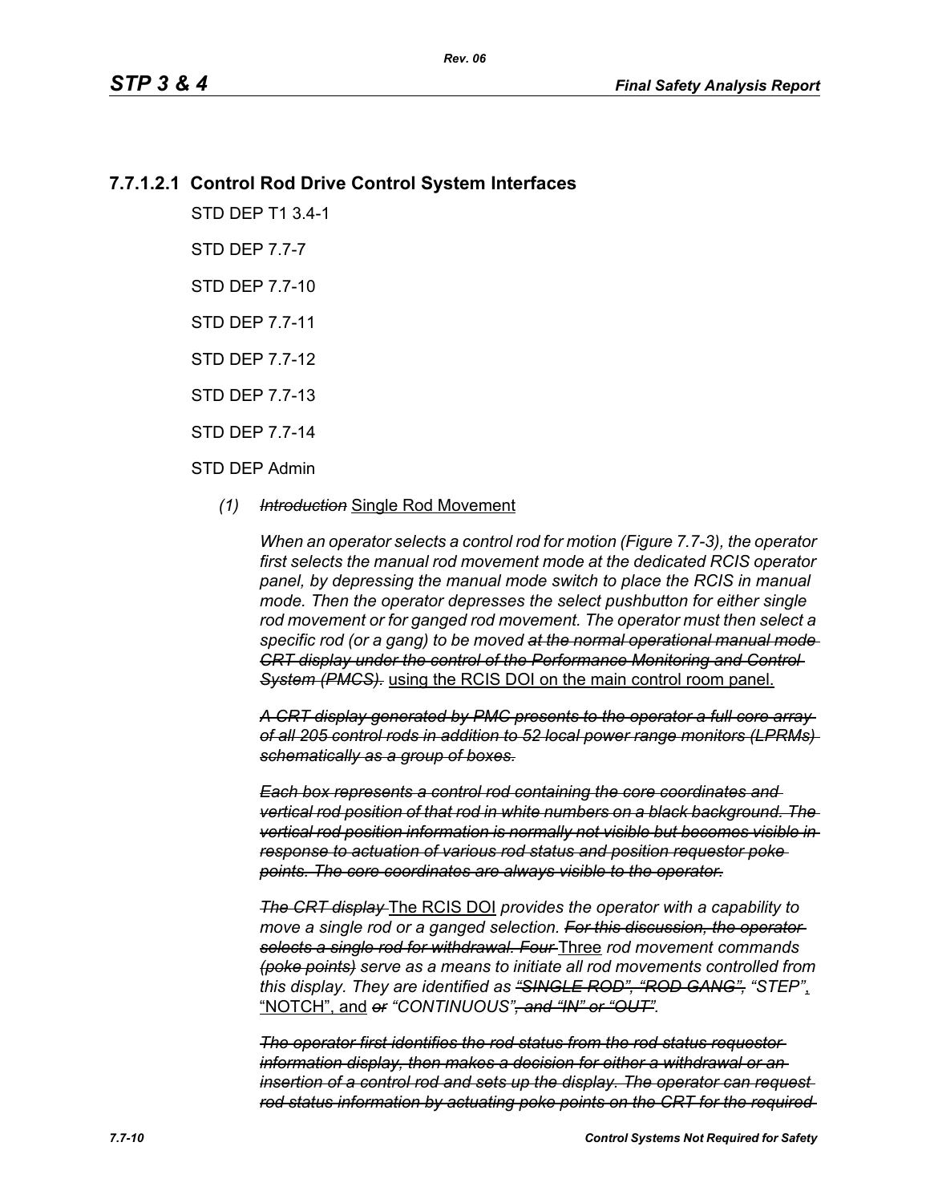### 7.7.1.2.1 Control Rod Drive Control System Interfaces

STD DEP T1 3.4-1

STD DEP 7.7-7

STD DEP 7.7-10

STD DEP 7.7-11

STD DEP 7.7-12

STD DEP 7.7-13

STD DEP 7.7-14

STD DEP Admin

*(1)* ~~*Introduction*~~ Single Rod Movement

*When an operator selects a control rod for motion (Figure 7.7-3), the operator first selects the manual rod movement mode at the dedicated RCIS operator panel, by depressing the manual mode switch to place the RCIS in manual mode. Then the operator depresses the select pushbutton for either single rod movement or for ganged rod movement. The operator must then select a specific rod (or a gang) to be moved* ~~*at the normal operational manual mode CRT display under the control of the Performance Monitoring and Control System (PMCS).*~~ using the RCIS DOI on the main control room panel.

~~*A CRT display generated by PMC presents to the operator a full core array of all 205 control rods in addition to 52 local power range monitors (LPRMs) schematically as a group of boxes.*~~

~~*Each box represents a control rod containing the core coordinates and vertical rod position of that rod in white numbers on a black background. The vertical rod position information is normally not visible but becomes visible in response to actuation of various rod status and position requestor poke points. The core coordinates are always visible to the operator.*~~

~~*The CRT display*~~ The RCIS DOI *provides the operator with a capability to move a single rod or a ganged selection.* ~~*For this discussion, the operator selects a single rod for withdrawal. Four*~~ Three *rod movement commands* ~~*(poke points)*~~ *serve as a means to initiate all rod movements controlled from this display. They are identified as* ~~*"SINGLE ROD", "ROD GANG",*~~ *"STEP"*, "NOTCH", and ~~*or*~~ *"CONTINUOUS"*~~*, and "IN" or "OUT"*~~.

~~*The operator first identifies the rod status from the rod status requestor information display, then makes a decision for either a withdrawal or an insertion of a control rod and sets up the display. The operator can request rod status information by actuating poke points on the CRT for the required*~~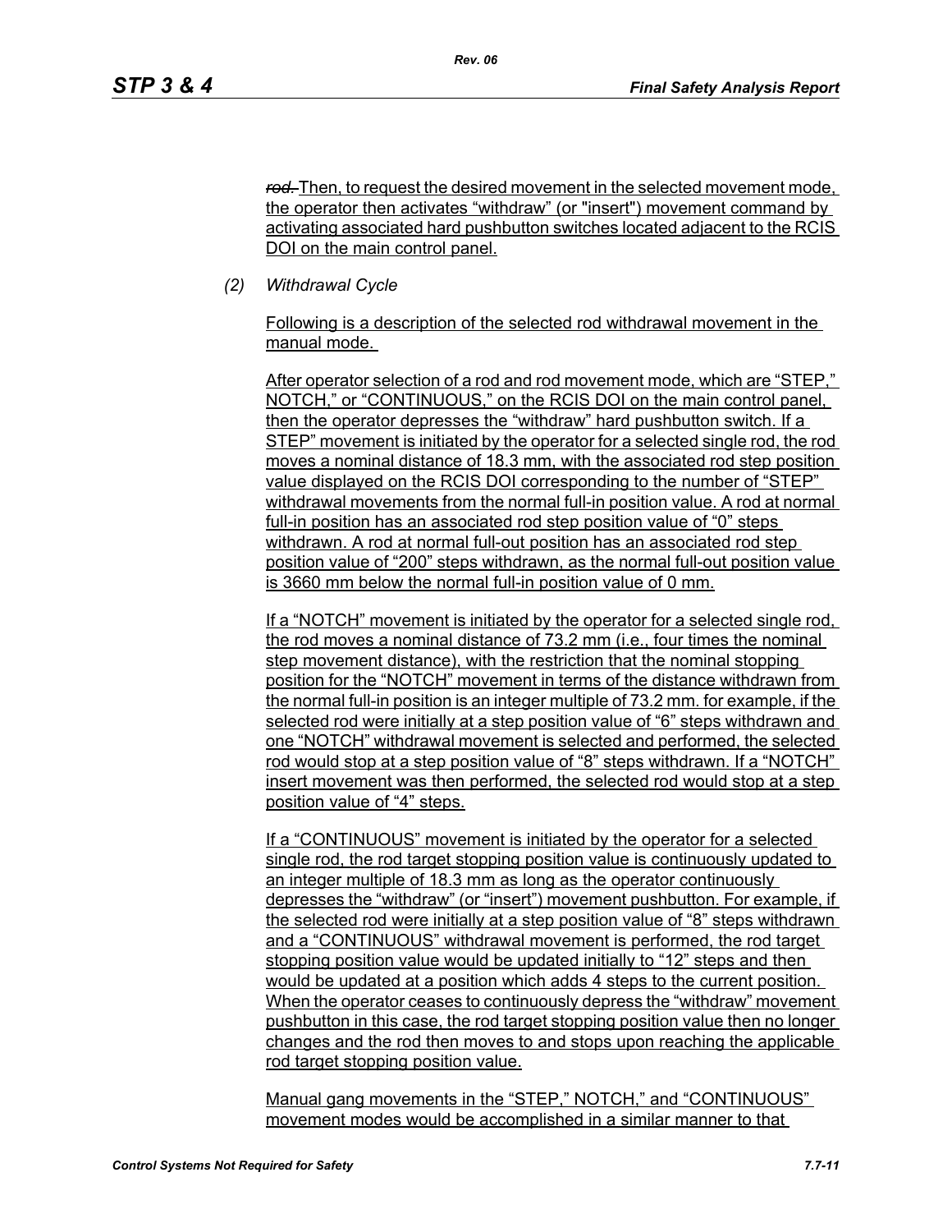~~rod.~~ Then, to request the desired movement in the selected movement mode, the operator then activates “withdraw” (or "insert") movement command by activating associated hard pushbutton switches located adjacent to the RCIS DOI on the main control panel.

*(2) Withdrawal Cycle*

Following is a description of the selected rod withdrawal movement in the manual mode.

After operator selection of a rod and rod movement mode, which are “STEP,” NOTCH,” or “CONTINUOUS,” on the RCIS DOI on the main control panel, then the operator depresses the “withdraw” hard pushbutton switch. If a STEP” movement is initiated by the operator for a selected single rod, the rod moves a nominal distance of 18.3 mm, with the associated rod step position value displayed on the RCIS DOI corresponding to the number of “STEP” withdrawal movements from the normal full-in position value. A rod at normal full-in position has an associated rod step position value of “0” steps withdrawn. A rod at normal full-out position has an associated rod step position value of “200” steps withdrawn, as the normal full-out position value is 3660 mm below the normal full-in position value of 0 mm.

If a “NOTCH” movement is initiated by the operator for a selected single rod, the rod moves a nominal distance of 73.2 mm (i.e., four times the nominal step movement distance), with the restriction that the nominal stopping position for the “NOTCH” movement in terms of the distance withdrawn from the normal full-in position is an integer multiple of 73.2 mm. for example, if the selected rod were initially at a step position value of “6” steps withdrawn and one “NOTCH” withdrawal movement is selected and performed, the selected rod would stop at a step position value of “8” steps withdrawn. If a “NOTCH” insert movement was then performed, the selected rod would stop at a step position value of “4” steps.

If a “CONTINUOUS” movement is initiated by the operator for a selected single rod, the rod target stopping position value is continuously updated to an integer multiple of 18.3 mm as long as the operator continuously depresses the “withdraw” (or “insert”) movement pushbutton. For example, if the selected rod were initially at a step position value of “8” steps withdrawn and a “CONTINUOUS” withdrawal movement is performed, the rod target stopping position value would be updated initially to “12” steps and then would be updated at a position which adds 4 steps to the current position. When the operator ceases to continuously depress the “withdraw” movement pushbutton in this case, the rod target stopping position value then no longer changes and the rod then moves to and stops upon reaching the applicable rod target stopping position value.

Manual gang movements in the “STEP,” NOTCH,” and “CONTINUOUS” movement modes would be accomplished in a similar manner to that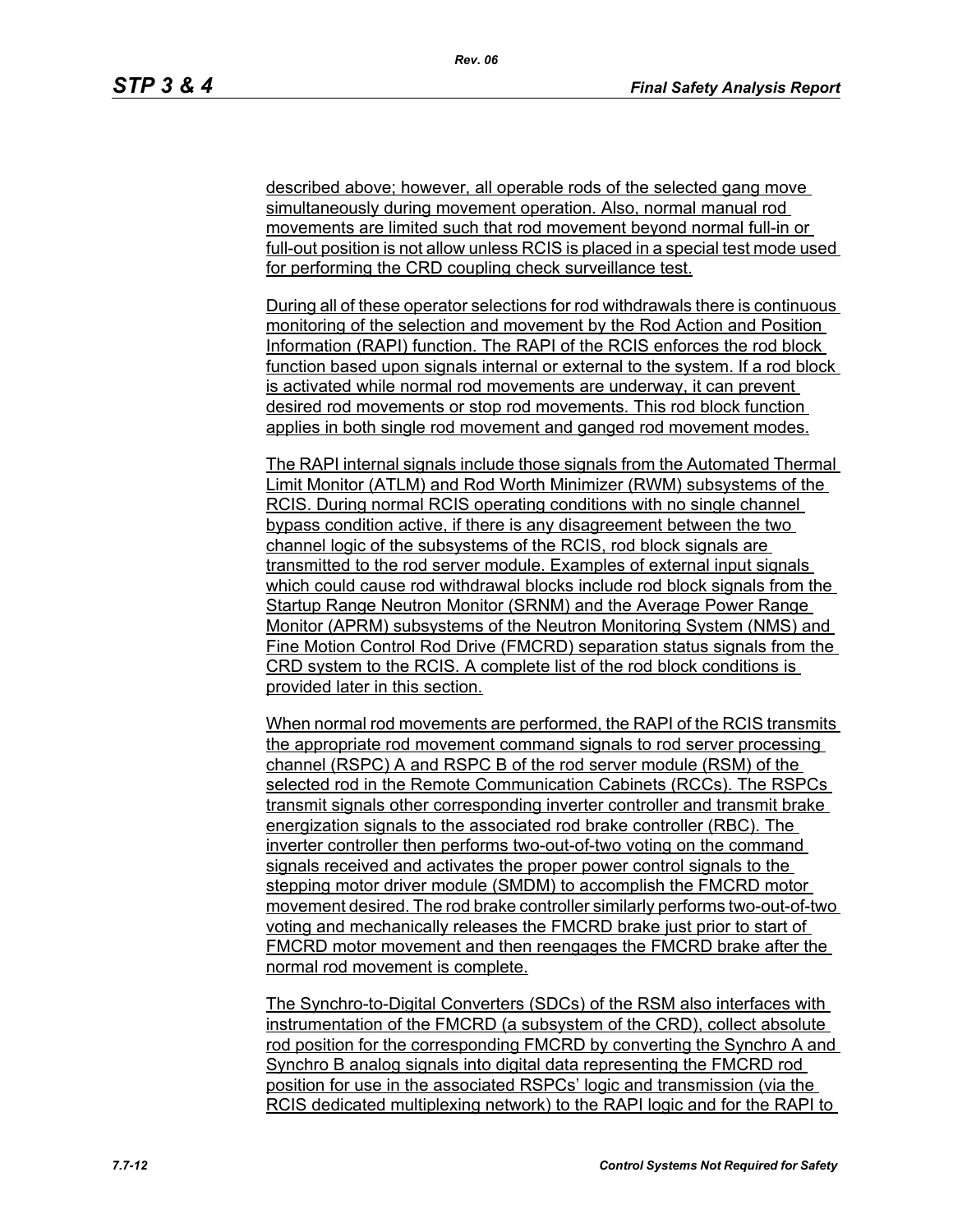described above; however, all operable rods of the selected gang move simultaneously during movement operation. Also, normal manual rod movements are limited such that rod movement beyond normal full-in or full-out position is not allow unless RCIS is placed in a special test mode used for performing the CRD coupling check surveillance test.

During all of these operator selections for rod withdrawals there is continuous monitoring of the selection and movement by the Rod Action and Position Information (RAPI) function. The RAPI of the RCIS enforces the rod block function based upon signals internal or external to the system. If a rod block is activated while normal rod movements are underway, it can prevent desired rod movements or stop rod movements. This rod block function applies in both single rod movement and ganged rod movement modes.

The RAPI internal signals include those signals from the Automated Thermal Limit Monitor (ATLM) and Rod Worth Minimizer (RWM) subsystems of the RCIS. During normal RCIS operating conditions with no single channel bypass condition active, if there is any disagreement between the two channel logic of the subsystems of the RCIS, rod block signals are transmitted to the rod server module. Examples of external input signals which could cause rod withdrawal blocks include rod block signals from the Startup Range Neutron Monitor (SRNM) and the Average Power Range Monitor (APRM) subsystems of the Neutron Monitoring System (NMS) and Fine Motion Control Rod Drive (FMCRD) separation status signals from the CRD system to the RCIS. A complete list of the rod block conditions is provided later in this section.

When normal rod movements are performed, the RAPI of the RCIS transmits the appropriate rod movement command signals to rod server processing channel (RSPC) A and RSPC B of the rod server module (RSM) of the selected rod in the Remote Communication Cabinets (RCCs). The RSPCs transmit signals other corresponding inverter controller and transmit brake energization signals to the associated rod brake controller (RBC). The inverter controller then performs two-out-of-two voting on the command signals received and activates the proper power control signals to the stepping motor driver module (SMDM) to accomplish the FMCRD motor movement desired. The rod brake controller similarly performs two-out-of-two voting and mechanically releases the FMCRD brake just prior to start of FMCRD motor movement and then reengages the FMCRD brake after the normal rod movement is complete.

The Synchro-to-Digital Converters (SDCs) of the RSM also interfaces with instrumentation of the FMCRD (a subsystem of the CRD), collect absolute rod position for the corresponding FMCRD by converting the Synchro A and Synchro B analog signals into digital data representing the FMCRD rod position for use in the associated RSPCs' logic and transmission (via the RCIS dedicated multiplexing network) to the RAPI logic and for the RAPI to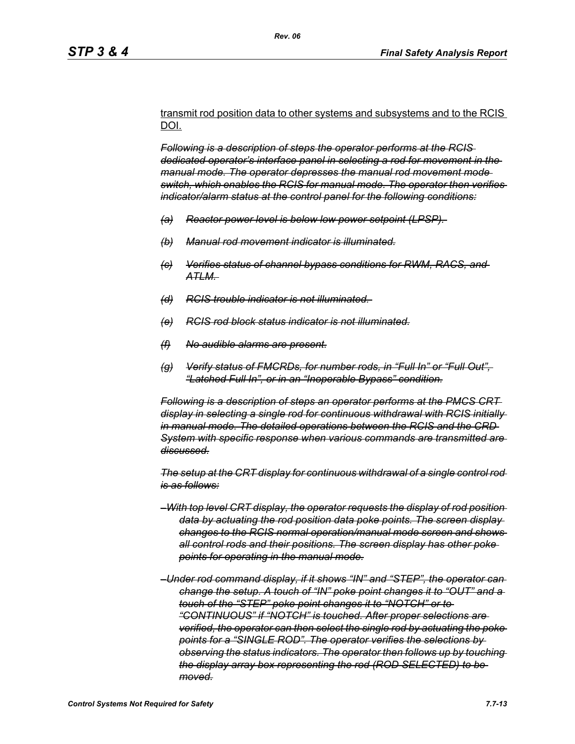transmit rod position data to other systems and subsystems and to the RCIS DOI.

~~*Following is a description of steps the operator performs at the RCIS dedicated operator's interface panel in selecting a rod for movement in the manual mode. The operator depresses the manual rod movement mode switch, which enables the RCIS for manual mode. The operator then verifies indicator/alarm status at the control panel for the following conditions:*~~

~~*(a) Reactor power level is below low power setpoint (LPSP).*~~

~~*(b) Manual rod movement indicator is illuminated.*~~

~~*(c) Verifies status of channel bypass conditions for RWM, RACS, and ATLM.*~~

~~*(d) RCIS trouble indicator is not illuminated.*~~

~~*(e) RCIS rod block status indicator is not illuminated.*~~

~~*(f) No audible alarms are present.*~~

~~*(g) Verify status of FMCRDs, for number rods, in "Full In" or "Full Out", "Latched Full In", or in an "Inoperable Bypass" condition.*~~

~~*Following is a description of steps an operator performs at the PMCS CRT display in selecting a single rod for continuous withdrawal with RCIS initially in manual mode. The detailed operations between the RCIS and the CRD System with specific response when various commands are transmitted are discussed.*~~

~~*The setup at the CRT display for continuous withdrawal of a single control rod is as follows:*~~

~~*– With top level CRT display, the operator requests the display of rod position data by actuating the rod position data poke points. The screen display changes to the RCIS normal operation/manual mode screen and shows all control rods and their positions. The screen display has other poke points for operating in the manual mode.*~~

~~*– Under rod command display, if it shows "IN" and "STEP", the operator can change the setup. A touch of "IN" poke point changes it to "OUT" and a touch of the "STEP" poke point changes it to "NOTCH" or to "CONTINUOUS" if "NOTCH" is touched. After proper selections are verified, the operator can then select the single rod by actuating the poke points for a "SINGLE ROD". The operator verifies the selections by observing the status indicators. The operator then follows up by touching the display array box representing the rod (ROD SELECTED) to be moved.*~~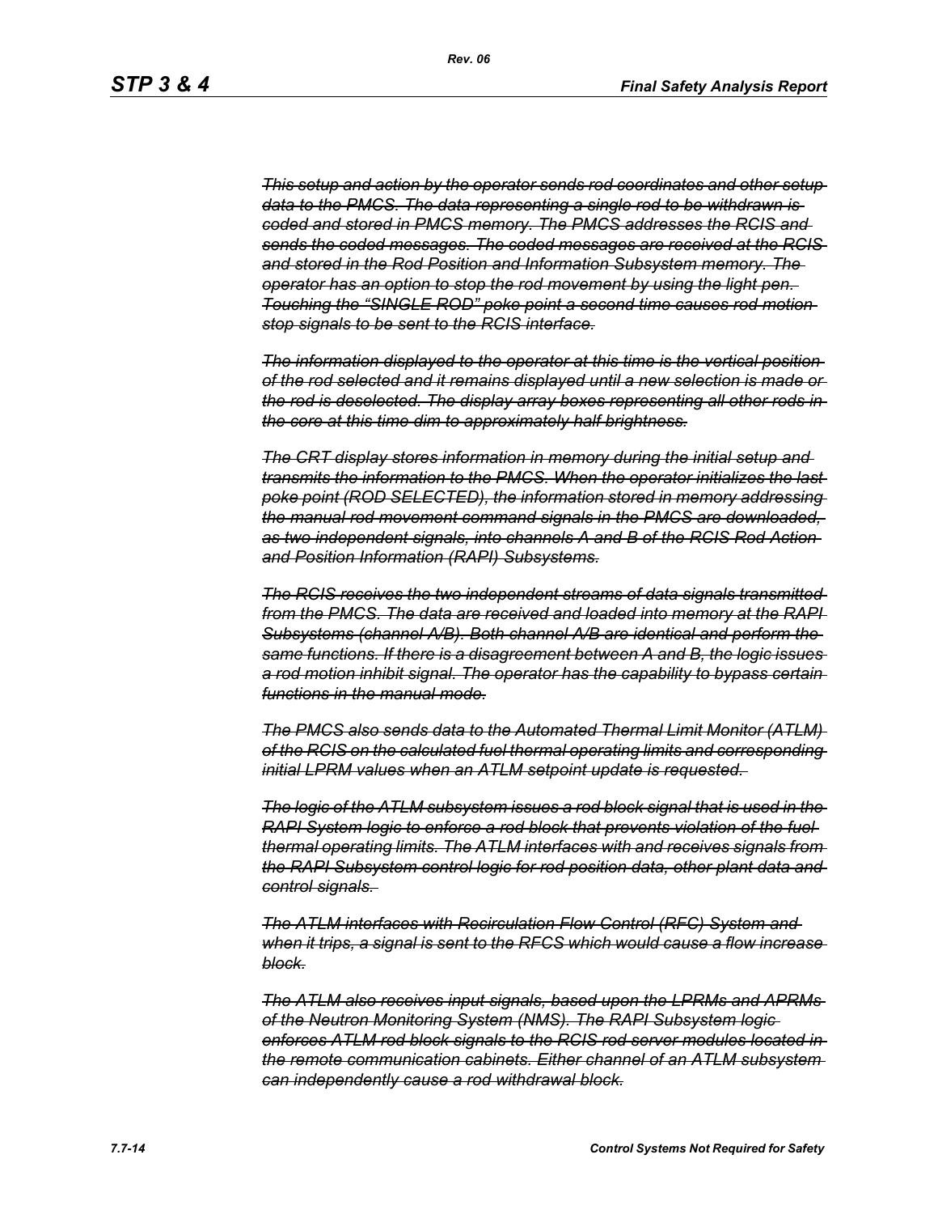~~*This setup and action by the operator sends rod coordinates and other setup data to the PMCS. The data representing a single rod to be withdrawn is coded and stored in PMCS memory. The PMCS addresses the RCIS and sends the coded messages. The coded messages are received at the RCIS and stored in the Rod Position and Information Subsystem memory. The operator has an option to stop the rod movement by using the light pen. Touching the "SINGLE ROD" poke point a second time causes rod motion stop signals to be sent to the RCIS interface.*~~

~~*The information displayed to the operator at this time is the vertical position of the rod selected and it remains displayed until a new selection is made or the rod is deselected. The display array boxes representing all other rods in the core at this time dim to approximately half brightness.*~~

~~*The CRT display stores information in memory during the initial setup and transmits the information to the PMCS. When the operator initializes the last poke point (ROD SELECTED), the information stored in memory addressing the manual rod movement command signals in the PMCS are downloaded, as two independent signals, into channels A and B of the RCIS Rod Action and Position Information (RAPI) Subsystems.*~~

~~*The RCIS receives the two independent streams of data signals transmitted from the PMCS. The data are received and loaded into memory at the RAPI Subsystems (channel A/B). Both channel A/B are identical and perform the same functions. If there is a disagreement between A and B, the logic issues a rod motion inhibit signal. The operator has the capability to bypass certain functions in the manual mode.*~~

~~*The PMCS also sends data to the Automated Thermal Limit Monitor (ATLM) of the RCIS on the calculated fuel thermal operating limits and corresponding initial LPRM values when an ATLM setpoint update is requested.*~~

~~*The logic of the ATLM subsystem issues a rod block signal that is used in the RAPI System logic to enforce a rod block that prevents violation of the fuel thermal operating limits. The ATLM interfaces with and receives signals from the RAPI Subsystem control logic for rod position data, other plant data and control signals.*~~

~~*The ATLM interfaces with Recirculation Flow Control (RFC) System and when it trips, a signal is sent to the RFCS which would cause a flow increase block.*~~

~~*The ATLM also receives input signals, based upon the LPRMs and APRMs of the Neutron Monitoring System (NMS). The RAPI Subsystem logic enforces ATLM rod block signals to the RCIS rod server modules located in the remote communication cabinets. Either channel of an ATLM subsystem can independently cause a rod withdrawal block.*~~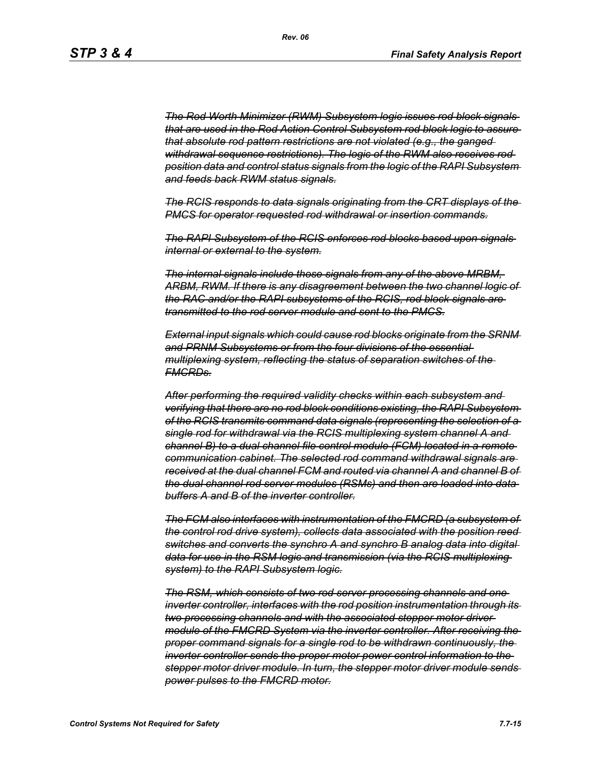*~~The Rod Worth Minimizer (RWM) Subsystem logic issues rod block signals that are used in the Rod Action Control Subsystem rod block logic to assure that absolute rod pattern restrictions are not violated (e.g., the ganged withdrawal sequence restrictions). The logic of the RWM also receives rod position data and control status signals from the logic of the RAPI Subsystem and feeds back RWM status signals.~~*

*~~The RCIS responds to data signals originating from the CRT displays of the PMCS for operator requested rod withdrawal or insertion commands.~~*

*~~The RAPI Subsystem of the RCIS enforces rod blocks based upon signals internal or external to the system.~~*

*~~The internal signals include those signals from any of the above MRBM, ARBM, RWM. If there is any disagreement between the two channel logic of the RAC and/or the RAPI subsystems of the RCIS, rod block signals are transmitted to the rod server module and sent to the PMCS.~~*

*~~External input signals which could cause rod blocks originate from the SRNM and PRNM Subsystems or from the four divisions of the essential multiplexing system, reflecting the status of separation switches of the FMCRDs.~~*

*~~After performing the required validity checks within each subsystem and verifying that there are no rod block conditions existing, the RAPI Subsystem of the RCIS transmits command data signals (representing the selection of a single rod for withdrawal via the RCIS multiplexing system channel A and channel B) to a dual channel file control module (FCM) located in a remote communication cabinet. The selected rod command withdrawal signals are received at the dual channel FCM and routed via channel A and channel B of the dual channel rod server modules (RSMs) and then are loaded into data buffers A and B of the inverter controller.~~*

*~~The FCM also interfaces with instrumentation of the FMCRD (a subsystem of the control rod drive system), collects data associated with the position reed switches and converts the synchro A and synchro B analog data into digital data for use in the RSM logic and transmission (via the RCIS multiplexing system) to the RAPI Subsystem logic.~~*

*~~The RSM, which consists of two rod server processing channels and one inverter controller, interfaces with the rod position instrumentation through its two processing channels and with the associated stepper motor driver module of the FMCRD System via the inverter controller. After receiving the proper command signals for a single rod to be withdrawn continuously, the inverter controller sends the proper motor power control information to the stepper motor driver module. In turn, the stepper motor driver module sends power pulses to the FMCRD motor.~~*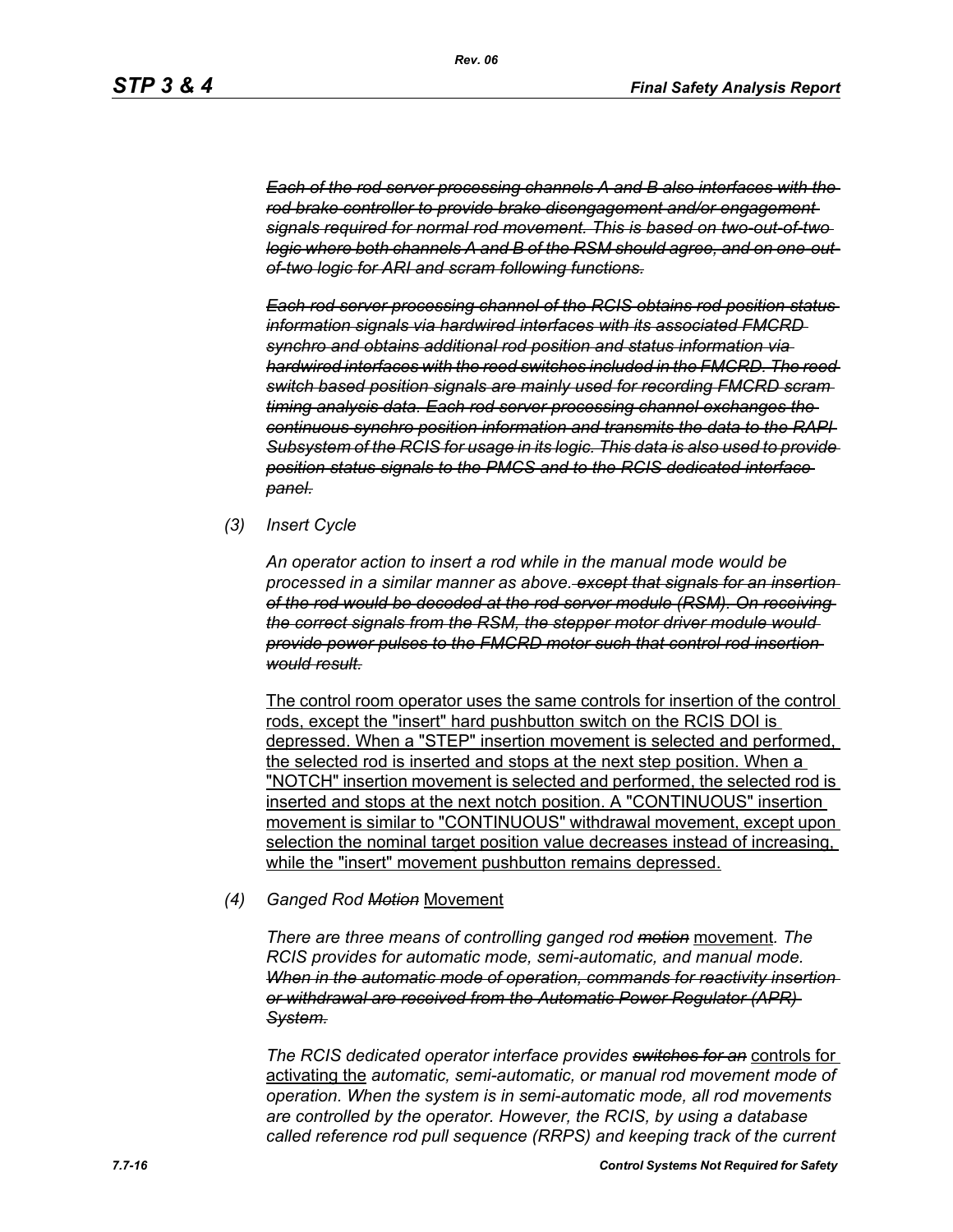~~*Each of the rod server processing channels A and B also interfaces with the rod brake controller to provide brake disengagement and/or engagement signals required for normal rod movement. This is based on two-out-of-two logic where both channels A and B of the RSM should agree, and on one-out-of-two logic for ARI and scram following functions.*~~

~~*Each rod server processing channel of the RCIS obtains rod position status information signals via hardwired interfaces with its associated FMCRD synchro and obtains additional rod position and status information via hardwired interfaces with the reed switches included in the FMCRD. The reed switch based position signals are mainly used for recording FMCRD scram timing analysis data. Each rod server processing channel exchanges the continuous synchro position information and transmits the data to the RAPI Subsystem of the RCIS for usage in its logic. This data is also used to provide position status signals to the PMCS and to the RCIS dedicated interface panel.*~~

*(3) Insert Cycle*

*An operator action to insert a rod while in the manual mode would be processed in a similar manner as above.* ~~*except that signals for an insertion of the rod would be decoded at the rod server module (RSM). On receiving the correct signals from the RSM, the stepper motor driver module would provide power pulses to the FMCRD motor such that control rod insertion would result.*~~

<u>The control room operator uses the same controls for insertion of the control rods, except the "insert" hard pushbutton switch on the RCIS DOI is depressed. When a "STEP" insertion movement is selected and performed, the selected rod is inserted and stops at the next step position. When a "NOTCH" insertion movement is selected and performed, the selected rod is inserted and stops at the next notch position. A "CONTINUOUS" insertion movement is similar to "CONTINUOUS" withdrawal movement, except upon selection the nominal target position value decreases instead of increasing, while the "insert" movement pushbutton remains depressed.</u>

*(4) Ganged Rod* ~~*Motion*~~ <u>Movement</u>

*There are three means of controlling ganged rod* ~~*motion*~~ <u>movement</u>*. The RCIS provides for automatic mode, semi-automatic, and manual mode.* ~~*When in the automatic mode of operation, commands for reactivity insertion or withdrawal are received from the Automatic Power Regulator (APR) System.*~~

*The RCIS dedicated operator interface provides* ~~*switches for an*~~ <u>controls for activating the</u> *automatic, semi-automatic, or manual rod movement mode of operation. When the system is in semi-automatic mode, all rod movements are controlled by the operator. However, the RCIS, by using a database called reference rod pull sequence (RRPS) and keeping track of the current*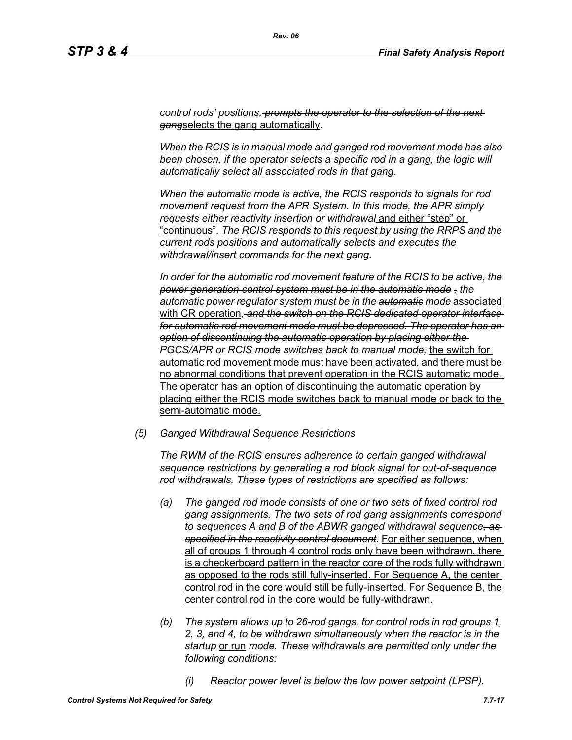*control rods' positions,* ~~*prompts the operator to the selection of the next gang*~~selects the gang automatically*.*

*When the RCIS is in manual mode and ganged rod movement mode has also been chosen, if the operator selects a specific rod in a gang, the logic will automatically select all associated rods in that gang.*

*When the automatic mode is active, the RCIS responds to signals for rod movement request from the APR System. In this mode, the APR simply requests either reactivity insertion or withdrawal* and either "step" or "continuous"*. The RCIS responds to this request by using the RRPS and the current rods positions and automatically selects and executes the withdrawal/insert commands for the next gang.*

*In order for the automatic rod movement feature of the RCIS to be active,* ~~*the power generation control system must be in the automatic mode ,*~~ *the automatic power regulator system must be in the* ~~*automatic*~~ *mode* associated with CR operation*,* ~~*and the switch on the RCIS dedicated operator interface for automatic rod movement mode must be depressed. The operator has an option of discontinuing the automatic operation by placing either the PGCS/APR or RCIS mode switches back to manual mode,*~~ the switch for automatic rod movement mode must have been activated, and there must be no abnormal conditions that prevent operation in the RCIS automatic mode. The operator has an option of discontinuing the automatic operation by placing either the RCIS mode switches back to manual mode or back to the semi-automatic mode.

(5) *Ganged Withdrawal Sequence Restrictions*

*The RWM of the RCIS ensures adherence to certain ganged withdrawal sequence restrictions by generating a rod block signal for out-of-sequence rod withdrawals. These types of restrictions are specified as follows:*

(a) *The ganged rod mode consists of one or two sets of fixed control rod gang assignments. The two sets of rod gang assignments correspond to sequences A and B of the ABWR ganged withdrawal sequence*~~*, as specified in the reactivity control document*~~*.* For either sequence, when all of groups 1 through 4 control rods only have been withdrawn, there is a checkerboard pattern in the reactor core of the rods fully withdrawn as opposed to the rods still fully-inserted. For Sequence A, the center control rod in the core would still be fully-inserted. For Sequence B, the center control rod in the core would be fully-withdrawn.

(b) *The system allows up to 26-rod gangs, for control rods in rod groups 1, 2, 3, and 4, to be withdrawn simultaneously when the reactor is in the startup* or run *mode. These withdrawals are permitted only under the following conditions:*

(i) *Reactor power level is below the low power setpoint (LPSP).*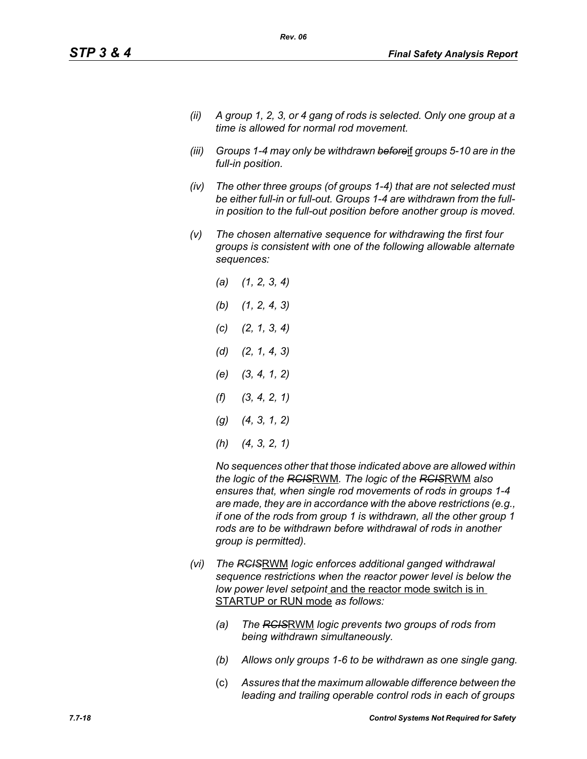*(ii) A group 1, 2, 3, or 4 gang of rods is selected. Only one group at a time is allowed for normal rod movement.*

*(iii) Groups 1-4 may only be withdrawn ~~before~~if groups 5-10 are in the full-in position.*

*(iv) The other three groups (of groups 1-4) that are not selected must be either full-in or full-out. Groups 1-4 are withdrawn from the full-in position to the full-out position before another group is moved.*

*(v) The chosen alternative sequence for withdrawing the first four groups is consistent with one of the following allowable alternate sequences:*

*(a) (1, 2, 3, 4)*

*(b) (1, 2, 4, 3)*

*(c) (2, 1, 3, 4)*

*(d) (2, 1, 4, 3)*

*(e) (3, 4, 1, 2)*

*(f) (3, 4, 2, 1)*

*(g) (4, 3, 1, 2)*

*(h) (4, 3, 2, 1)*

*No sequences other that those indicated above are allowed within the logic of the ~~RCIS~~RWM. The logic of the ~~RCIS~~RWM also ensures that, when single rod movements of rods in groups 1-4 are made, they are in accordance with the above restrictions (e.g., if one of the rods from group 1 is withdrawn, all the other group 1 rods are to be withdrawn before withdrawal of rods in another group is permitted).*

*(vi) The ~~RCIS~~RWM logic enforces additional ganged withdrawal sequence restrictions when the reactor power level is below the low power level setpoint* and the reactor mode switch is in STARTUP or RUN mode *as follows:*

*(a) The ~~RCIS~~RWM logic prevents two groups of rods from being withdrawn simultaneously.*

*(b) Allows only groups 1-6 to be withdrawn as one single gang.*

(c) *Assures that the maximum allowable difference between the leading and trailing operable control rods in each of groups*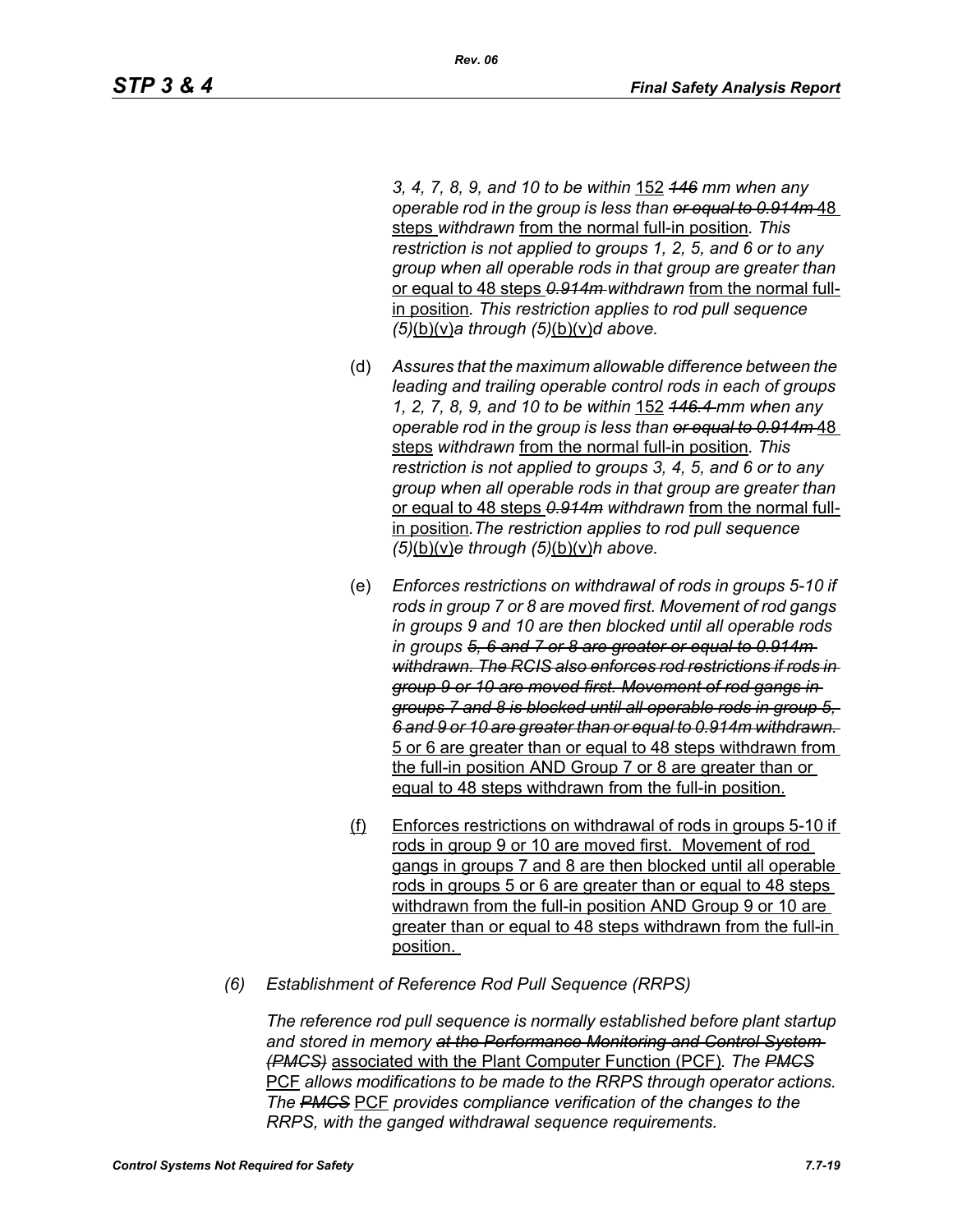*3, 4, 7, 8, 9, and 10 to be within* 152 ~~*146*~~ *mm when any operable rod in the group is less than* ~~*or equal to 0.914m*~~ 48 steps *withdrawn* from the normal full-in position*. This restriction is not applied to groups 1, 2, 5, and 6 or to any group when all operable rods in that group are greater than* or equal to 48 steps ~~*0.914m*~~ *withdrawn* from the normal full-in position*. This restriction applies to rod pull sequence (5)*(b)(v)*a through (5)*(b)(v)*d above.*

(d) *Assures that the maximum allowable difference between the leading and trailing operable control rods in each of groups 1, 2, 7, 8, 9, and 10 to be within* 152 ~~*146.4*~~ *mm when any operable rod in the group is less than* ~~*or equal to 0.914m*~~ 48 steps *withdrawn* from the normal full-in position*. This restriction is not applied to groups 3, 4, 5, and 6 or to any group when all operable rods in that group are greater than* or equal to 48 steps ~~*0.914m*~~ *withdrawn* from the normal full-in position*. The restriction applies to rod pull sequence (5)*(b)(v)*e through (5)*(b)(v)*h above.*

(e) *Enforces restrictions on withdrawal of rods in groups 5-10 if rods in group 7 or 8 are moved first. Movement of rod gangs in groups 9 and 10 are then blocked until all operable rods in groups* ~~*5, 6 and 7 or 8 are greater or equal to 0.914m withdrawn. The RCIS also enforces rod restrictions if rods in group 9 or 10 are moved first. Movement of rod gangs in groups 7 and 8 is blocked until all operable rods in group 5, 6 and 9 or 10 are greater than or equal to 0.914m withdrawn.*~~ 5 or 6 are greater than or equal to 48 steps withdrawn from the full-in position AND Group 7 or 8 are greater than or equal to 48 steps withdrawn from the full-in position.

(f) Enforces restrictions on withdrawal of rods in groups 5-10 if rods in group 9 or 10 are moved first. Movement of rod gangs in groups 7 and 8 are then blocked until all operable rods in groups 5 or 6 are greater than or equal to 48 steps withdrawn from the full-in position AND Group 9 or 10 are greater than or equal to 48 steps withdrawn from the full-in position.

*(6) Establishment of Reference Rod Pull Sequence (RRPS)*

*The reference rod pull sequence is normally established before plant startup and stored in memory* ~~*at the Performance Monitoring and Control System (PMCS)*~~ associated with the Plant Computer Function (PCF)*. The* ~~*PMCS*~~ PCF *allows modifications to be made to the RRPS through operator actions. The* ~~*PMCS*~~ PCF *provides compliance verification of the changes to the RRPS, with the ganged withdrawal sequence requirements.*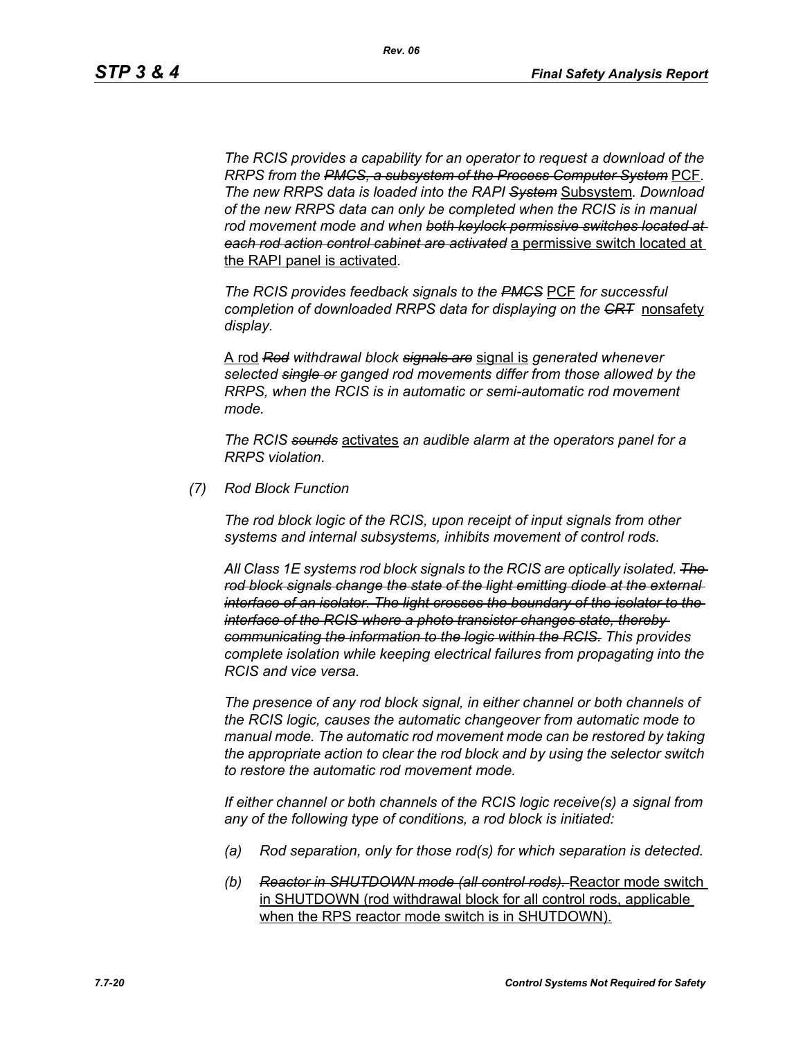*The RCIS provides a capability for an operator to request a download of the RRPS from the ~~PMCS, a subsystem of the Process Computer System~~* PCF*. The new RRPS data is loaded into the RAPI ~~System~~* Subsystem*. Download of the new RRPS data can only be completed when the RCIS is in manual rod movement mode and when ~~both keylock permissive switches located at each rod action control cabinet are activated~~* a permissive switch located at the RAPI panel is activated*.*

*The RCIS provides feedback signals to the ~~PMCS~~* PCF *for successful completion of downloaded RRPS data for displaying on the ~~CRT~~* nonsafety *display.*

A rod *~~Rod~~ withdrawal block ~~signals are~~* signal is *generated whenever selected ~~single or~~ ganged rod movements differ from those allowed by the RRPS, when the RCIS is in automatic or semi-automatic rod movement mode.*

*The RCIS ~~sounds~~* activates *an audible alarm at the operators panel for a RRPS violation.*

*(7) Rod Block Function*

*The rod block logic of the RCIS, upon receipt of input signals from other systems and internal subsystems, inhibits movement of control rods.*

*All Class 1E systems rod block signals to the RCIS are optically isolated. ~~The rod block signals change the state of the light emitting diode at the external interface of an isolator. The light crosses the boundary of the isolator to the interface of the RCIS where a photo transistor changes state, thereby communicating the information to the logic within the RCIS.~~ This provides complete isolation while keeping electrical failures from propagating into the RCIS and vice versa.*

*The presence of any rod block signal, in either channel or both channels of the RCIS logic, causes the automatic changeover from automatic mode to manual mode. The automatic rod movement mode can be restored by taking the appropriate action to clear the rod block and by using the selector switch to restore the automatic rod movement mode.*

*If either channel or both channels of the RCIS logic receive(s) a signal from any of the following type of conditions, a rod block is initiated:*

*(a) Rod separation, only for those rod(s) for which separation is detected.*

*(b) ~~Reactor in SHUTDOWN mode (all control rods).~~* Reactor mode switch in SHUTDOWN (rod withdrawal block for all control rods, applicable when the RPS reactor mode switch is in SHUTDOWN).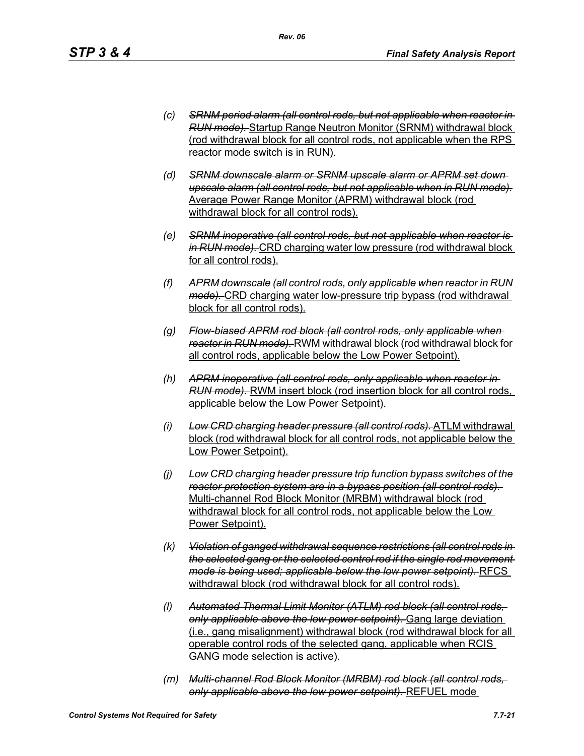(c) ~~*SRNM period alarm (all control rods, but not applicable when reactor in RUN mode).*~~ <u>Startup Range Neutron Monitor (SRNM) withdrawal block (rod withdrawal block for all control rods, not applicable when the RPS reactor mode switch is in RUN).</u>

(d) ~~*SRNM downscale alarm or SRNM upscale alarm or APRM set down upscale alarm (all control rods, but not applicable when in RUN mode).*~~ <u>Average Power Range Monitor (APRM) withdrawal block (rod withdrawal block for all control rods).</u>

(e) ~~*SRNM inoperative (all control rods, but not applicable when reactor is in RUN mode).*~~ <u>CRD charging water low pressure (rod withdrawal block for all control rods).</u>

(f) ~~*APRM downscale (all control rods, only applicable when reactor in RUN mode).*~~ <u>CRD charging water low-pressure trip bypass (rod withdrawal block for all control rods).</u>

(g) ~~*Flow-biased APRM rod block (all control rods, only applicable when reactor in RUN mode).*~~ <u>RWM withdrawal block (rod withdrawal block for all control rods, applicable below the Low Power Setpoint).</u>

(h) ~~*APRM inoperative (all control rods, only applicable when reactor in RUN mode).*~~ <u>RWM insert block (rod insertion block for all control rods, applicable below the Low Power Setpoint).</u>

(i) ~~*Low CRD charging header pressure (all control rods).*~~ <u>ATLM withdrawal block (rod withdrawal block for all control rods, not applicable below the Low Power Setpoint).</u>

(j) ~~*Low CRD charging header pressure trip function bypass switches of the reactor protection system are in a bypass position (all control rods).*~~ <u>Multi-channel Rod Block Monitor (MRBM) withdrawal block (rod withdrawal block for all control rods, not applicable below the Low Power Setpoint).</u>

(k) ~~*Violation of ganged withdrawal sequence restrictions (all control rods in the selected gang or the selected control rod if the single rod movement mode is being used; applicable below the low power setpoint).*~~ <u>RFCS withdrawal block (rod withdrawal block for all control rods).</u>

(l) ~~*Automated Thermal Limit Monitor (ATLM) rod block (all control rods, only applicable above the low power setpoint).*~~ <u>Gang large deviation (i.e., gang misalignment) withdrawal block (rod withdrawal block for all operable control rods of the selected gang, applicable when RCIS GANG mode selection is active).</u>

(m) ~~*Multi-channel Rod Block Monitor (MRBM) rod block (all control rods, only applicable above the low power setpoint).*~~ <u>REFUEL mode</u>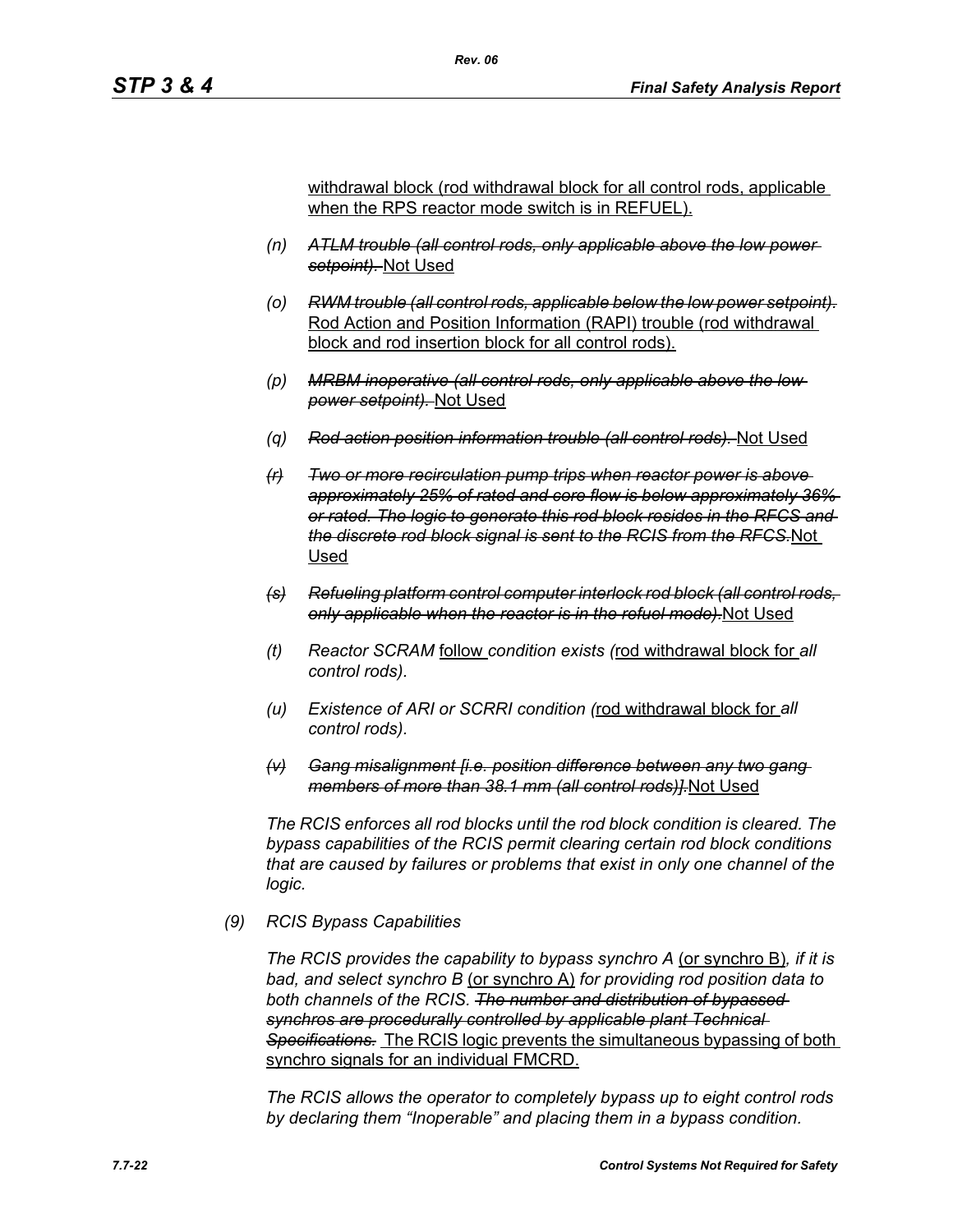withdrawal block (rod withdrawal block for all control rods, applicable when the RPS reactor mode switch is in REFUEL).

(n) ~~*ATLM trouble (all control rods, only applicable above the low power setpoint).*~~ Not Used

(o) ~~*RWM trouble (all control rods, applicable below the low power setpoint).*~~ Rod Action and Position Information (RAPI) trouble (rod withdrawal block and rod insertion block for all control rods).

(p) ~~*MRBM inoperative (all control rods, only applicable above the low power setpoint).*~~ Not Used

(q) ~~*Rod action position information trouble (all control rods).*~~ Not Used

~~*(r)*~~ ~~*Two or more recirculation pump trips when reactor power is above approximately 25% of rated and core flow is below approximately 36% or rated. The logic to generate this rod block resides in the RFCS and the discrete rod block signal is sent to the RCIS from the RFCS.*~~ Not Used

~~*(s)*~~ ~~*Refueling platform control computer interlock rod block (all control rods, only applicable when the reactor is in the refuel mode).*~~ Not Used

(t) *Reactor SCRAM* follow *condition exists (*rod withdrawal block for *all control rods).*

(u) *Existence of ARI or SCRRI condition (*rod withdrawal block for *all control rods).*

~~*(v)*~~ ~~*Gang misalignment [i.e. position difference between any two gang members of more than 38.1 mm (all control rods)].*~~ Not Used

*The RCIS enforces all rod blocks until the rod block condition is cleared. The bypass capabilities of the RCIS permit clearing certain rod block conditions that are caused by failures or problems that exist in only one channel of the logic.*

(9) *RCIS Bypass Capabilities*

*The RCIS provides the capability to bypass synchro A* (or synchro B)*, if it is bad, and select synchro B* (or synchro A) *for providing rod position data to both channels of the RCIS.* ~~*The number and distribution of bypassed synchros are procedurally controlled by applicable plant Technical Specifications.*~~ The RCIS logic prevents the simultaneous bypassing of both synchro signals for an individual FMCRD.

*The RCIS allows the operator to completely bypass up to eight control rods by declaring them "Inoperable" and placing them in a bypass condition.*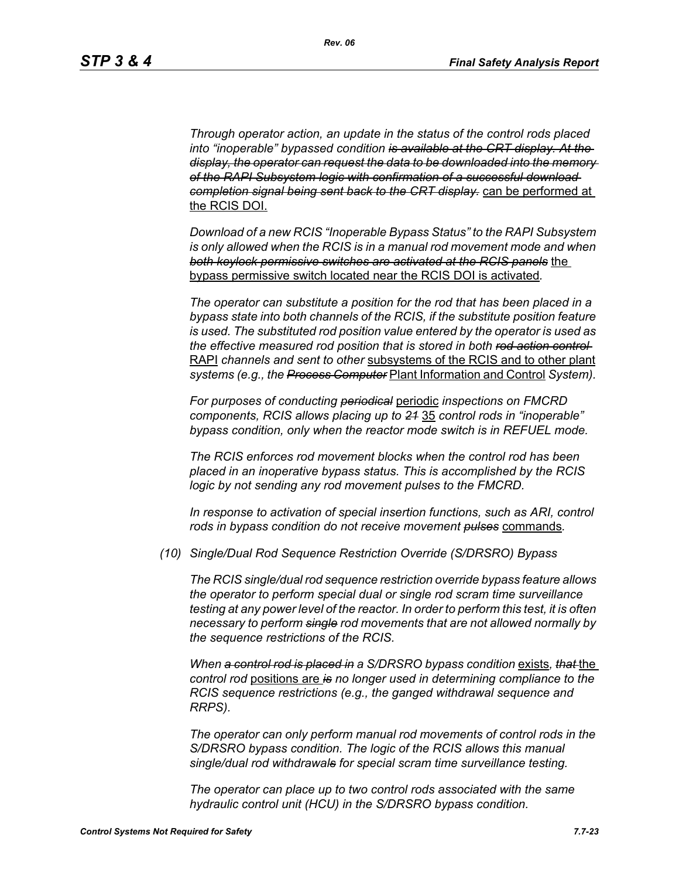*Through operator action, an update in the status of the control rods placed into "inoperable" bypassed condition ~~is available at the CRT display. At the display, the operator can request the data to be downloaded into the memory of the RAPI Subsystem logic with confirmation of a successful download completion signal being sent back to the CRT display.~~* <u>can be performed at the RCIS DOI.</u>

*Download of a new RCIS "Inoperable Bypass Status" to the RAPI Subsystem is only allowed when the RCIS is in a manual rod movement mode and when ~~both keylock permissive switches are activated at the RCIS panels~~* <u>the bypass permissive switch located near the RCIS DOI is activated</u>*.*

*The operator can substitute a position for the rod that has been placed in a bypass state into both channels of the RCIS, if the substitute position feature is used. The substituted rod position value entered by the operator is used as the effective measured rod position that is stored in both ~~rod action control~~* <u>RAPI</u> *channels and sent to other* <u>subsystems of the RCIS and to other plant</u> *systems (e.g., the ~~Process Computer~~* <u>Plant Information and Control</u> *System).*

*For purposes of conducting ~~periodical~~* <u>periodic</u> *inspections on FMCRD components, RCIS allows placing up to ~~21~~* <u>35</u> *control rods in "inoperable" bypass condition, only when the reactor mode switch is in REFUEL mode.*

*The RCIS enforces rod movement blocks when the control rod has been placed in an inoperative bypass status. This is accomplished by the RCIS logic by not sending any rod movement pulses to the FMCRD.*

*In response to activation of special insertion functions, such as ARI, control rods in bypass condition do not receive movement ~~pulses~~* <u>commands</u>*.*

*(10) Single/Dual Rod Sequence Restriction Override (S/DRSRO) Bypass*

*The RCIS single/dual rod sequence restriction override bypass feature allows the operator to perform special dual or single rod scram time surveillance testing at any power level of the reactor. In order to perform this test, it is often necessary to perform ~~single~~ rod movements that are not allowed normally by the sequence restrictions of the RCIS.*

*When ~~a control rod is placed in~~ a S/DRSRO bypass condition* <u>exists</u>*, ~~that~~* <u>the</u> *control rod* <u>positions are</u> *~~is~~ no longer used in determining compliance to the RCIS sequence restrictions (e.g., the ganged withdrawal sequence and RRPS).*

*The operator can only perform manual rod movements of control rods in the S/DRSRO bypass condition. The logic of the RCIS allows this manual single/dual rod withdrawal~~s~~ for special scram time surveillance testing.*

*The operator can place up to two control rods associated with the same hydraulic control unit (HCU) in the S/DRSRO bypass condition.*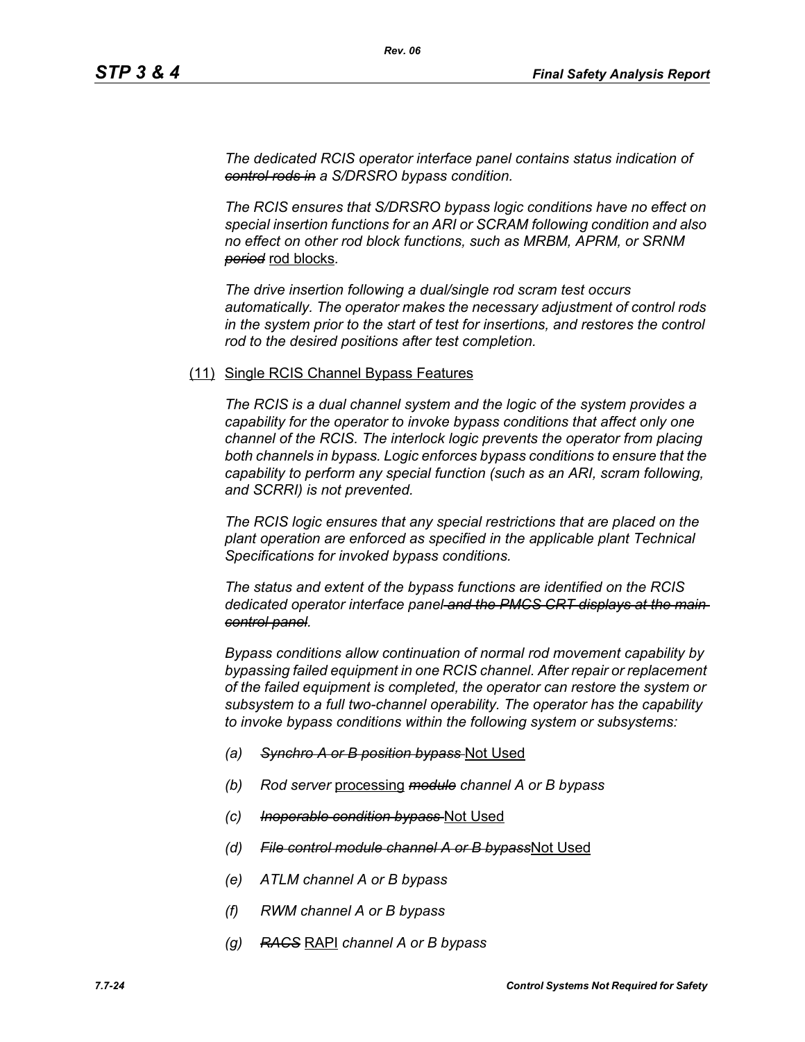*The dedicated RCIS operator interface panel contains status indication of ~~control rods in~~ a S/DRSRO bypass condition.*

*The RCIS ensures that S/DRSRO bypass logic conditions have no effect on special insertion functions for an ARI or SCRAM following condition and also no effect on other rod block functions, such as MRBM, APRM, or SRNM ~~period~~* rod blocks*.*

*The drive insertion following a dual/single rod scram test occurs automatically. The operator makes the necessary adjustment of control rods in the system prior to the start of test for insertions, and restores the control rod to the desired positions after test completion.*

(11) Single RCIS Channel Bypass Features

*The RCIS is a dual channel system and the logic of the system provides a capability for the operator to invoke bypass conditions that affect only one channel of the RCIS. The interlock logic prevents the operator from placing both channels in bypass. Logic enforces bypass conditions to ensure that the capability to perform any special function (such as an ARI, scram following, and SCRRI) is not prevented.*

*The RCIS logic ensures that any special restrictions that are placed on the plant operation are enforced as specified in the applicable plant Technical Specifications for invoked bypass conditions.*

*The status and extent of the bypass functions are identified on the RCIS dedicated operator interface panel ~~and the PMCS CRT displays at the main control panel~~.*

*Bypass conditions allow continuation of normal rod movement capability by bypassing failed equipment in one RCIS channel. After repair or replacement of the failed equipment is completed, the operator can restore the system or subsystem to a full two-channel operability. The operator has the capability to invoke bypass conditions within the following system or subsystems:*

- *(a)* ~~*Synchro A or B position bypass*~~ Not Used
- *(b)* *Rod server* processing ~~*module*~~ *channel A or B bypass*
- *(c)* ~~*Inoperable condition bypass*~~ Not Used
- *(d)* ~~*File control module channel A or B bypass*~~Not Used
- *(e)* *ATLM channel A or B bypass*
- *(f)* *RWM channel A or B bypass*
- *(g)* ~~*RACS*~~ RAPI *channel A or B bypass*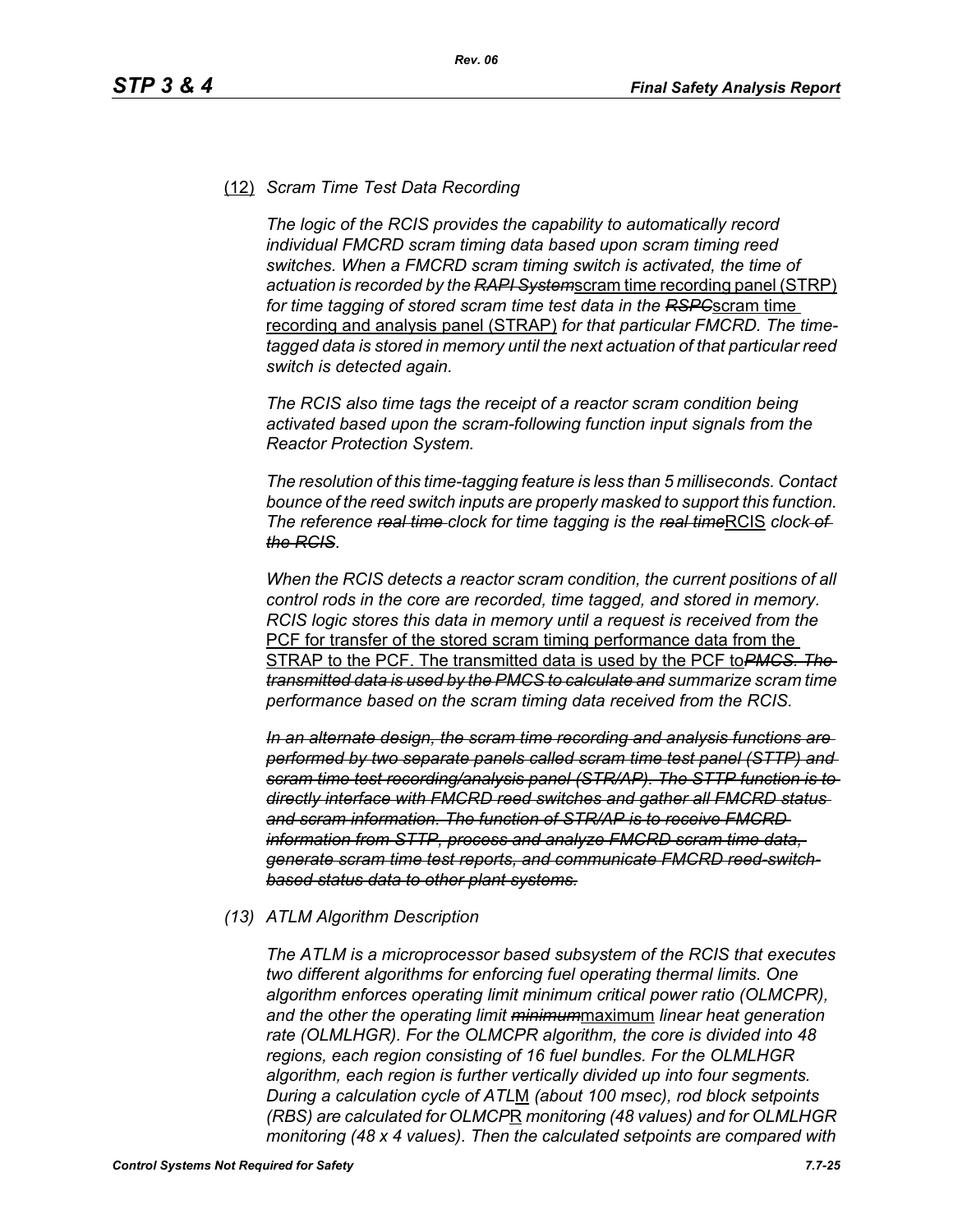(12) *Scram Time Test Data Recording*

*The logic of the RCIS provides the capability to automatically record individual FMCRD scram timing data based upon scram timing reed switches. When a FMCRD scram timing switch is activated, the time of actuation is recorded by the* ~~*RAPI System*~~scram time recording panel (STRP) *for time tagging of stored scram time test data in the* ~~*RSPC*~~scram time recording and analysis panel (STRAP) *for that particular FMCRD. The time-tagged data is stored in memory until the next actuation of that particular reed switch is detected again.*

*The RCIS also time tags the receipt of a reactor scram condition being activated based upon the scram-following function input signals from the Reactor Protection System.*

*The resolution of this time-tagging feature is less than 5 milliseconds. Contact bounce of the reed switch inputs are properly masked to support this function. The reference* ~~*real time*~~ *clock for time tagging is the* ~~*real time*~~RCIS *clock* ~~*of the RCIS*~~.

*When the RCIS detects a reactor scram condition, the current positions of all control rods in the core are recorded, time tagged, and stored in memory. RCIS logic stores this data in memory until a request is received from the* PCF for transfer of the stored scram timing performance data from the STRAP to the PCF. The transmitted data is used by the PCF to~~*PMCS. The transmitted data is used by the PMCS to calculate and*~~ *summarize scram time performance based on the scram timing data received from the RCIS.*

~~*In an alternate design, the scram time recording and analysis functions are performed by two separate panels called scram time test panel (STTP) and scram time test recording/analysis panel (STR/AP). The STTP function is to directly interface with FMCRD reed switches and gather all FMCRD status and scram information. The function of STR/AP is to receive FMCRD information from STTP, process and analyze FMCRD scram time data, generate scram time test reports, and communicate FMCRD reed-switch-based status data to other plant systems.*~~

(13) *ATLM Algorithm Description*

*The ATLM is a microprocessor based subsystem of the RCIS that executes two different algorithms for enforcing fuel operating thermal limits. One algorithm enforces operating limit minimum critical power ratio (OLMCPR), and the other the operating limit* ~~*minimum*~~maximum *linear heat generation rate (OLMLHGR). For the OLMCPR algorithm, the core is divided into 48 regions, each region consisting of 16 fuel bundles. For the OLMLHGR algorithm, each region is further vertically divided up into four segments. During a calculation cycle of ATL*M *(about 100 msec), rod block setpoints (RBS) are calculated for OLMCP*R *monitoring (48 values) and for OLMLHGR monitoring (48 x 4 values). Then the calculated setpoints are compared with*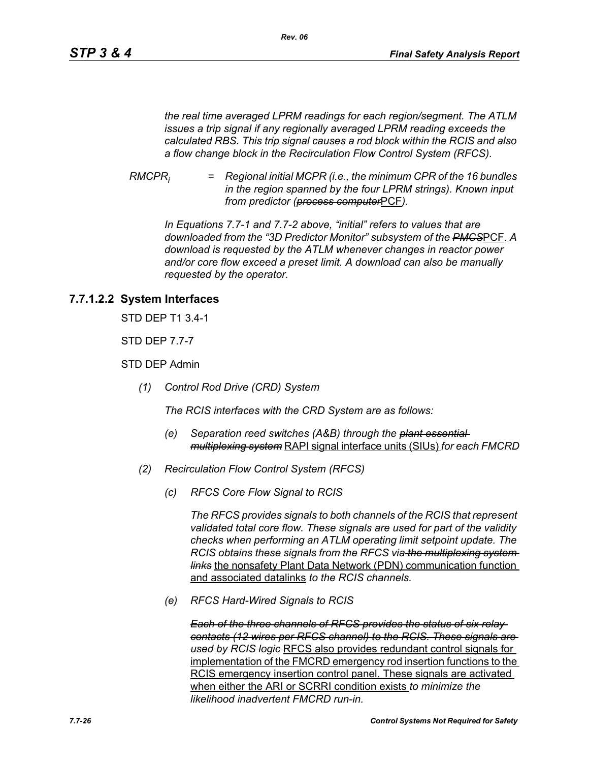*the real time averaged LPRM readings for each region/segment. The ATLM issues a trip signal if any regionally averaged LPRM reading exceeds the calculated RBS. This trip signal causes a rod block within the RCIS and also a flow change block in the Recirculation Flow Control System (RFCS).*

$RMCPR_i$ = *Regional initial MCPR (i.e., the minimum CPR of the 16 bundles in the region spanned by the four LPRM strings). Known input from predictor (~~process computer~~*PCF*).*

*In Equations 7.7-1 and 7.7-2 above, "initial" refers to values that are downloaded from the "3D Predictor Monitor" subsystem of the ~~PMCS~~*PCF*. A download is requested by the ATLM whenever changes in reactor power and/or core flow exceed a preset limit. A download can also be manually requested by the operator.*

### 7.7.1.2.2 System Interfaces

STD DEP T1 3.4-1

STD DEP 7.7-7

STD DEP Admin

*(1) Control Rod Drive (CRD) System*

*The RCIS interfaces with the CRD System are as follows:*

*(e) Separation reed switches (A&B) through the ~~plant essential multiplexing system~~* RAPI signal interface units (SIUs) *for each FMCRD*

*(2) Recirculation Flow Control System (RFCS)*

*(c) RFCS Core Flow Signal to RCIS*

*The RFCS provides signals to both channels of the RCIS that represent validated total core flow. These signals are used for part of the validity checks when performing an ATLM operating limit setpoint update. The RCIS obtains these signals from the RFCS via ~~the multiplexing system links~~* the nonsafety Plant Data Network (PDN) communication function and associated datalinks *to the RCIS channels.*

*(e) RFCS Hard-Wired Signals to RCIS*

*~~Each of the three channels of RFCS provides the status of six relay contacts (12 wires per RFCS channel) to the RCIS. These signals are used by RCIS logic~~* RFCS also provides redundant control signals for implementation of the FMCRD emergency rod insertion functions to the RCIS emergency insertion control panel. These signals are activated when either the ARI or SCRRI condition exists *to minimize the likelihood inadvertent FMCRD run-in.*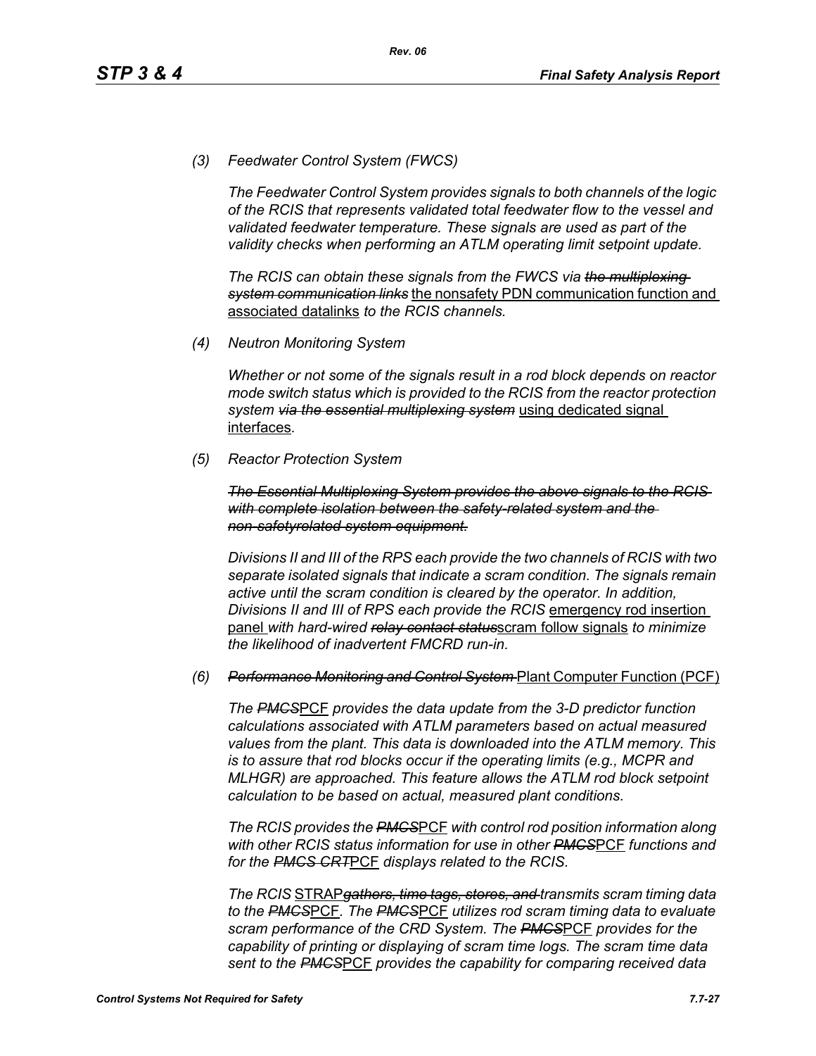*(3) Feedwater Control System (FWCS)*

*The Feedwater Control System provides signals to both channels of the logic of the RCIS that represents validated total feedwater flow to the vessel and validated feedwater temperature. These signals are used as part of the validity checks when performing an ATLM operating limit setpoint update.*

*The RCIS can obtain these signals from the FWCS via ~~the multiplexing system communication links~~* the nonsafety PDN communication function and associated datalinks *to the RCIS channels.*

*(4) Neutron Monitoring System*

*Whether or not some of the signals result in a rod block depends on reactor mode switch status which is provided to the RCIS from the reactor protection system ~~via the essential multiplexing system~~* using dedicated signal interfaces*.*

*(5) Reactor Protection System*

*~~The Essential Multiplexing System provides the above signals to the RCIS with complete isolation between the safety-related system and the non-safetyrelated system equipment.~~*

*Divisions II and III of the RPS each provide the two channels of RCIS with two separate isolated signals that indicate a scram condition. The signals remain active until the scram condition is cleared by the operator. In addition, Divisions II and III of RPS each provide the RCIS* emergency rod insertion panel *with hard-wired ~~relay contact status~~*scram follow signals *to minimize the likelihood of inadvertent FMCRD run-in.*

*(6) ~~Performance Monitoring and Control System~~* Plant Computer Function (PCF)

*The ~~PMCS~~*PCF *provides the data update from the 3-D predictor function calculations associated with ATLM parameters based on actual measured values from the plant. This data is downloaded into the ATLM memory. This is to assure that rod blocks occur if the operating limits (e.g., MCPR and MLHGR) are approached. This feature allows the ATLM rod block setpoint calculation to be based on actual, measured plant conditions.*

*The RCIS provides the ~~PMCS~~*PCF *with control rod position information along with other RCIS status information for use in other ~~PMCS~~*PCF *functions and for the ~~PMCS CRT~~*PCF *displays related to the RCIS.*

*The RCIS* STRAP*~~gathers, time tags, stores, and~~ transmits scram timing data to the ~~PMCS~~*PCF*. The ~~PMCS~~*PCF *utilizes rod scram timing data to evaluate scram performance of the CRD System. The ~~PMCS~~*PCF *provides for the capability of printing or displaying of scram time logs. The scram time data sent to the ~~PMCS~~*PCF *provides the capability for comparing received data*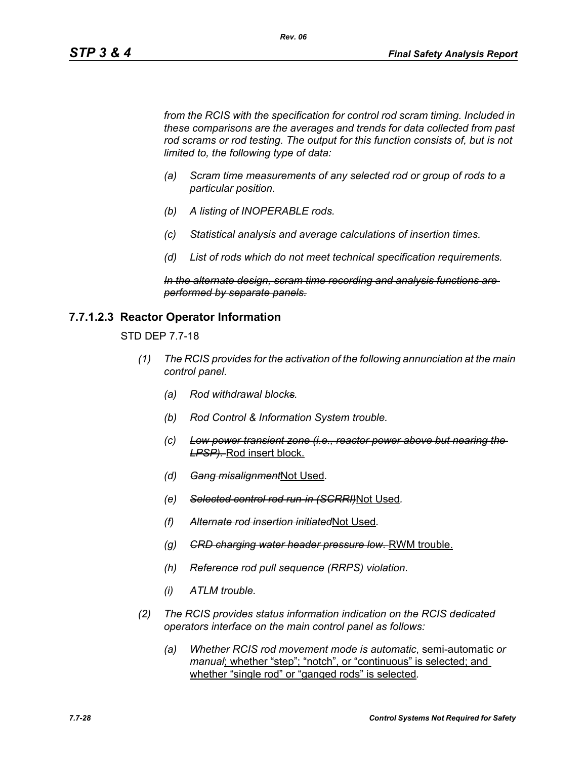*from the RCIS with the specification for control rod scram timing. Included in these comparisons are the averages and trends for data collected from past rod scrams or rod testing. The output for this function consists of, but is not limited to, the following type of data:*

- *(a) Scram time measurements of any selected rod or group of rods to a particular position.*
- *(b) A listing of INOPERABLE rods.*
- *(c) Statistical analysis and average calculations of insertion times.*
- *(d) List of rods which do not meet technical specification requirements.*

~~*In the alternate design, scram time recording and analysis functions are performed by separate panels.*~~

### 7.7.1.2.3 Reactor Operator Information

STD DEP 7.7-18

*(1) The RCIS provides for the activation of the following annunciation at the main control panel.*

- *(a) Rod withdrawal blocks.*
- *(b) Rod Control & Information System trouble.*
- *(c)* ~~*Low power transient zone (i.e., reactor power above but nearing the LPSP).*~~ <u>Rod insert block.</u>
- *(d)* ~~*Gang misalignment*~~<u>Not Used</u>*.*
- *(e)* ~~*Selected control rod run-in (SCRRI)*~~<u>Not Used</u>*.*
- *(f)* ~~*Alternate rod insertion initiated*~~<u>Not Used</u>*.*
- *(g)* ~~*CRD charging water header pressure low.*~~ <u>RWM trouble.</u>
- *(h) Reference rod pull sequence (RRPS) violation.*
- *(i) ATLM trouble.*

*(2) The RCIS provides status information indication on the RCIS dedicated operators interface on the main control panel as follows:*

- *(a) Whether RCIS rod movement mode is automatic*<u>, semi-automatic</u> *or manual*<u>; whether "step"; "notch", or "continuous" is selected; and whether "single rod" or "ganged rods" is selected</u>*.*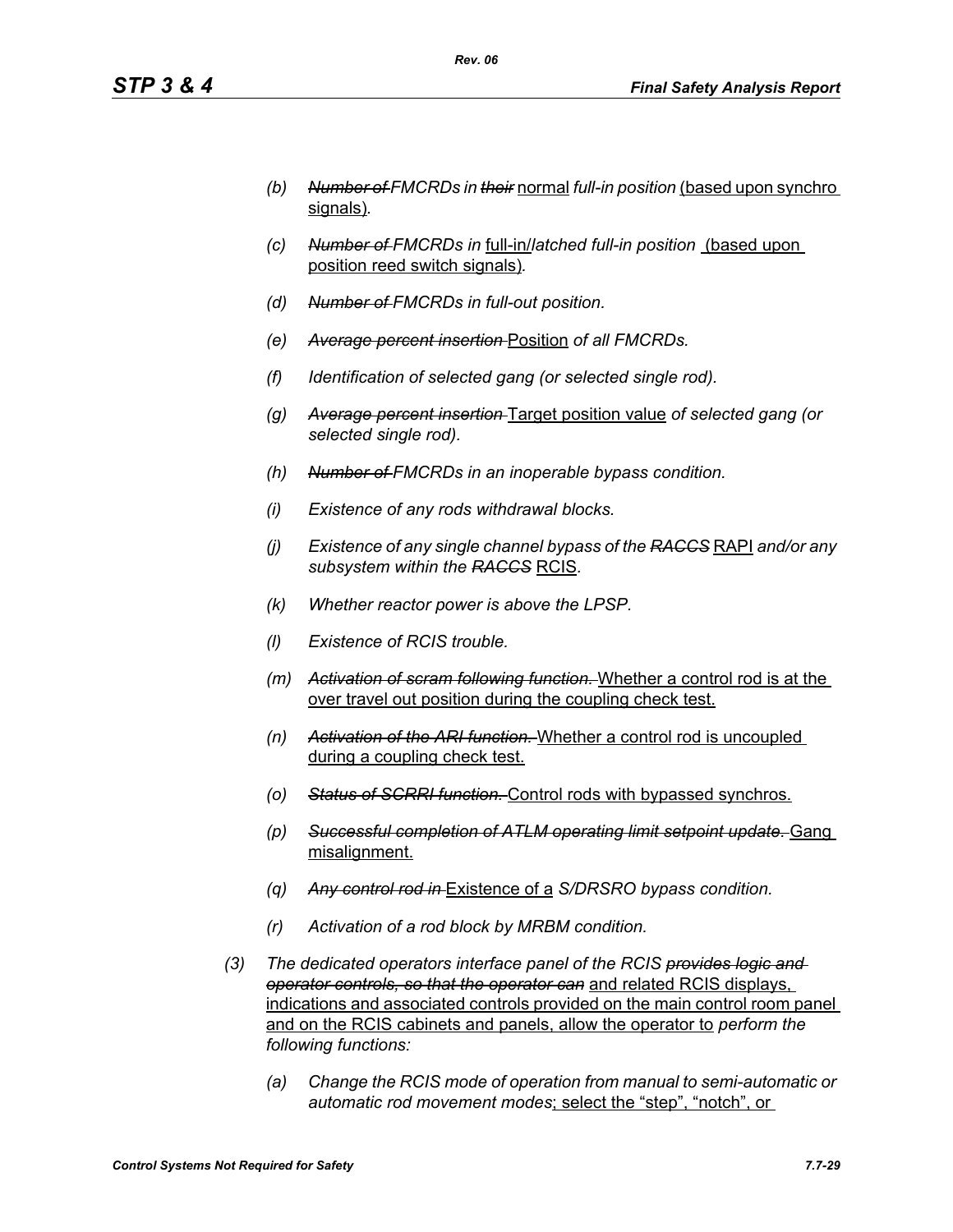- (b) ~~Number of~~ *FMCRDs in* ~~their~~ normal *full-in position* (based upon synchro signals).

- (c) ~~Number of~~ *FMCRDs in* full-in/*latched full-in position* (based upon position reed switch signals).

- (d) ~~Number of~~ *FMCRDs in full-out position.*

- (e) ~~Average percent insertion~~ Position *of all FMCRDs.*

- (f) *Identification of selected gang (or selected single rod).*

- (g) ~~Average percent insertion~~ Target position value *of selected gang (or selected single rod).*

- (h) ~~Number of~~ *FMCRDs in an inoperable bypass condition.*

- (i) *Existence of any rods withdrawal blocks.*

- (j) *Existence of any single channel bypass of the* ~~RACCS~~ RAPI *and/or any subsystem within the* ~~RACCS~~ RCIS.

- (k) *Whether reactor power is above the LPSP.*

- (l) *Existence of RCIS trouble.*

- (m) ~~Activation of scram following function.~~ Whether a control rod is at the over travel out position during the coupling check test.

- (n) ~~Activation of the ARI function.~~ Whether a control rod is uncoupled during a coupling check test.

- (o) ~~Status of SCRRI function.~~ Control rods with bypassed synchros.

- (p) ~~Successful completion of ATLM operating limit setpoint update.~~ Gang misalignment.

- (q) ~~Any control rod in~~ Existence of a *S/DRSRO bypass condition.*

- (r) *Activation of a rod block by MRBM condition.*

(3) *The dedicated operators interface panel of the RCIS* ~~provides logic and operator controls, so that the operator can~~ and related RCIS displays, indications and associated controls provided on the main control room panel and on the RCIS cabinets and panels, allow the operator to *perform the following functions:*

- (a) *Change the RCIS mode of operation from manual to semi-automatic or automatic rod movement modes*; select the "step", "notch", or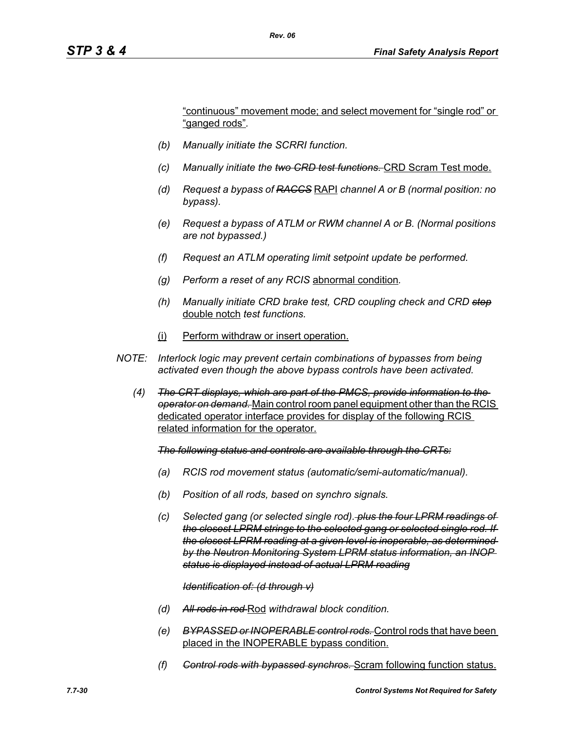"continuous" movement mode; and select movement for "single rod" or "ganged rods".

(b) *Manually initiate the SCRRI function.*

(c) *Manually initiate the ~~two CRD test functions.~~* CRD Scram Test mode.

(d) *Request a bypass of ~~RACCS~~* RAPI *channel A or B (normal position: no bypass).*

(e) *Request a bypass of ATLM or RWM channel A or B. (Normal positions are not bypassed.)*

(f) *Request an ATLM operating limit setpoint update be performed.*

(g) *Perform a reset of any RCIS* abnormal condition*.*

(h) *Manually initiate CRD brake test, CRD coupling check and CRD ~~stop~~* double notch *test functions.*

(i) Perform withdraw or insert operation.

*NOTE: Interlock logic may prevent certain combinations of bypasses from being activated even though the above bypass controls have been activated.*

(4) *~~The CRT displays, which are part of the PMCS, provide information to the operator on demand.~~* Main control room panel equipment other than the RCIS dedicated operator interface provides for display of the following RCIS related information for the operator.

*~~The following status and controls are available through the CRTs:~~*

(a) *RCIS rod movement status (automatic/semi-automatic/manual).*

(b) *Position of all rods, based on synchro signals.*

(c) *Selected gang (or selected single rod). ~~plus the four LPRM readings of the closest LPRM strings to the selected gang or selected single rod. If the closest LPRM reading at a given level is inoperable, as determined by the Neutron Monitoring System LPRM status information, an INOP status is displayed instead of actual LPRM reading~~*

*~~Identification of: (d through v)~~*

(d) *~~All rods in rod~~* Rod *withdrawal block condition.*

(e) *~~BYPASSED or INOPERABLE control rods.~~* Control rods that have been placed in the INOPERABLE bypass condition.

(f) *~~Control rods with bypassed synchros.~~* Scram following function status.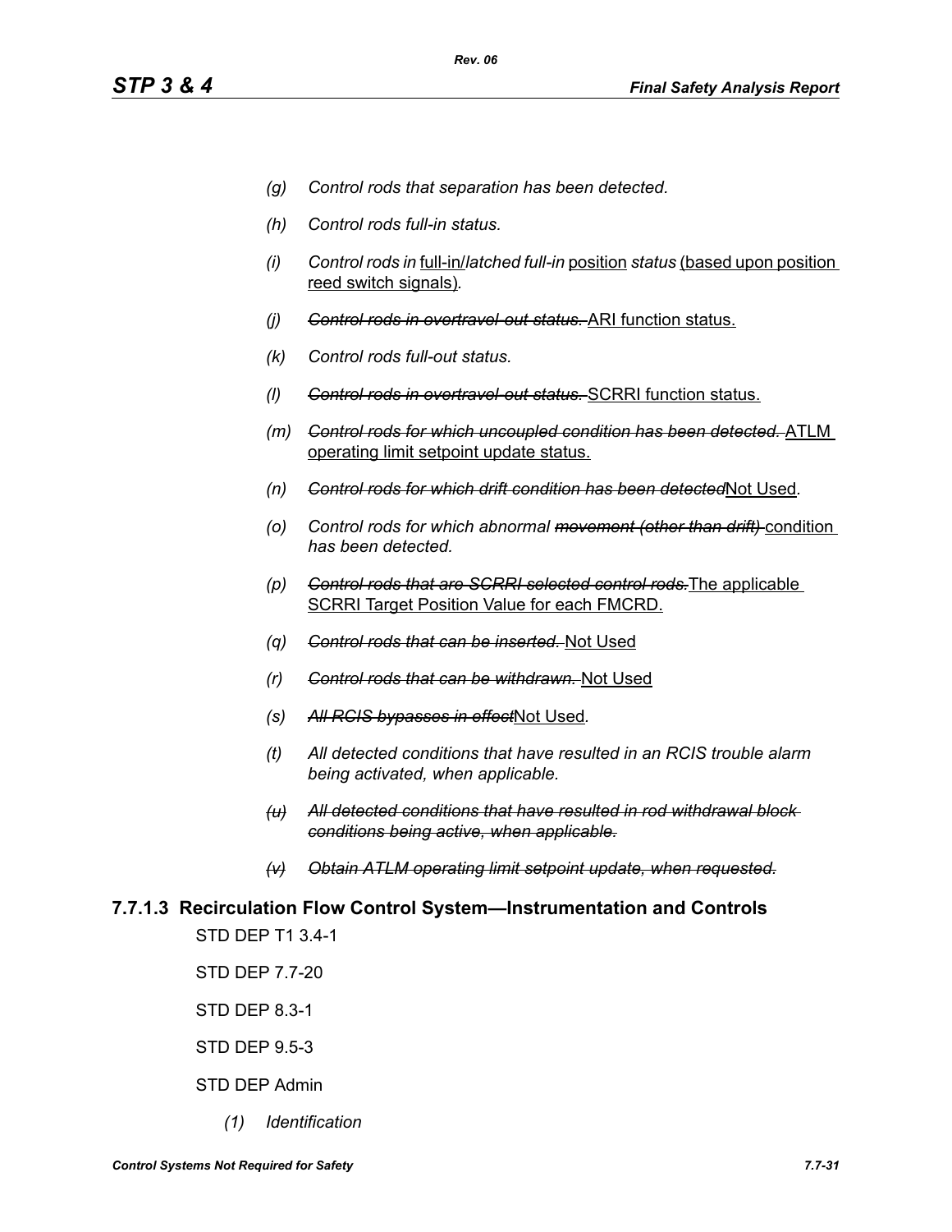*(g) Control rods that separation has been detected.*

*(h) Control rods full-in status.*

*(i) Control rods in* <u>full-in/</u>*latched full-in* <u>position</u> *status* <u>(based upon position reed switch signals)</u>.

*(j)* ~~*Control rods in overtravel-out status.*~~ <u>ARI function status.</u>

*(k) Control rods full-out status.*

*(l)* ~~*Control rods in overtravel-out status.*~~ <u>SCRRI function status.</u>

*(m)* ~~*Control rods for which uncoupled condition has been detected.*~~ <u>ATLM operating limit setpoint update status.</u>

*(n)* ~~*Control rods for which drift condition has been detected*~~<u>Not Used</u>.

*(o) Control rods for which abnormal* ~~*movement (other than drift)*~~ <u>condition</u> *has been detected.*

*(p)* ~~*Control rods that are SCRRI selected control rods.*~~<u>The applicable SCRRI Target Position Value for each FMCRD.</u>

*(q)* ~~*Control rods that can be inserted.*~~ <u>Not Used</u>

*(r)* ~~*Control rods that can be withdrawn.*~~ <u>Not Used</u>

*(s)* ~~*All RCIS bypasses in effect*~~<u>Not Used</u>.

*(t) All detected conditions that have resulted in an RCIS trouble alarm being activated, when applicable.*

~~*(u) All detected conditions that have resulted in rod withdrawal block conditions being active, when applicable.*~~

~~*(v) Obtain ATLM operating limit setpoint update, when requested.*~~

### 7.7.1.3 Recirculation Flow Control System—Instrumentation and Controls

STD DEP T1 3.4-1

STD DEP 7.7-20

STD DEP 8.3-1

STD DEP 9.5-3

STD DEP Admin

*(1) Identification*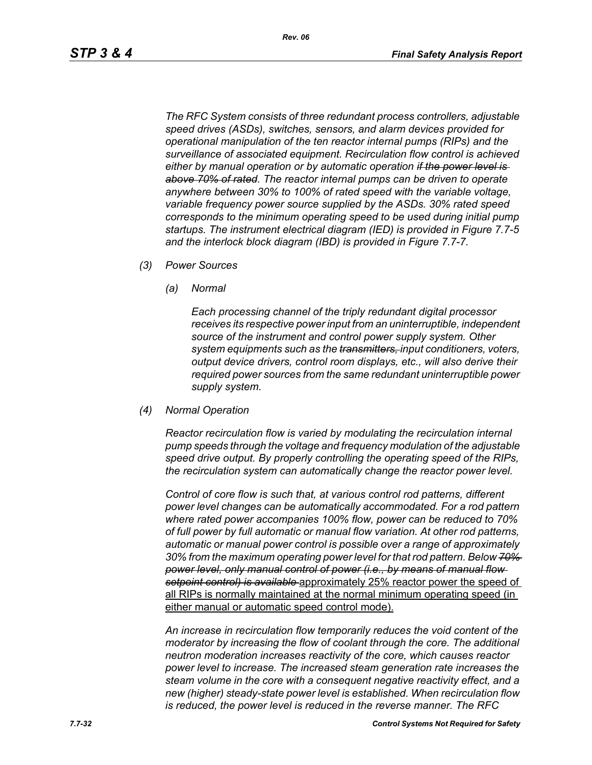*The RFC System consists of three redundant process controllers, adjustable speed drives (ASDs), switches, sensors, and alarm devices provided for operational manipulation of the ten reactor internal pumps (RIPs) and the surveillance of associated equipment. Recirculation flow control is achieved either by manual operation or by automatic operation ~~if the power level is above 70% of rated~~. The reactor internal pumps can be driven to operate anywhere between 30% to 100% of rated speed with the variable voltage, variable frequency power source supplied by the ASDs. 30% rated speed corresponds to the minimum operating speed to be used during initial pump startups. The instrument electrical diagram (IED) is provided in Figure 7.7-5 and the interlock block diagram (IBD) is provided in Figure 7.7-7.*

(3) *Power Sources*

(a) *Normal*

*Each processing channel of the triply redundant digital processor receives its respective power input from an uninterruptible, independent source of the instrument and control power supply system. Other system equipments such as the ~~transmitters,~~ input conditioners, voters, output device drivers, control room displays, etc., will also derive their required power sources from the same redundant uninterruptible power supply system.*

(4) *Normal Operation*

*Reactor recirculation flow is varied by modulating the recirculation internal pump speeds through the voltage and frequency modulation of the adjustable speed drive output. By properly controlling the operating speed of the RIPs, the recirculation system can automatically change the reactor power level.*

*Control of core flow is such that, at various control rod patterns, different power level changes can be automatically accommodated. For a rod pattern where rated power accompanies 100% flow, power can be reduced to 70% of full power by full automatic or manual flow variation. At other rod patterns, automatic or manual power control is possible over a range of approximately 30% from the maximum operating power level for that rod pattern. Below ~~70% power level, only manual control of power (i.e., by means of manual flow setpoint control) is available~~* <u>approximately 25% reactor power the speed of all RIPs is normally maintained at the normal minimum operating speed (in either manual or automatic speed control mode).</u>

*An increase in recirculation flow temporarily reduces the void content of the moderator by increasing the flow of coolant through the core. The additional neutron moderation increases reactivity of the core, which causes reactor power level to increase. The increased steam generation rate increases the steam volume in the core with a consequent negative reactivity effect, and a new (higher) steady-state power level is established. When recirculation flow is reduced, the power level is reduced in the reverse manner. The RFC*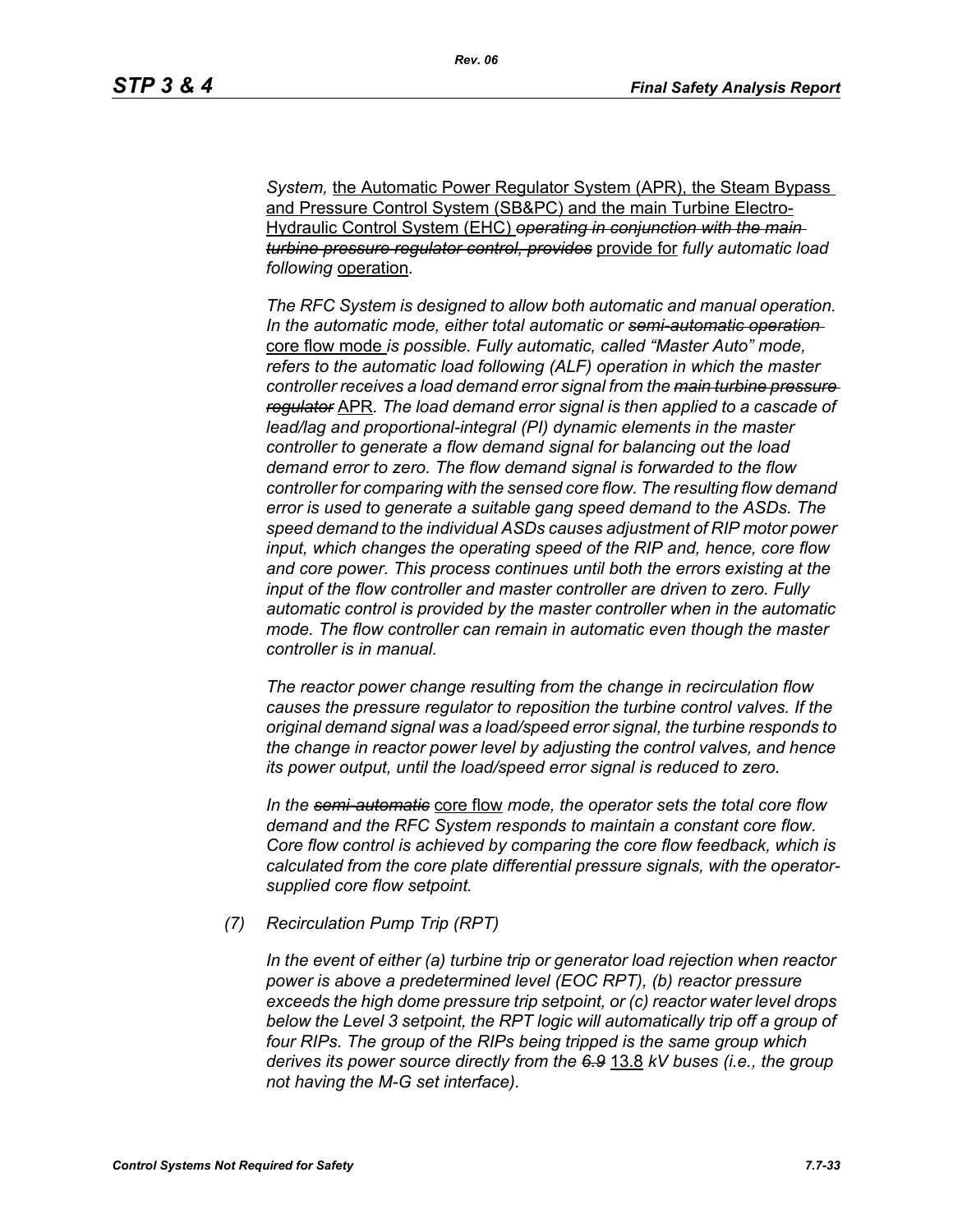*System,* the Automatic Power Regulator System (APR), the Steam Bypass and Pressure Control System (SB&PC) and the main Turbine Electro-Hydraulic Control System (EHC) ~~*operating in conjunction with the main turbine pressure regulator control, provides*~~ provide for *fully automatic load following* operation*.*

*The RFC System is designed to allow both automatic and manual operation. In the automatic mode, either total automatic or* ~~*semi-automatic operation*~~ core flow mode *is possible. Fully automatic, called "Master Auto" mode, refers to the automatic load following (ALF) operation in which the master controller receives a load demand error signal from the* ~~*main turbine pressure regulator*~~ APR*. The load demand error signal is then applied to a cascade of lead/lag and proportional-integral (PI) dynamic elements in the master controller to generate a flow demand signal for balancing out the load demand error to zero. The flow demand signal is forwarded to the flow controller for comparing with the sensed core flow. The resulting flow demand error is used to generate a suitable gang speed demand to the ASDs. The speed demand to the individual ASDs causes adjustment of RIP motor power input, which changes the operating speed of the RIP and, hence, core flow and core power. This process continues until both the errors existing at the input of the flow controller and master controller are driven to zero. Fully automatic control is provided by the master controller when in the automatic mode. The flow controller can remain in automatic even though the master controller is in manual.*

*The reactor power change resulting from the change in recirculation flow causes the pressure regulator to reposition the turbine control valves. If the original demand signal was a load/speed error signal, the turbine responds to the change in reactor power level by adjusting the control valves, and hence its power output, until the load/speed error signal is reduced to zero.*

*In the* ~~*semi-automatic*~~ core flow *mode, the operator sets the total core flow demand and the RFC System responds to maintain a constant core flow. Core flow control is achieved by comparing the core flow feedback, which is calculated from the core plate differential pressure signals, with the operator-supplied core flow setpoint.*

*(7) Recirculation Pump Trip (RPT)*

*In the event of either (a) turbine trip or generator load rejection when reactor power is above a predetermined level (EOC RPT), (b) reactor pressure exceeds the high dome pressure trip setpoint, or (c) reactor water level drops below the Level 3 setpoint, the RPT logic will automatically trip off a group of four RIPs. The group of the RIPs being tripped is the same group which derives its power source directly from the* ~~*6.9*~~ 13.8 *kV buses (i.e., the group not having the M-G set interface).*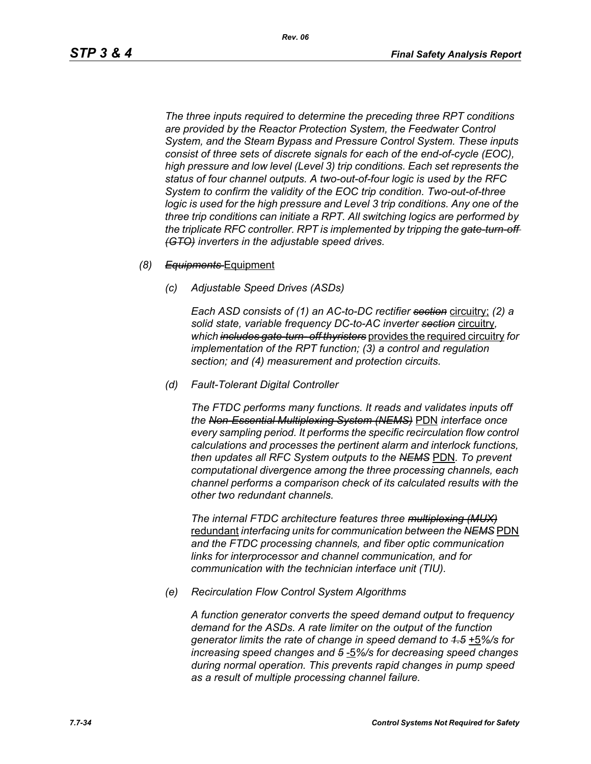*The three inputs required to determine the preceding three RPT conditions are provided by the Reactor Protection System, the Feedwater Control System, and the Steam Bypass and Pressure Control System. These inputs consist of three sets of discrete signals for each of the end-of-cycle (EOC), high pressure and low level (Level 3) trip conditions. Each set represents the status of four channel outputs. A two-out-of-four logic is used by the RFC System to confirm the validity of the EOC trip condition. Two-out-of-three logic is used for the high pressure and Level 3 trip conditions. Any one of the three trip conditions can initiate a RPT. All switching logics are performed by the triplicate RFC controller. RPT is implemented by tripping the ~~gate-turn-off (GTO)~~ inverters in the adjustable speed drives.*

*(8)* ~~*Equipments*~~ Equipment

*(c) Adjustable Speed Drives (ASDs)*

*Each ASD consists of (1) an AC-to-DC rectifier* ~~*section*~~ circuitry; *(2) a solid state, variable frequency DC-to-AC inverter* ~~*section*~~ circuitry, *which* ~~*includes gate-turn- off thyristers*~~ provides the required circuitry *for implementation of the RPT function; (3) a control and regulation section; and (4) measurement and protection circuits.*

*(d) Fault-Tolerant Digital Controller*

*The FTDC performs many functions. It reads and validates inputs off the* ~~*Non-Essential Multiplexing System (NEMS)*~~ PDN *interface once every sampling period. It performs the specific recirculation flow control calculations and processes the pertinent alarm and interlock functions, then updates all RFC System outputs to the* ~~*NEMS*~~ PDN*. To prevent computational divergence among the three processing channels, each channel performs a comparison check of its calculated results with the other two redundant channels.*

*The internal FTDC architecture features three* ~~*multiplexing (MUX)*~~ redundant *interfacing units for communication between the* ~~*NEMS*~~ PDN *and the FTDC processing channels, and fiber optic communication links for interprocessor and channel communication, and for communication with the technician interface unit (TIU).*

*(e) Recirculation Flow Control System Algorithms*

*A function generator converts the speed demand output to frequency demand for the ASDs. A rate limiter on the output of the function generator limits the rate of change in speed demand to* ~~*1.5*~~ +5*%/s for increasing speed changes and* ~~*5*~~ -5*%/s for decreasing speed changes during normal operation. This prevents rapid changes in pump speed as a result of multiple processing channel failure.*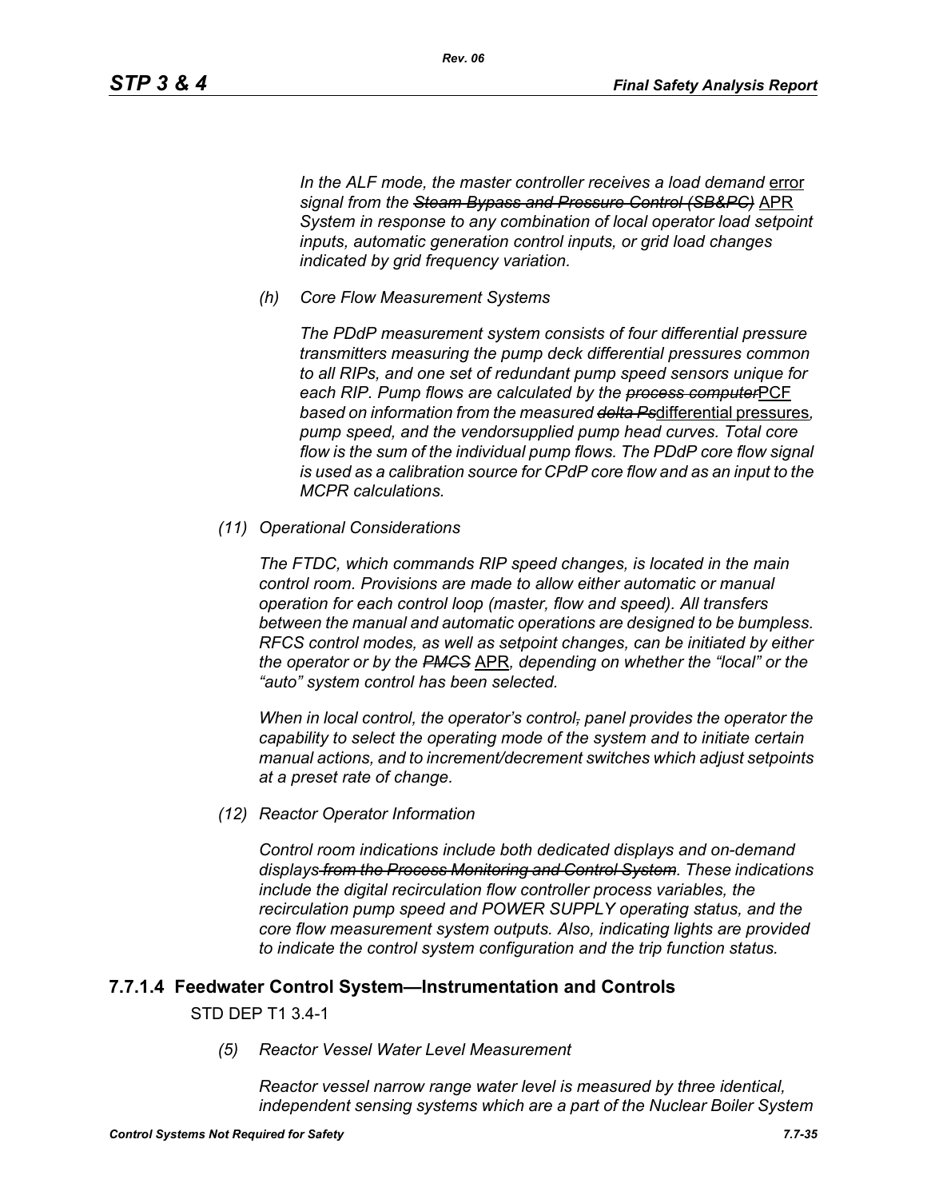*In the ALF mode, the master controller receives a load demand* error *signal from the* ~~*Steam Bypass and Pressure Control (SB&PC)*~~ APR *System in response to any combination of local operator load setpoint inputs, automatic generation control inputs, or grid load changes indicated by grid frequency variation.*

*(h) Core Flow Measurement Systems*

*The PDdP measurement system consists of four differential pressure transmitters measuring the pump deck differential pressures common to all RIPs, and one set of redundant pump speed sensors unique for each RIP. Pump flows are calculated by the* ~~*process computer*~~PCF *based on information from the measured* ~~*delta Ps*~~differential pressures*, pump speed, and the vendorsupplied pump head curves. Total core flow is the sum of the individual pump flows. The PDdP core flow signal is used as a calibration source for CPdP core flow and as an input to the MCPR calculations.*

*(11) Operational Considerations*

*The FTDC, which commands RIP speed changes, is located in the main control room. Provisions are made to allow either automatic or manual operation for each control loop (master, flow and speed). All transfers between the manual and automatic operations are designed to be bumpless. RFCS control modes, as well as setpoint changes, can be initiated by either the operator or by the* ~~*PMCS*~~ APR*, depending on whether the "local" or the "auto" system control has been selected.*

*When in local control, the operator's control*~~*,*~~ *panel provides the operator the capability to select the operating mode of the system and to initiate certain manual actions, and to increment/decrement switches which adjust setpoints at a preset rate of change.*

*(12) Reactor Operator Information*

*Control room indications include both dedicated displays and on-demand displays*~~*from the Process Monitoring and Control System*~~*. These indications include the digital recirculation flow controller process variables, the recirculation pump speed and POWER SUPPLY operating status, and the core flow measurement system outputs. Also, indicating lights are provided to indicate the control system configuration and the trip function status.*

### 7.7.1.4 Feedwater Control System—Instrumentation and Controls

STD DEP T1 3.4-1

*(5) Reactor Vessel Water Level Measurement*

*Reactor vessel narrow range water level is measured by three identical, independent sensing systems which are a part of the Nuclear Boiler System*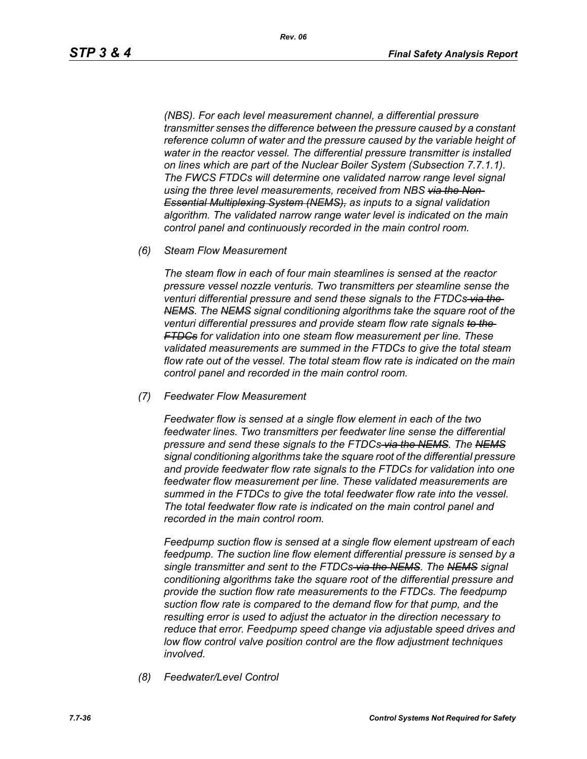*(NBS). For each level measurement channel, a differential pressure transmitter senses the difference between the pressure caused by a constant reference column of water and the pressure caused by the variable height of water in the reactor vessel. The differential pressure transmitter is installed on lines which are part of the Nuclear Boiler System (Subsection 7.7.1.1). The FWCS FTDCs will determine one validated narrow range level signal using the three level measurements, received from NBS ~~via the Non-Essential Multiplexing System (NEMS),~~ as inputs to a signal validation algorithm. The validated narrow range water level is indicated on the main control panel and continuously recorded in the main control room.*

*(6) Steam Flow Measurement*

*The steam flow in each of four main steamlines is sensed at the reactor pressure vessel nozzle venturis. Two transmitters per steamline sense the venturi differential pressure and send these signals to the FTDCs ~~via the NEMS~~. The ~~NEMS~~ signal conditioning algorithms take the square root of the venturi differential pressures and provide steam flow rate signals ~~to the FTDCs~~ for validation into one steam flow measurement per line. These validated measurements are summed in the FTDCs to give the total steam flow rate out of the vessel. The total steam flow rate is indicated on the main control panel and recorded in the main control room.*

*(7) Feedwater Flow Measurement*

*Feedwater flow is sensed at a single flow element in each of the two feedwater lines. Two transmitters per feedwater line sense the differential pressure and send these signals to the FTDCs ~~via the NEMS~~. The ~~NEMS~~ signal conditioning algorithms take the square root of the differential pressure and provide feedwater flow rate signals to the FTDCs for validation into one feedwater flow measurement per line. These validated measurements are summed in the FTDCs to give the total feedwater flow rate into the vessel. The total feedwater flow rate is indicated on the main control panel and recorded in the main control room.*

*Feedpump suction flow is sensed at a single flow element upstream of each feedpump. The suction line flow element differential pressure is sensed by a single transmitter and sent to the FTDCs ~~via the NEMS~~. The ~~NEMS~~ signal conditioning algorithms take the square root of the differential pressure and provide the suction flow rate measurements to the FTDCs. The feedpump suction flow rate is compared to the demand flow for that pump, and the resulting error is used to adjust the actuator in the direction necessary to reduce that error. Feedpump speed change via adjustable speed drives and low flow control valve position control are the flow adjustment techniques involved.*

*(8) Feedwater/Level Control*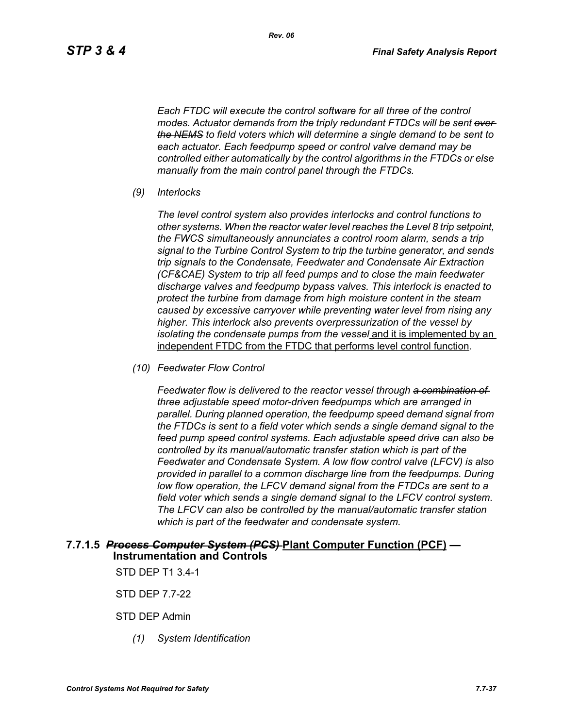*Each FTDC will execute the control software for all three of the control modes. Actuator demands from the triply redundant FTDCs will be sent ~~over the NEMS~~ to field voters which will determine a single demand to be sent to each actuator. Each feedpump speed or control valve demand may be controlled either automatically by the control algorithms in the FTDCs or else manually from the main control panel through the FTDCs.*

*(9) Interlocks*

*The level control system also provides interlocks and control functions to other systems. When the reactor water level reaches the Level 8 trip setpoint, the FWCS simultaneously annunciates a control room alarm, sends a trip signal to the Turbine Control System to trip the turbine generator, and sends trip signals to the Condensate, Feedwater and Condensate Air Extraction (CF&CAE) System to trip all feed pumps and to close the main feedwater discharge valves and feedpump bypass valves. This interlock is enacted to protect the turbine from damage from high moisture content in the steam caused by excessive carryover while preventing water level from rising any higher. This interlock also prevents overpressurization of the vessel by isolating the condensate pumps from the vessel* <u>and it is implemented by an independent FTDC from the FTDC that performs level control function</u>*.*

*(10) Feedwater Flow Control*

*Feedwater flow is delivered to the reactor vessel through ~~a combination of three~~ adjustable speed motor-driven feedpumps which are arranged in parallel. During planned operation, the feedpump speed demand signal from the FTDCs is sent to a field voter which sends a single demand signal to the feed pump speed control systems. Each adjustable speed drive can also be controlled by its manual/automatic transfer station which is part of the Feedwater and Condensate System. A low flow control valve (LFCV) is also provided in parallel to a common discharge line from the feedpumps. During low flow operation, the LFCV demand signal from the FTDCs are sent to a field voter which sends a single demand signal to the LFCV control system. The LFCV can also be controlled by the manual/automatic transfer station which is part of the feedwater and condensate system.*

### 7.7.1.5 ~~*Process Computer System (PCS)*~~ <u>Plant Computer Function (PCF)</u> — Instrumentation and Controls

STD DEP T1 3.4-1

STD DEP 7.7-22

STD DEP Admin

*(1) System Identification*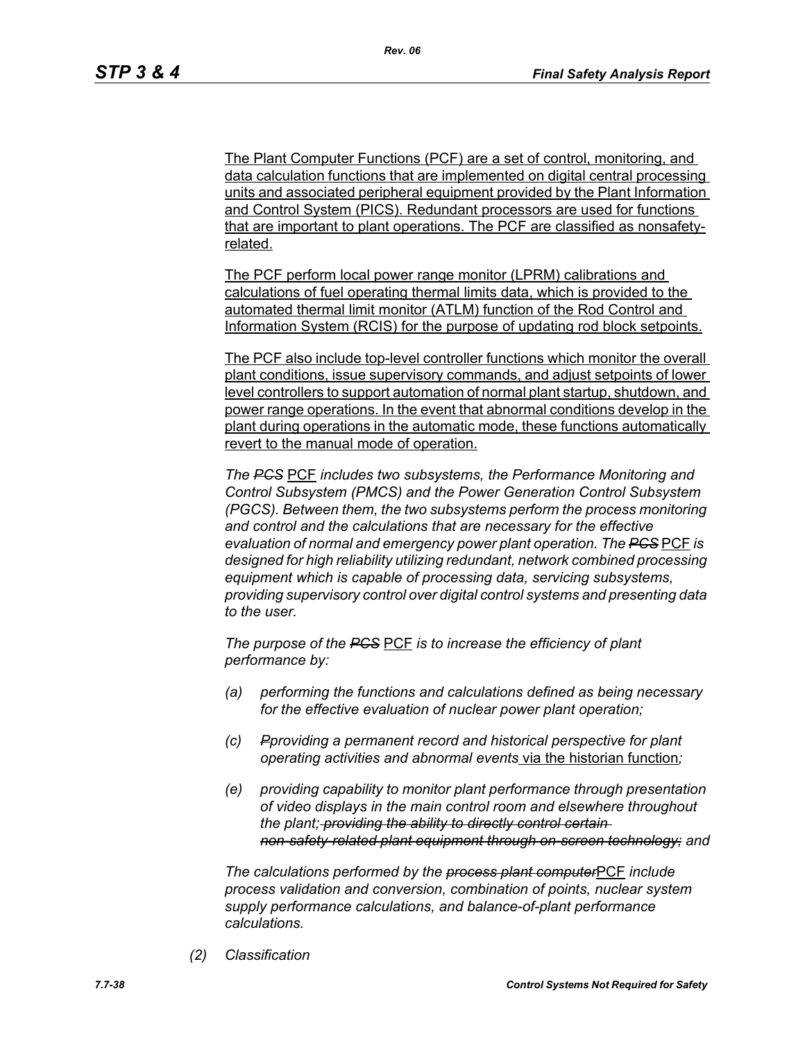The Plant Computer Functions (PCF) are a set of control, monitoring, and data calculation functions that are implemented on digital central processing units and associated peripheral equipment provided by the Plant Information and Control System (PICS). Redundant processors are used for functions that are important to plant operations. The PCF are classified as nonsafety-related.

The PCF perform local power range monitor (LPRM) calibrations and calculations of fuel operating thermal limits data, which is provided to the automated thermal limit monitor (ATLM) function of the Rod Control and Information System (RCIS) for the purpose of updating rod block setpoints.

The PCF also include top-level controller functions which monitor the overall plant conditions, issue supervisory commands, and adjust setpoints of lower level controllers to support automation of normal plant startup, shutdown, and power range operations. In the event that abnormal conditions develop in the plant during operations in the automatic mode, these functions automatically revert to the manual mode of operation.

*The ~~PCS~~ PCF includes two subsystems, the Performance Monitoring and Control Subsystem (PMCS) and the Power Generation Control Subsystem (PGCS). Between them, the two subsystems perform the process monitoring and control and the calculations that are necessary for the effective evaluation of normal and emergency power plant operation. The ~~PCS~~ PCF is designed for high reliability utilizing redundant, network combined processing equipment which is capable of processing data, servicing subsystems, providing supervisory control over digital control systems and presenting data to the user.*

*The purpose of the ~~PCS~~ PCF is to increase the efficiency of plant performance by:*

*(a) performing the functions and calculations defined as being necessary for the effective evaluation of nuclear power plant operation;*

*(c) ~~P~~providing a permanent record and historical perspective for plant operating activities and abnormal events via the historian function;*

*(e) providing capability to monitor plant performance through presentation of video displays in the main control room and elsewhere throughout the plant; ~~providing the ability to directly control certain non-safety-related plant equipment through on-screen technology;~~ and*

*The calculations performed by the ~~process plant computer~~PCF include process validation and conversion, combination of points, nuclear system supply performance calculations, and balance-of-plant performance calculations.*

*(2) Classification*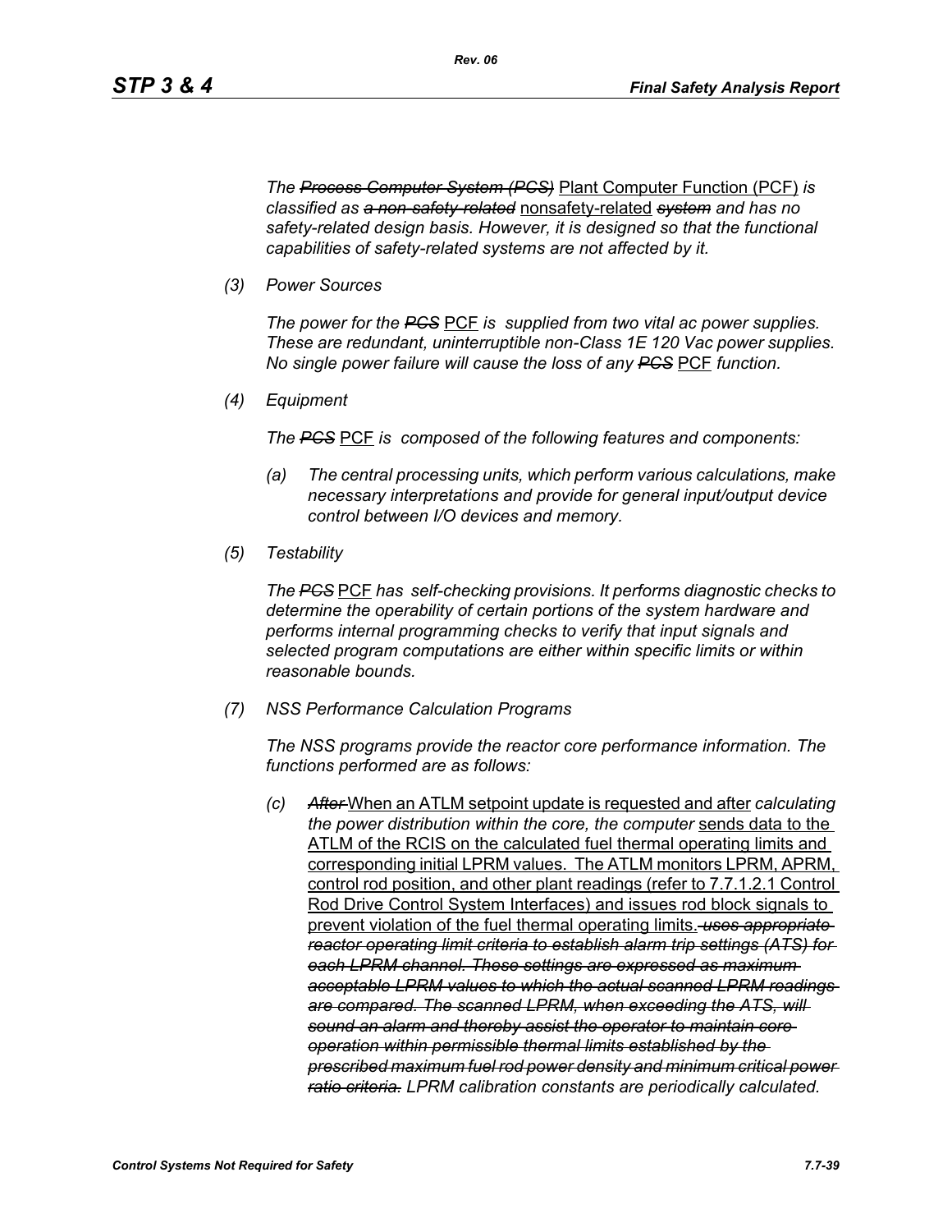*The ~~Process Computer System (PCS)~~ Plant Computer Function (PCF) is classified as ~~a non-safety-related~~ nonsafety-related ~~system~~ and has no safety-related design basis. However, it is designed so that the functional capabilities of safety-related systems are not affected by it.*

(3) *Power Sources*

*The ~~PCS~~ PCF is supplied from two vital ac power supplies. These are redundant, uninterruptible non-Class 1E 120 Vac power supplies. No single power failure will cause the loss of any ~~PCS~~ PCF function.*

(4) *Equipment*

*The ~~PCS~~ PCF is composed of the following features and components:*

(a) *The central processing units, which perform various calculations, make necessary interpretations and provide for general input/output device control between I/O devices and memory.*

(5) *Testability*

*The ~~PCS~~ PCF has self-checking provisions. It performs diagnostic checks to determine the operability of certain portions of the system hardware and performs internal programming checks to verify that input signals and selected program computations are either within specific limits or within reasonable bounds.*

(7) *NSS Performance Calculation Programs*

*The NSS programs provide the reactor core performance information. The functions performed are as follows:*

(c) ~~*After*~~ When an ATLM setpoint update is requested and after *calculating the power distribution within the core, the computer* sends data to the ATLM of the RCIS on the calculated fuel thermal operating limits and corresponding initial LPRM values. The ATLM monitors LPRM, APRM, control rod position, and other plant readings (refer to 7.7.1.2.1 Control Rod Drive Control System Interfaces) and issues rod block signals to prevent violation of the fuel thermal operating limits. ~~*uses appropriate reactor operating limit criteria to establish alarm trip settings (ATS) for each LPRM channel. These settings are expressed as maximum acceptable LPRM values to which the actual scanned LPRM readings are compared. The scanned LPRM, when exceeding the ATS, will sound an alarm and thereby assist the operator to maintain core operation within permissible thermal limits established by the prescribed maximum fuel rod power density and minimum critical power ratio criteria.*~~ *LPRM calibration constants are periodically calculated.*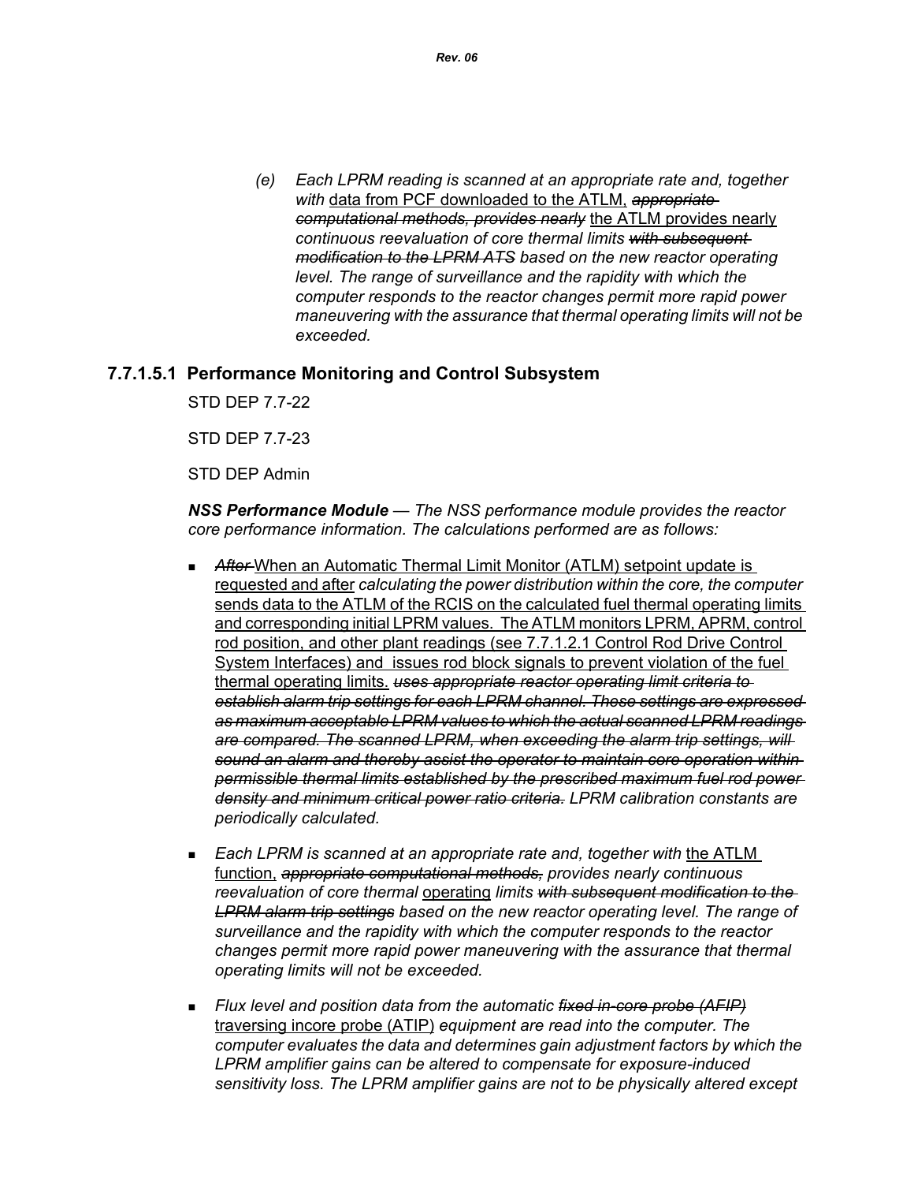*(e) Each LPRM reading is scanned at an appropriate rate and, together with* <u>data from PCF downloaded to the ATLM,</u> ~~*appropriate computational methods, provides nearly*~~ <u>the ATLM provides nearly</u> *continuous reevaluation of core thermal limits* ~~*with subsequent modification to the LPRM ATS*~~ *based on the new reactor operating level. The range of surveillance and the rapidity with which the computer responds to the reactor changes permit more rapid power maneuvering with the assurance that thermal operating limits will not be exceeded.*

### 7.7.1.5.1 Performance Monitoring and Control Subsystem

STD DEP 7.7-22

STD DEP 7.7-23

STD DEP Admin

***NSS Performance Module*** *— The NSS performance module provides the reactor core performance information. The calculations performed are as follows:*

- ~~*After*~~ <u>When an Automatic Thermal Limit Monitor (ATLM) setpoint update is requested and after</u> *calculating the power distribution within the core, the computer* <u>sends data to the ATLM of the RCIS on the calculated fuel thermal operating limits and corresponding initial LPRM values. The ATLM monitors LPRM, APRM, control rod position, and other plant readings (see 7.7.1.2.1 Control Rod Drive Control System Interfaces) and issues rod block signals to prevent violation of the fuel thermal operating limits.</u> ~~*uses appropriate reactor operating limit criteria to establish alarm trip settings for each LPRM channel. These settings are expressed as maximum acceptable LPRM values to which the actual scanned LPRM readings are compared. The scanned LPRM, when exceeding the alarm trip settings, will sound an alarm and thereby assist the operator to maintain core operation within permissible thermal limits established by the prescribed maximum fuel rod power density and minimum critical power ratio criteria.*~~ *LPRM calibration constants are periodically calculated.*

- *Each LPRM is scanned at an appropriate rate and, together with* <u>the ATLM function,</u> ~~*appropriate computational methods,*~~ *provides nearly continuous reevaluation of core thermal* <u>operating</u> *limits* ~~*with subsequent modification to the LPRM alarm trip settings*~~ *based on the new reactor operating level. The range of surveillance and the rapidity with which the computer responds to the reactor changes permit more rapid power maneuvering with the assurance that thermal operating limits will not be exceeded.*

- *Flux level and position data from the automatic* ~~*fixed in-core probe (AFIP)*~~ <u>traversing incore probe (ATIP)</u> *equipment are read into the computer. The computer evaluates the data and determines gain adjustment factors by which the LPRM amplifier gains can be altered to compensate for exposure-induced sensitivity loss. The LPRM amplifier gains are not to be physically altered except*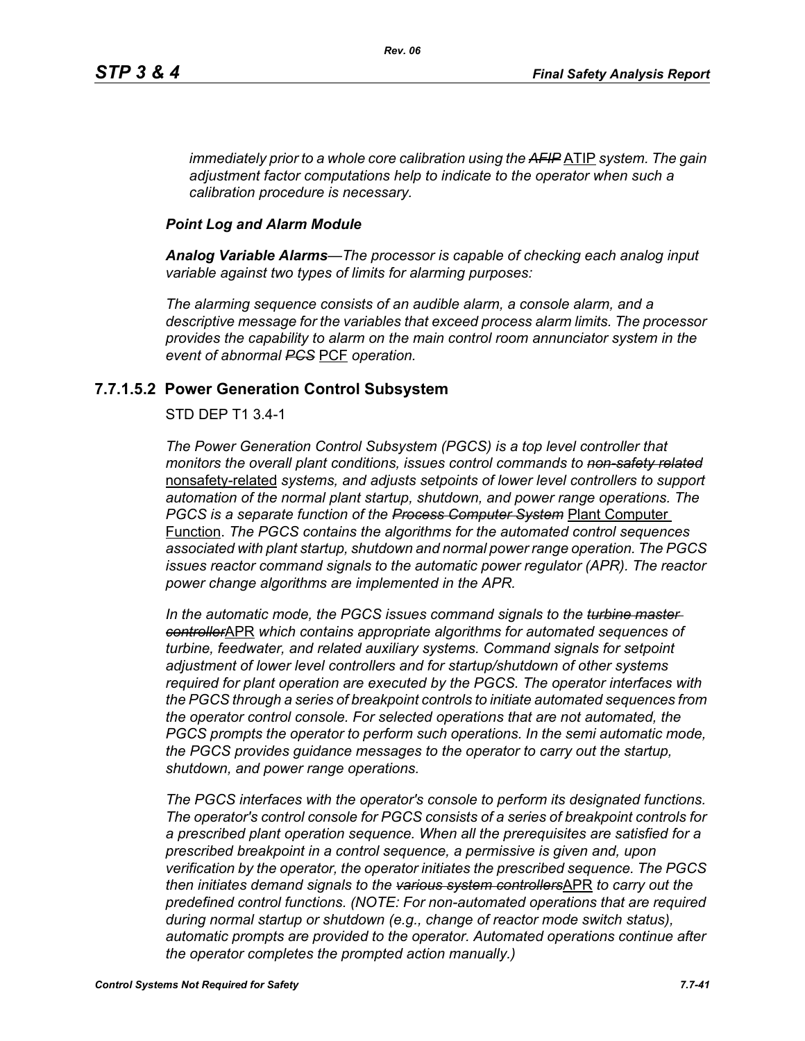*immediately prior to a whole core calibration using the ~~AFIP~~* ATIP *system. The gain adjustment factor computations help to indicate to the operator when such a calibration procedure is necessary.*

***Point Log and Alarm Module***

***Analog Variable Alarms****—The processor is capable of checking each analog input variable against two types of limits for alarming purposes:*

*The alarming sequence consists of an audible alarm, a console alarm, and a descriptive message for the variables that exceed process alarm limits. The processor provides the capability to alarm on the main control room annunciator system in the event of abnormal ~~PCS~~* PCF *operation.*

## 7.7.1.5.2 Power Generation Control Subsystem

STD DEP T1 3.4-1

*The Power Generation Control Subsystem (PGCS) is a top level controller that monitors the overall plant conditions, issues control commands to ~~non-safety related~~* nonsafety-related *systems, and adjusts setpoints of lower level controllers to support automation of the normal plant startup, shutdown, and power range operations. The PGCS is a separate function of the ~~Process Computer System~~* Plant Computer Function. *The PGCS contains the algorithms for the automated control sequences associated with plant startup, shutdown and normal power range operation. The PGCS issues reactor command signals to the automatic power regulator (APR). The reactor power change algorithms are implemented in the APR.*

*In the automatic mode, the PGCS issues command signals to the ~~turbine master controller~~*APR *which contains appropriate algorithms for automated sequences of turbine, feedwater, and related auxiliary systems. Command signals for setpoint adjustment of lower level controllers and for startup/shutdown of other systems required for plant operation are executed by the PGCS. The operator interfaces with the PGCS through a series of breakpoint controls to initiate automated sequences from the operator control console. For selected operations that are not automated, the PGCS prompts the operator to perform such operations. In the semi automatic mode, the PGCS provides guidance messages to the operator to carry out the startup, shutdown, and power range operations.*

*The PGCS interfaces with the operator's console to perform its designated functions. The operator's control console for PGCS consists of a series of breakpoint controls for a prescribed plant operation sequence. When all the prerequisites are satisfied for a prescribed breakpoint in a control sequence, a permissive is given and, upon verification by the operator, the operator initiates the prescribed sequence. The PGCS then initiates demand signals to the ~~various system controllers~~*APR *to carry out the predefined control functions. (NOTE: For non-automated operations that are required during normal startup or shutdown (e.g., change of reactor mode switch status), automatic prompts are provided to the operator. Automated operations continue after the operator completes the prompted action manually.)*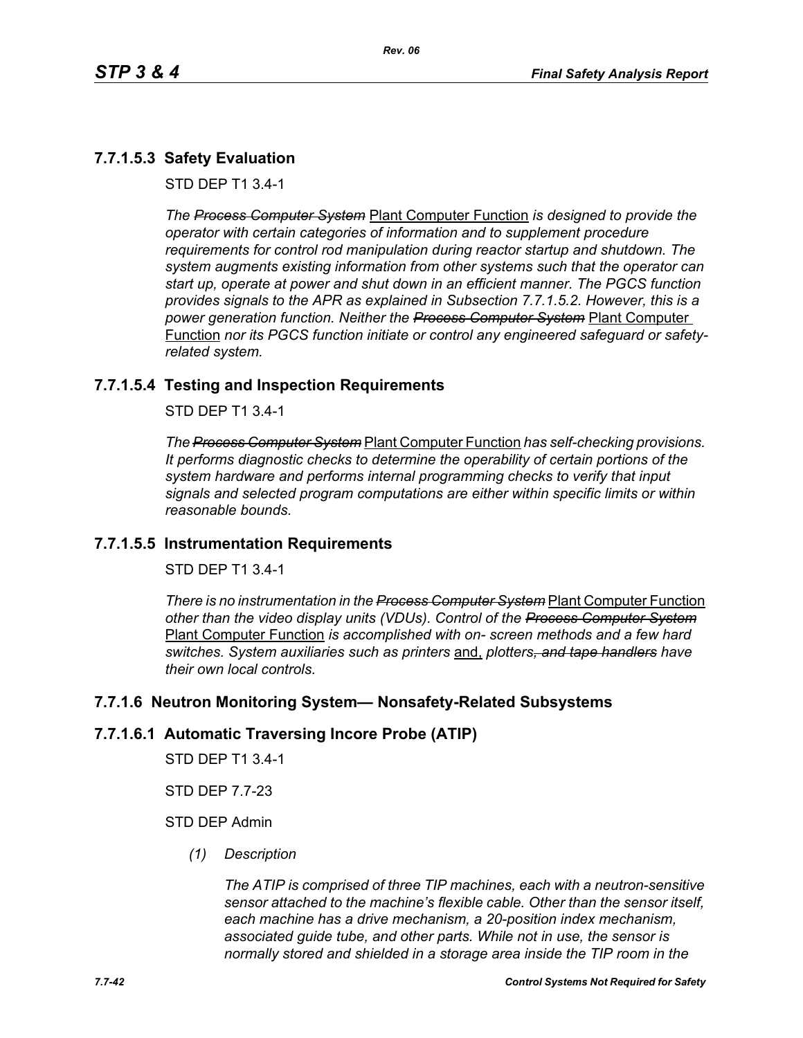### 7.7.1.5.3 Safety Evaluation

STD DEP T1 3.4-1

*The ~~Process Computer System~~* Plant Computer Function *is designed to provide the operator with certain categories of information and to supplement procedure requirements for control rod manipulation during reactor startup and shutdown. The system augments existing information from other systems such that the operator can start up, operate at power and shut down in an efficient manner. The PGCS function provides signals to the APR as explained in Subsection 7.7.1.5.2. However, this is a power generation function. Neither the ~~Process Computer System~~* Plant Computer Function *nor its PGCS function initiate or control any engineered safeguard or safety-related system.*

### 7.7.1.5.4 Testing and Inspection Requirements

STD DEP T1 3.4-1

*The ~~Process Computer System~~* Plant Computer Function *has self-checking provisions. It performs diagnostic checks to determine the operability of certain portions of the system hardware and performs internal programming checks to verify that input signals and selected program computations are either within specific limits or within reasonable bounds.*

### 7.7.1.5.5 Instrumentation Requirements

STD DEP T1 3.4-1

*There is no instrumentation in the ~~Process Computer System~~* Plant Computer Function *other than the video display units (VDUs). Control of the ~~Process Computer System~~* Plant Computer Function *is accomplished with on- screen methods and a few hard switches. System auxiliaries such as printers* and, *plotters~~, and tape handlers~~ have their own local controls.*

## 7.7.1.6 Neutron Monitoring System— Nonsafety-Related Subsystems

### 7.7.1.6.1 Automatic Traversing Incore Probe (ATIP)

STD DEP T1 3.4-1

STD DEP 7.7-23

STD DEP Admin

*(1) Description*

*The ATIP is comprised of three TIP machines, each with a neutron-sensitive sensor attached to the machine's flexible cable. Other than the sensor itself, each machine has a drive mechanism, a 20-position index mechanism, associated guide tube, and other parts. While not in use, the sensor is normally stored and shielded in a storage area inside the TIP room in the*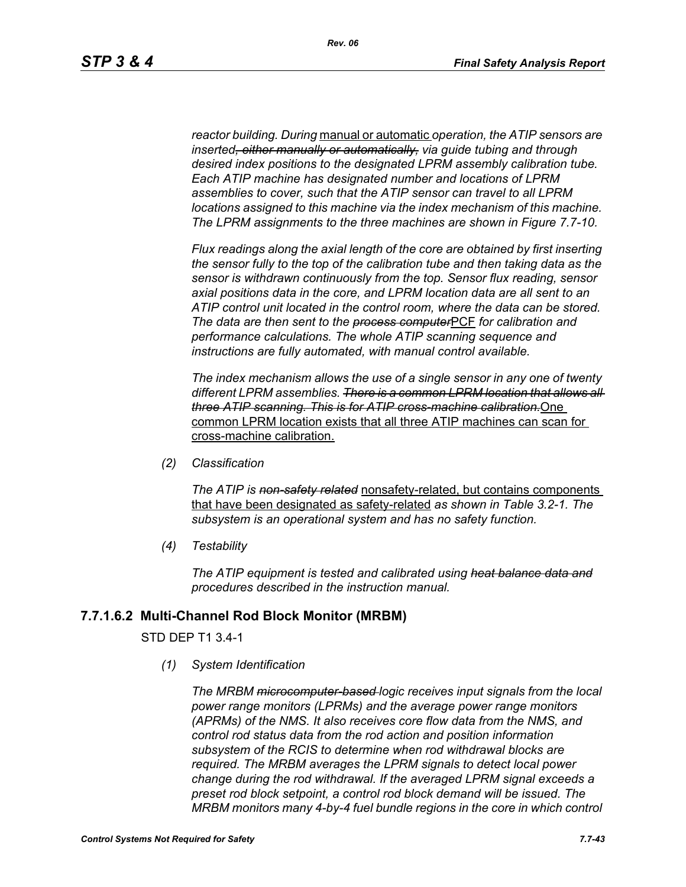*reactor building. During* manual or automatic *operation, the ATIP sensors are inserted~~, either manually or automatically,~~ via guide tubing and through desired index positions to the designated LPRM assembly calibration tube. Each ATIP machine has designated number and locations of LPRM assemblies to cover, such that the ATIP sensor can travel to all LPRM locations assigned to this machine via the index mechanism of this machine. The LPRM assignments to the three machines are shown in Figure 7.7-10.*

*Flux readings along the axial length of the core are obtained by first inserting the sensor fully to the top of the calibration tube and then taking data as the sensor is withdrawn continuously from the top. Sensor flux reading, sensor axial positions data in the core, and LPRM location data are all sent to an ATIP control unit located in the control room, where the data can be stored. The data are then sent to the ~~process computer~~*PCF *for calibration and performance calculations. The whole ATIP scanning sequence and instructions are fully automated, with manual control available.*

*The index mechanism allows the use of a single sensor in any one of twenty different LPRM assemblies. ~~There is a common LPRM location that allows all three ATIP scanning. This is for ATIP cross-machine calibration.~~*One common LPRM location exists that all three ATIP machines can scan for cross-machine calibration.

*(2) Classification*

*The ATIP is ~~non-safety related~~* nonsafety-related, but contains components that have been designated as safety-related *as shown in Table 3.2-1. The subsystem is an operational system and has no safety function.*

*(4) Testability*

*The ATIP equipment is tested and calibrated using ~~heat balance data and~~ procedures described in the instruction manual.*

### 7.7.1.6.2 Multi-Channel Rod Block Monitor (MRBM)

STD DEP T1 3.4-1

*(1) System Identification*

*The MRBM ~~microcomputer-based~~ logic receives input signals from the local power range monitors (LPRMs) and the average power range monitors (APRMs) of the NMS. It also receives core flow data from the NMS, and control rod status data from the rod action and position information subsystem of the RCIS to determine when rod withdrawal blocks are required. The MRBM averages the LPRM signals to detect local power change during the rod withdrawal. If the averaged LPRM signal exceeds a preset rod block setpoint, a control rod block demand will be issued. The MRBM monitors many 4-by-4 fuel bundle regions in the core in which control*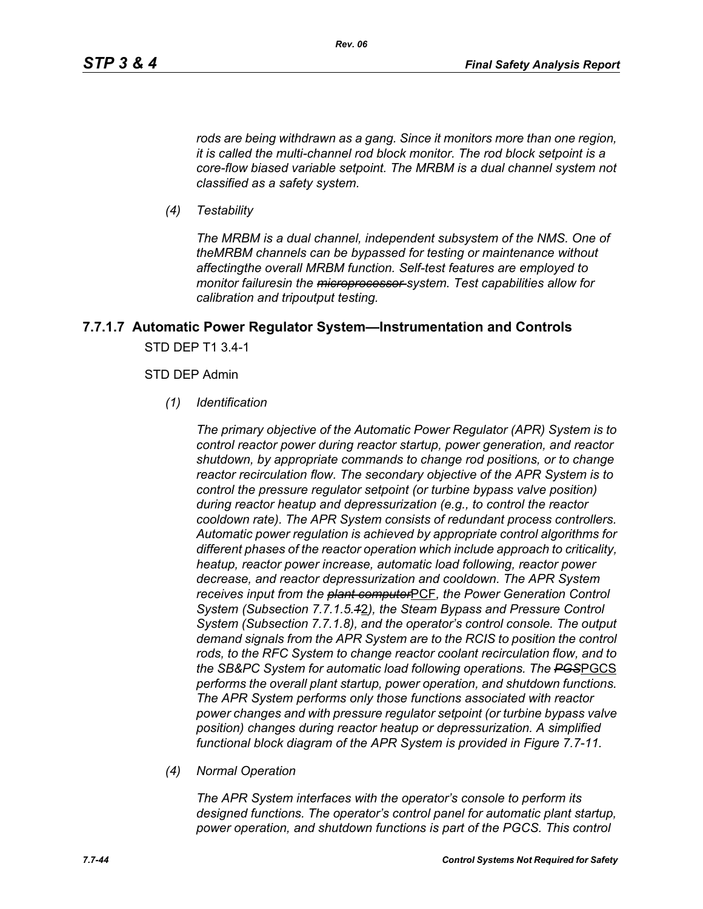*rods are being withdrawn as a gang. Since it monitors more than one region, it is called the multi-channel rod block monitor. The rod block setpoint is a core-flow biased variable setpoint. The MRBM is a dual channel system not classified as a safety system.*

*(4) Testability*

*The MRBM is a dual channel, independent subsystem of the NMS. One of theMRBM channels can be bypassed for testing or maintenance without affectingthe overall MRBM function. Self-test features are employed to monitor failuresin the ~~microprocessor~~ system. Test capabilities allow for calibration and tripoutput testing.*

### 7.7.1.7 Automatic Power Regulator System—Instrumentation and Controls

STD DEP T1 3.4-1

STD DEP Admin

*(1) Identification*

*The primary objective of the Automatic Power Regulator (APR) System is to control reactor power during reactor startup, power generation, and reactor shutdown, by appropriate commands to change rod positions, or to change reactor recirculation flow. The secondary objective of the APR System is to control the pressure regulator setpoint (or turbine bypass valve position) during reactor heatup and depressurization (e.g., to control the reactor cooldown rate). The APR System consists of redundant process controllers. Automatic power regulation is achieved by appropriate control algorithms for different phases of the reactor operation which include approach to criticality, heatup, reactor power increase, automatic load following, reactor power decrease, and reactor depressurization and cooldown. The APR System receives input from the ~~plant computer~~*PCF*, the Power Generation Control System (Subsection 7.7.1.5.~~1~~2), the Steam Bypass and Pressure Control System (Subsection 7.7.1.8), and the operator's control console. The output demand signals from the APR System are to the RCIS to position the control rods, to the RFC System to change reactor coolant recirculation flow, and to the SB&PC System for automatic load following operations. The ~~PGS~~*PGCS *performs the overall plant startup, power operation, and shutdown functions. The APR System performs only those functions associated with reactor power changes and with pressure regulator setpoint (or turbine bypass valve position) changes during reactor heatup or depressurization. A simplified functional block diagram of the APR System is provided in Figure 7.7-11.*

*(4) Normal Operation*

*The APR System interfaces with the operator's console to perform its designed functions. The operator's control panel for automatic plant startup, power operation, and shutdown functions is part of the PGCS. This control*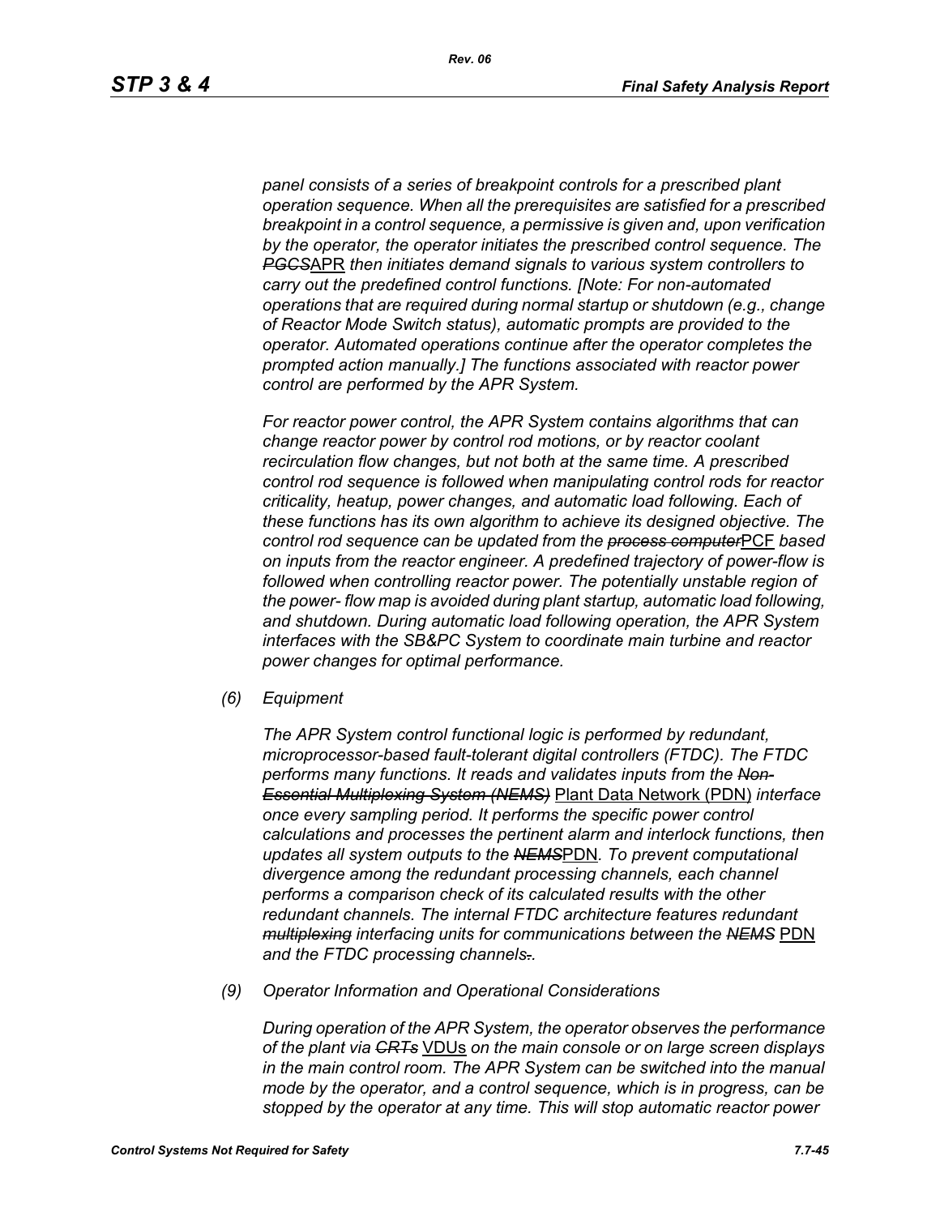*panel consists of a series of breakpoint controls for a prescribed plant operation sequence. When all the prerequisites are satisfied for a prescribed breakpoint in a control sequence, a permissive is given and, upon verification by the operator, the operator initiates the prescribed control sequence. The ~~PGCS~~*APR *then initiates demand signals to various system controllers to carry out the predefined control functions. [Note: For non-automated operations that are required during normal startup or shutdown (e.g., change of Reactor Mode Switch status), automatic prompts are provided to the operator. Automated operations continue after the operator completes the prompted action manually.] The functions associated with reactor power control are performed by the APR System.*

*For reactor power control, the APR System contains algorithms that can change reactor power by control rod motions, or by reactor coolant recirculation flow changes, but not both at the same time. A prescribed control rod sequence is followed when manipulating control rods for reactor criticality, heatup, power changes, and automatic load following. Each of these functions has its own algorithm to achieve its designed objective. The control rod sequence can be updated from the ~~process computer~~*PCF *based on inputs from the reactor engineer. A predefined trajectory of power-flow is followed when controlling reactor power. The potentially unstable region of the power- flow map is avoided during plant startup, automatic load following, and shutdown. During automatic load following operation, the APR System interfaces with the SB&PC System to coordinate main turbine and reactor power changes for optimal performance.*

*(6) Equipment*

*The APR System control functional logic is performed by redundant, microprocessor-based fault-tolerant digital controllers (FTDC). The FTDC performs many functions. It reads and validates inputs from the ~~Non-Essential Multiplexing System (NEMS)~~* Plant Data Network (PDN) *interface once every sampling period. It performs the specific power control calculations and processes the pertinent alarm and interlock functions, then updates all system outputs to the ~~NEMS~~*PDN*. To prevent computational divergence among the redundant processing channels, each channel performs a comparison check of its calculated results with the other redundant channels. The internal FTDC architecture features redundant ~~multiplexing~~ interfacing units for communications between the ~~NEMS~~* PDN *and the FTDC processing channels~~.~~.*

*(9) Operator Information and Operational Considerations*

*During operation of the APR System, the operator observes the performance of the plant via ~~CRTs~~* VDUs *on the main console or on large screen displays in the main control room. The APR System can be switched into the manual mode by the operator, and a control sequence, which is in progress, can be stopped by the operator at any time. This will stop automatic reactor power*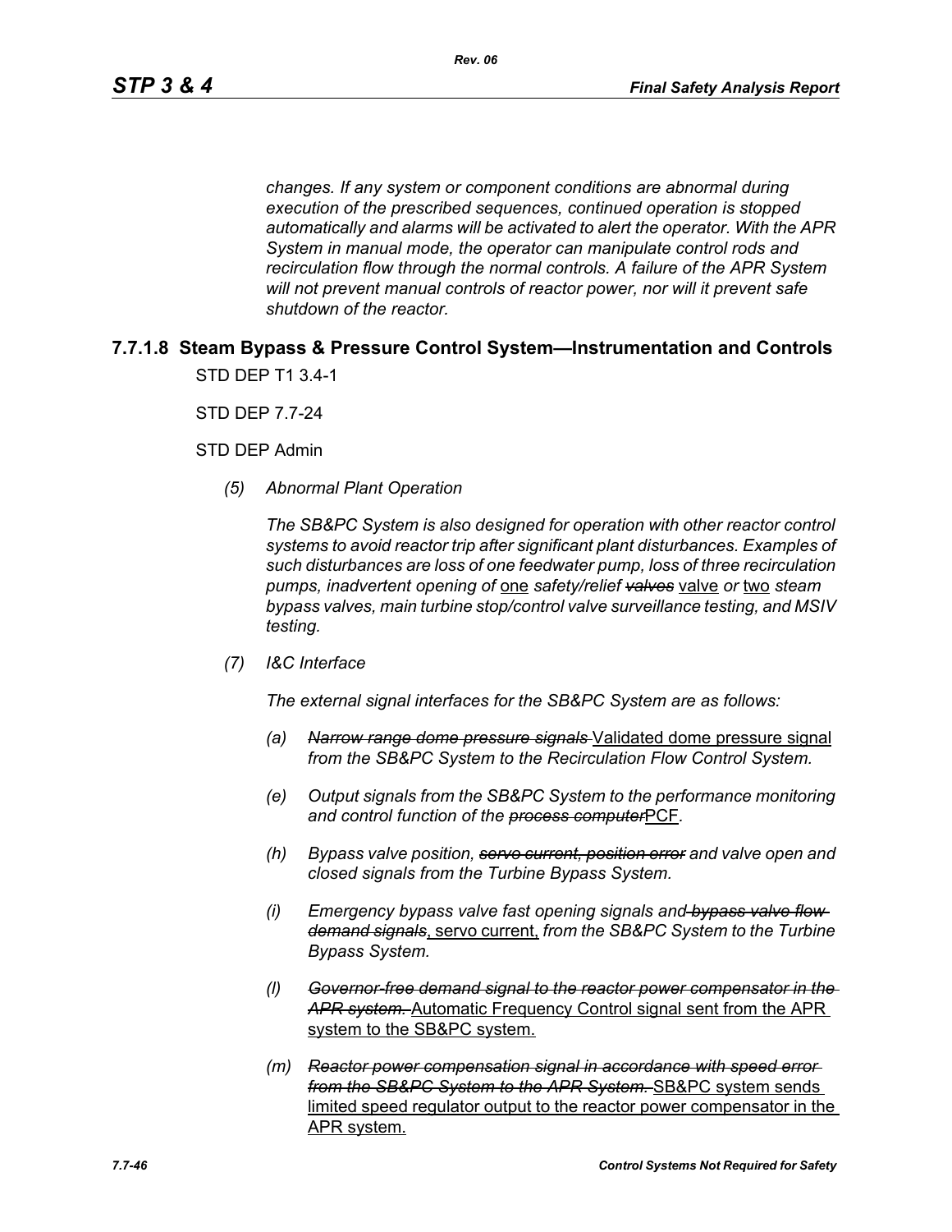*changes. If any system or component conditions are abnormal during execution of the prescribed sequences, continued operation is stopped automatically and alarms will be activated to alert the operator. With the APR System in manual mode, the operator can manipulate control rods and recirculation flow through the normal controls. A failure of the APR System will not prevent manual controls of reactor power, nor will it prevent safe shutdown of the reactor.*

### 7.7.1.8 Steam Bypass & Pressure Control System—Instrumentation and Controls

STD DEP T1 3.4-1

STD DEP 7.7-24

STD DEP Admin

*(5) Abnormal Plant Operation*

*The SB&PC System is also designed for operation with other reactor control systems to avoid reactor trip after significant plant disturbances. Examples of such disturbances are loss of one feedwater pump, loss of three recirculation pumps, inadvertent opening of* <u>one</u> *safety/relief* ~~*valves*~~ <u>valve</u> *or* <u>two</u> *steam bypass valves, main turbine stop/control valve surveillance testing, and MSIV testing.*

*(7) I&C Interface*

*The external signal interfaces for the SB&PC System are as follows:*

*(a)* ~~*Narrow range dome pressure signals*~~ <u>Validated dome pressure signal</u> *from the SB&PC System to the Recirculation Flow Control System.*

*(e) Output signals from the SB&PC System to the performance monitoring and control function of the* ~~*process computer*~~<u>PCF</u>*.*

*(h) Bypass valve position,* ~~*servo current, position error*~~ *and valve open and closed signals from the Turbine Bypass System.*

*(i) Emergency bypass valve fast opening signals and* ~~*bypass valve flow demand signals*~~<u>, servo current,</u> *from the SB&PC System to the Turbine Bypass System.*

*(l)* ~~*Governor-free demand signal to the reactor power compensator in the APR system.*~~ <u>Automatic Frequency Control signal sent from the APR system to the SB&PC system.</u>

*(m)* ~~*Reactor power compensation signal in accordance with speed error from the SB&PC System to the APR System.*~~ <u>SB&PC system sends limited speed regulator output to the reactor power compensator in the APR system.</u>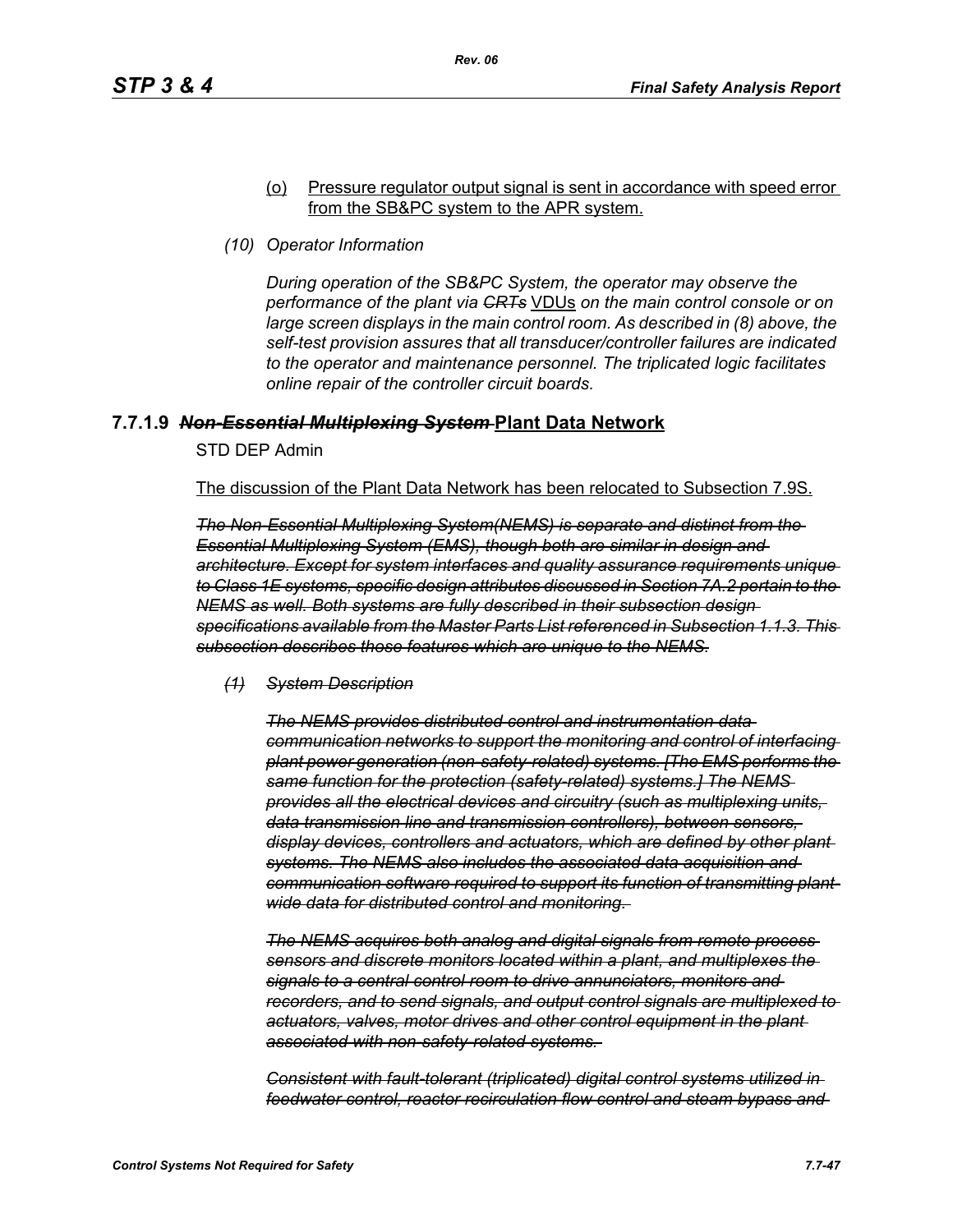(o) Pressure regulator output signal is sent in accordance with speed error from the SB&PC system to the APR system.

*(10) Operator Information*

*During operation of the SB&PC System, the operator may observe the performance of the plant via* ~~*CRTs*~~ VDUs *on the main control console or on large screen displays in the main control room. As described in (8) above, the self-test provision assures that all transducer/controller failures are indicated to the operator and maintenance personnel. The triplicated logic facilitates online repair of the controller circuit boards.*

### 7.7.1.9 ~~*Non-Essential Multiplexing System*~~ Plant Data Network

STD DEP Admin

The discussion of the Plant Data Network has been relocated to Subsection 7.9S.

~~*The Non-Essential Multiplexing System(NEMS) is separate and distinct from the Essential Multiplexing System (EMS), though both are similar in design and architecture. Except for system interfaces and quality assurance requirements unique to Class 1E systems, specific design attributes discussed in Section 7A.2 pertain to the NEMS as well. Both systems are fully described in their subsection design specifications available from the Master Parts List referenced in Subsection 1.1.3. This subsection describes those features which are unique to the NEMS.*~~

~~*(1) System Description*~~

~~*The NEMS provides distributed control and instrumentation data communication networks to support the monitoring and control of interfacing plant power generation (non-safety-related) systems. [The EMS performs the same function for the protection (safety-related) systems.] The NEMS provides all the electrical devices and circuitry (such as multiplexing units, data transmission line and transmission controllers), between sensors, display devices, controllers and actuators, which are defined by other plant systems. The NEMS also includes the associated data acquisition and communication software required to support its function of transmitting plant wide data for distributed control and monitoring.*~~

~~*The NEMS acquires both analog and digital signals from remote process sensors and discrete monitors located within a plant, and multiplexes the signals to a central control room to drive annunciators, monitors and recorders, and to send signals, and output control signals are multiplexed to actuators, valves, motor drives and other control equipment in the plant associated with non-safety-related systems.*~~

~~*Consistent with fault-tolerant (triplicated) digital control systems utilized in feedwater control, reactor recirculation flow control and steam bypass and*~~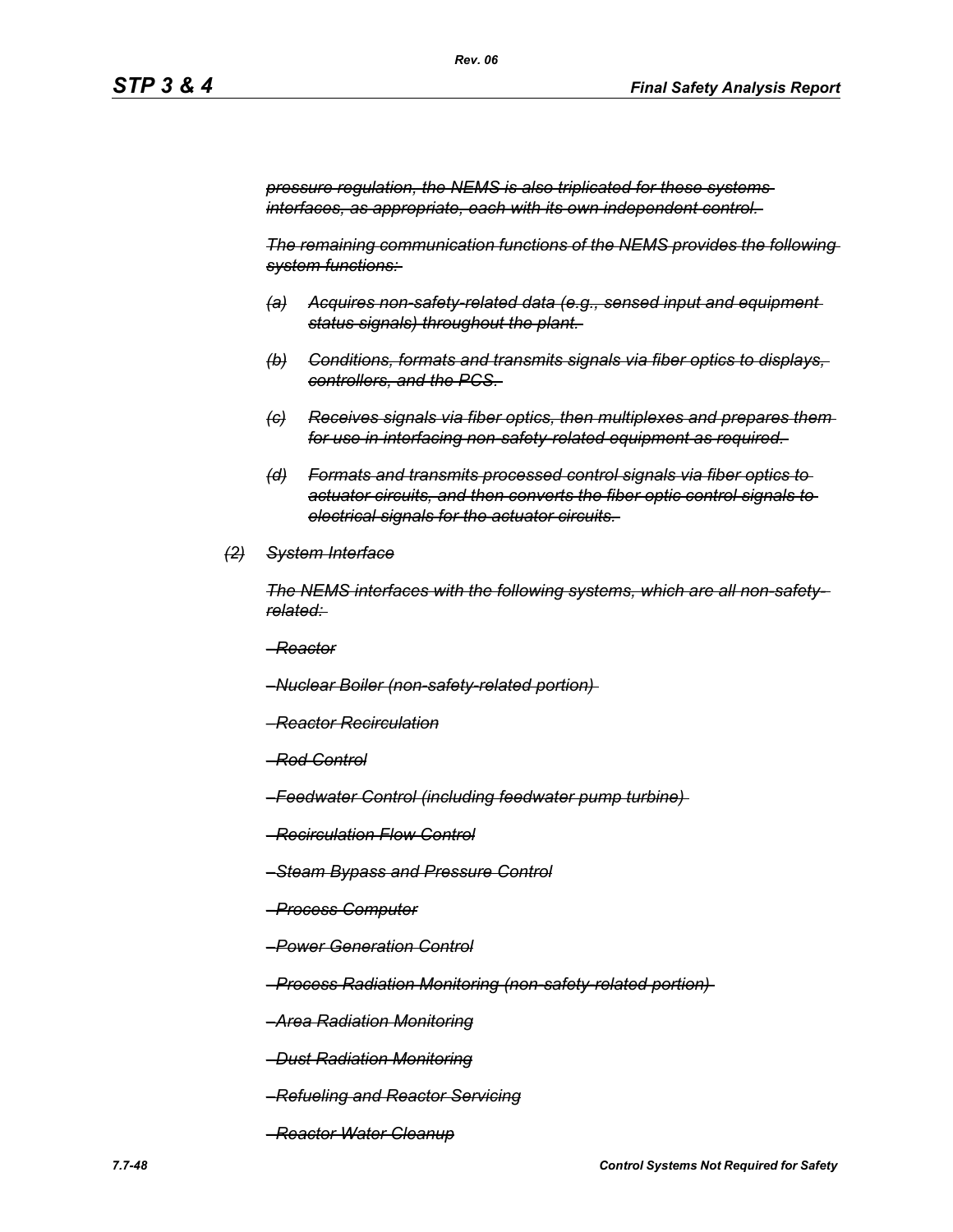~~*pressure regulation, the NEMS is also triplicated for these systems interfaces, as appropriate, each with its own independent control.*~~

~~*The remaining communication functions of the NEMS provides the following system functions:*~~

~~*(a) Acquires non-safety-related data (e.g., sensed input and equipment status signals) throughout the plant.*~~

~~*(b) Conditions, formats and transmits signals via fiber optics to displays, controllers, and the PCS.*~~

~~*(c) Receives signals via fiber optics, then multiplexes and prepares them for use in interfacing non-safety-related equipment as required.*~~

~~*(d) Formats and transmits processed control signals via fiber optics to actuator circuits, and then converts the fiber optic control signals to electrical signals for the actuator circuits.*~~

~~*(2) System Interface*~~

~~*The NEMS interfaces with the following systems, which are all non-safety-related:*~~

~~*–Reactor*~~

~~*–Nuclear Boiler (non-safety-related portion)*~~

~~*–Reactor Recirculation*~~

~~*–Rod Control*~~

~~*–Feedwater Control (including feedwater pump turbine)*~~

~~*–Recirculation Flow Control*~~

~~*–Steam Bypass and Pressure Control*~~

~~*–Process Computer*~~

~~*–Power Generation Control*~~

~~*–Process Radiation Monitoring (non-safety-related portion)*~~

~~*–Area Radiation Monitoring*~~

~~*–Dust Radiation Monitoring*~~

~~*–Refueling and Reactor Servicing*~~

~~*–Reactor Water Cleanup*~~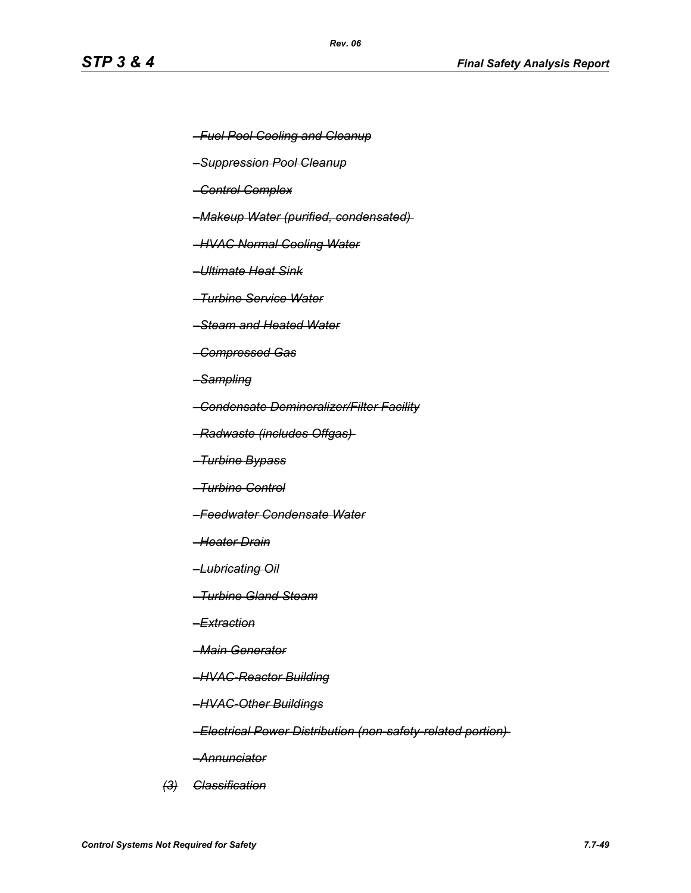~~–Fuel Pool Cooling and Cleanup~~

~~–Suppression Pool Cleanup~~

~~–Control Complex~~

~~–Makeup Water (purified, condensated)~~

~~–HVAC Normal Cooling Water~~

~~–Ultimate Heat Sink~~

~~–Turbine Service Water~~

~~–Steam and Heated Water~~

~~–Compressed Gas~~

~~–Sampling~~

~~–Condensate Demineralizer/Filter Facility~~

~~–Radwaste (includes Offgas)~~

~~–Turbine Bypass~~

~~–Turbine Control~~

~~–Feedwater Condensate Water~~

~~–Heater Drain~~

~~–Lubricating Oil~~

~~–Turbine Gland Steam~~

~~–Extraction~~

~~–Main Generator~~

~~–HVAC-Reactor Building~~

~~–HVAC-Other Buildings~~

~~–Electrical Power Distribution (non-safety-related portion)~~

~~–Annunciator~~

~~*(3) Classification*~~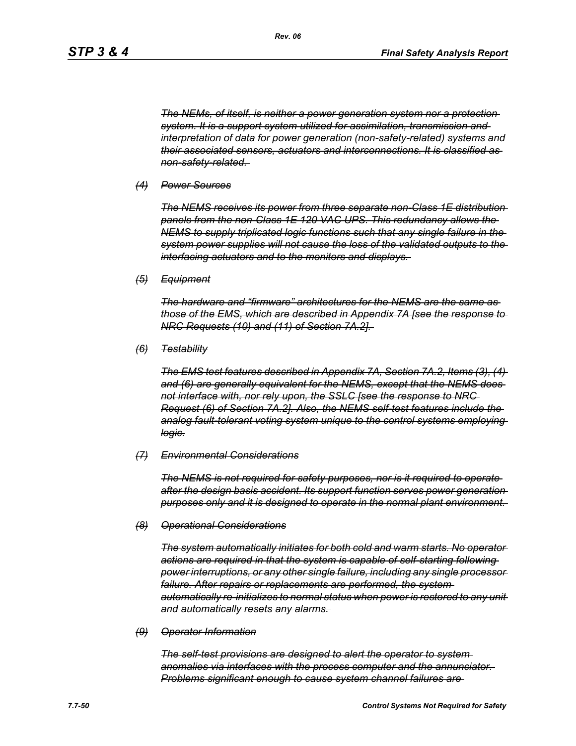*~~The NEMs, of itself, is neither a power generation system nor a protection system. It is a support system utilized for assimilation, transmission and interpretation of data for power generation (non-safety-related) systems and their associated sensors, actuators and interconnections. It is classified as non-safety-related.~~*

*~~(4) Power Sources~~*

*~~The NEMS receives its power from three separate non-Class 1E distribution panels from the non-Class 1E 120 VAC UPS. This redundancy allows the NEMS to supply triplicated logic functions such that any single failure in the system power supplies will not cause the loss of the validated outputs to the interfacing actuators and to the monitors and displays.~~*

*~~(5) Equipment~~*

*~~The hardware and "firmware" architectures for the NEMS are the same as those of the EMS, which are described in Appendix 7A [see the response to NRC Requests (10) and (11) of Section 7A.2].~~*

*~~(6) Testability~~*

*~~The EMS test features described in Appendix 7A, Section 7A.2, Items (3), (4) and (6) are generally equivalent for the NEMS, except that the NEMS does not interface with, nor rely upon, the SSLC [see the response to NRC Request (6) of Section 7A.2]. Also, the NEMS self-test features include the analog fault-tolerant voting system unique to the control systems employing logic.~~*

*~~(7) Environmental Considerations~~*

*~~The NEMS is not required for safety purposes, nor is it required to operate after the design basis accident. Its support function serves power generation purposes only and it is designed to operate in the normal plant environment.~~*

*~~(8) Operational Considerations~~*

*~~The system automatically initiates for both cold and warm starts. No operator actions are required in that the system is capable of self-starting following power interruptions, or any other single failure, including any single processor failure. After repairs or replacements are performed, the system automatically re-initializes to normal status when power is restored to any unit and automatically resets any alarms.~~*

*~~(9) Operator Information~~*

*~~The self-test provisions are designed to alert the operator to system anomalies via interfaces with the process computer and the annunciator. Problems significant enough to cause system channel failures are~~*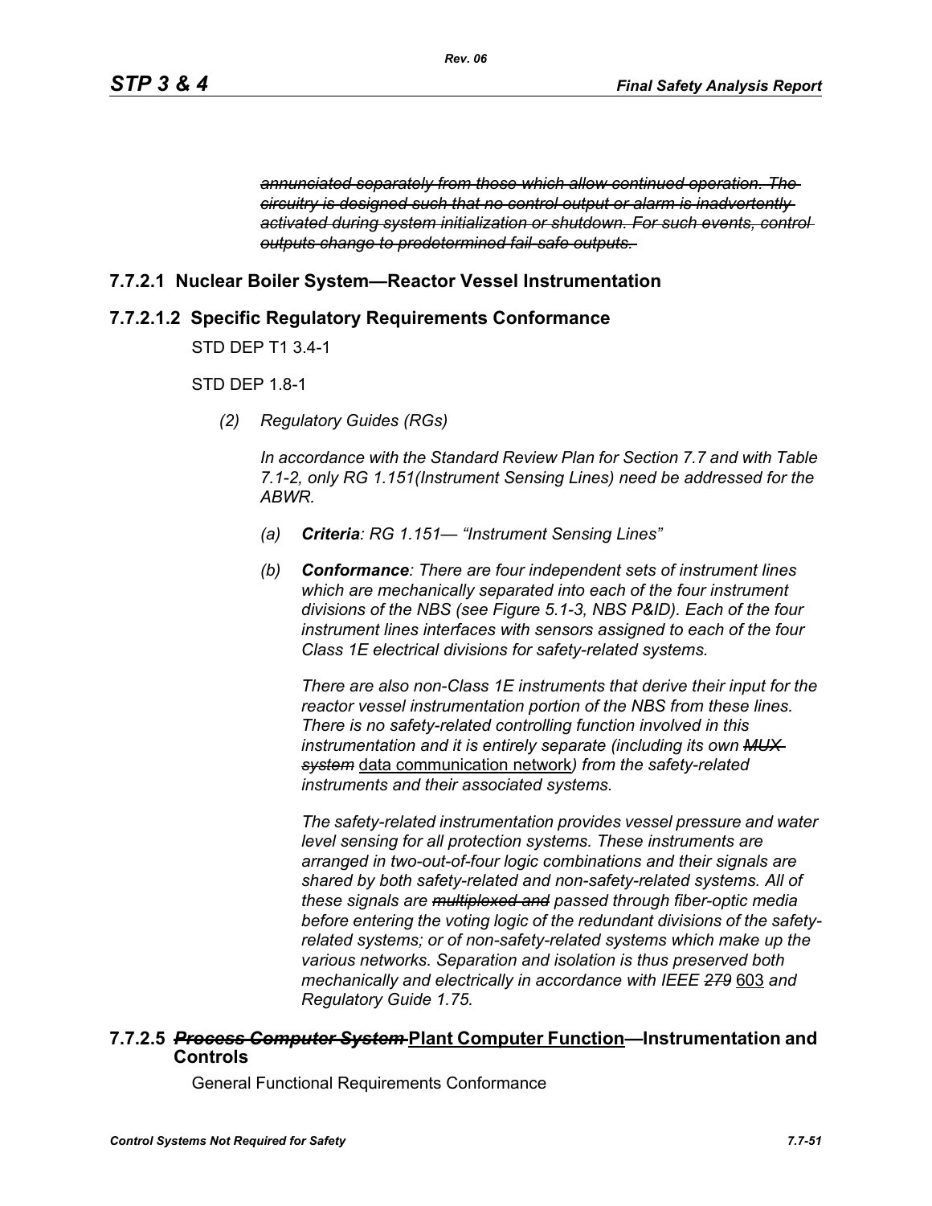~~*annunciated separately from those which allow continued operation. The circuitry is designed such that no control output or alarm is inadvertently activated during system initialization or shutdown. For such events, control outputs change to predetermined fail-safe outputs.*~~

## 7.7.2.1 Nuclear Boiler System—Reactor Vessel Instrumentation

## 7.7.2.1.2 Specific Regulatory Requirements Conformance

STD DEP T1 3.4-1

STD DEP 1.8-1

*(2) Regulatory Guides (RGs)*

*In accordance with the Standard Review Plan for Section 7.7 and with Table 7.1-2, only RG 1.151(Instrument Sensing Lines) need be addressed for the ABWR.*

*(a)* ***Criteria****: RG 1.151— "Instrument Sensing Lines"*

*(b)* ***Conformance****: There are four independent sets of instrument lines which are mechanically separated into each of the four instrument divisions of the NBS (see Figure 5.1-3, NBS P&ID). Each of the four instrument lines interfaces with sensors assigned to each of the four Class 1E electrical divisions for safety-related systems.*

*There are also non-Class 1E instruments that derive their input for the reactor vessel instrumentation portion of the NBS from these lines. There is no safety-related controlling function involved in this instrumentation and it is entirely separate (including its own ~~MUX system~~* <u>data communication network</u>*) from the safety-related instruments and their associated systems.*

*The safety-related instrumentation provides vessel pressure and water level sensing for all protection systems. These instruments are arranged in two-out-of-four logic combinations and their signals are shared by both safety-related and non-safety-related systems. All of these signals are ~~multiplexed and~~ passed through fiber-optic media before entering the voting logic of the redundant divisions of the safety-related systems; or of non-safety-related systems which make up the various networks. Separation and isolation is thus preserved both mechanically and electrically in accordance with IEEE ~~279~~* <u>603</u> *and Regulatory Guide 1.75.*

## 7.7.2.5 ~~*Process Computer System*~~ <u>Plant Computer Function</u>—Instrumentation and Controls

General Functional Requirements Conformance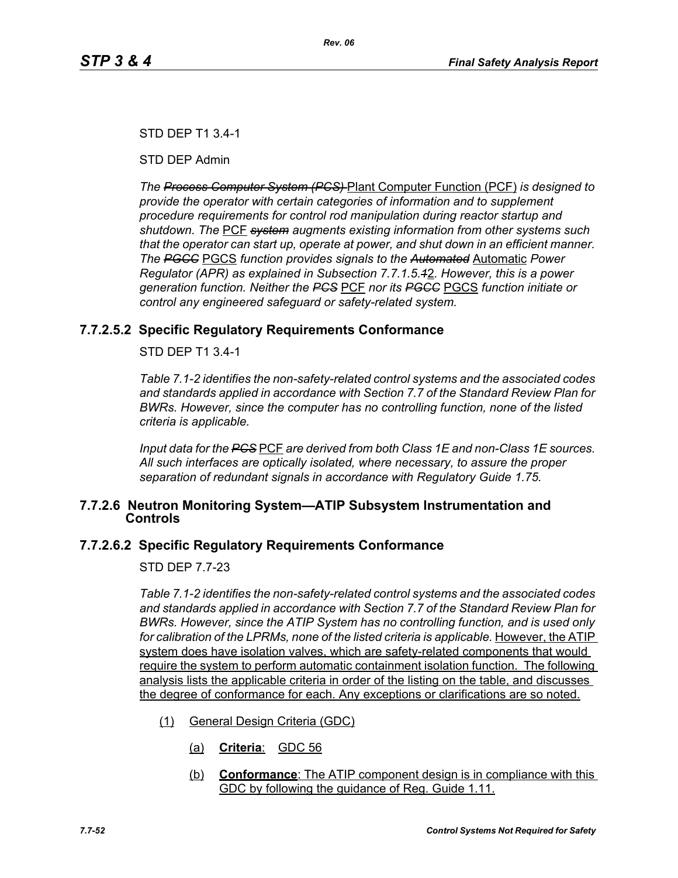STD DEP T1 3.4-1

STD DEP Admin

*The ~~Process Computer System (PCS)~~* Plant Computer Function (PCF) *is designed to provide the operator with certain categories of information and to supplement procedure requirements for control rod manipulation during reactor startup and shutdown. The* PCF *~~system~~ augments existing information from other systems such that the operator can start up, operate at power, and shut down in an efficient manner. The ~~PGCC~~* PGCS *function provides signals to the ~~Automated~~* Automatic *Power Regulator (APR) as explained in Subsection 7.7.1.5.~~1~~*2*. However, this is a power generation function. Neither the ~~PCS~~* PCF *nor its ~~PGCC~~* PGCS *function initiate or control any engineered safeguard or safety-related system.*

### 7.7.2.5.2 Specific Regulatory Requirements Conformance

STD DEP T1 3.4-1

*Table 7.1-2 identifies the non-safety-related control systems and the associated codes and standards applied in accordance with Section 7.7 of the Standard Review Plan for BWRs. However, since the computer has no controlling function, none of the listed criteria is applicable.*

*Input data for the ~~PCS~~* PCF *are derived from both Class 1E and non-Class 1E sources. All such interfaces are optically isolated, where necessary, to assure the proper separation of redundant signals in accordance with Regulatory Guide 1.75.*

## 7.7.2.6 Neutron Monitoring System—ATIP Subsystem Instrumentation and Controls

### 7.7.2.6.2 Specific Regulatory Requirements Conformance

STD DEP 7.7-23

*Table 7.1-2 identifies the non-safety-related control systems and the associated codes and standards applied in accordance with Section 7.7 of the Standard Review Plan for BWRs. However, since the ATIP System has no controlling function, and is used only for calibration of the LPRMs, none of the listed criteria is applicable.* However, the ATIP system does have isolation valves, which are safety-related components that would require the system to perform automatic containment isolation function. The following analysis lists the applicable criteria in order of the listing on the table, and discusses the degree of conformance for each. Any exceptions or clarifications are so noted.

(1) General Design Criteria (GDC)

(a) **Criteria**: GDC 56

(b) **Conformance**: The ATIP component design is in compliance with this GDC by following the guidance of Reg. Guide 1.11.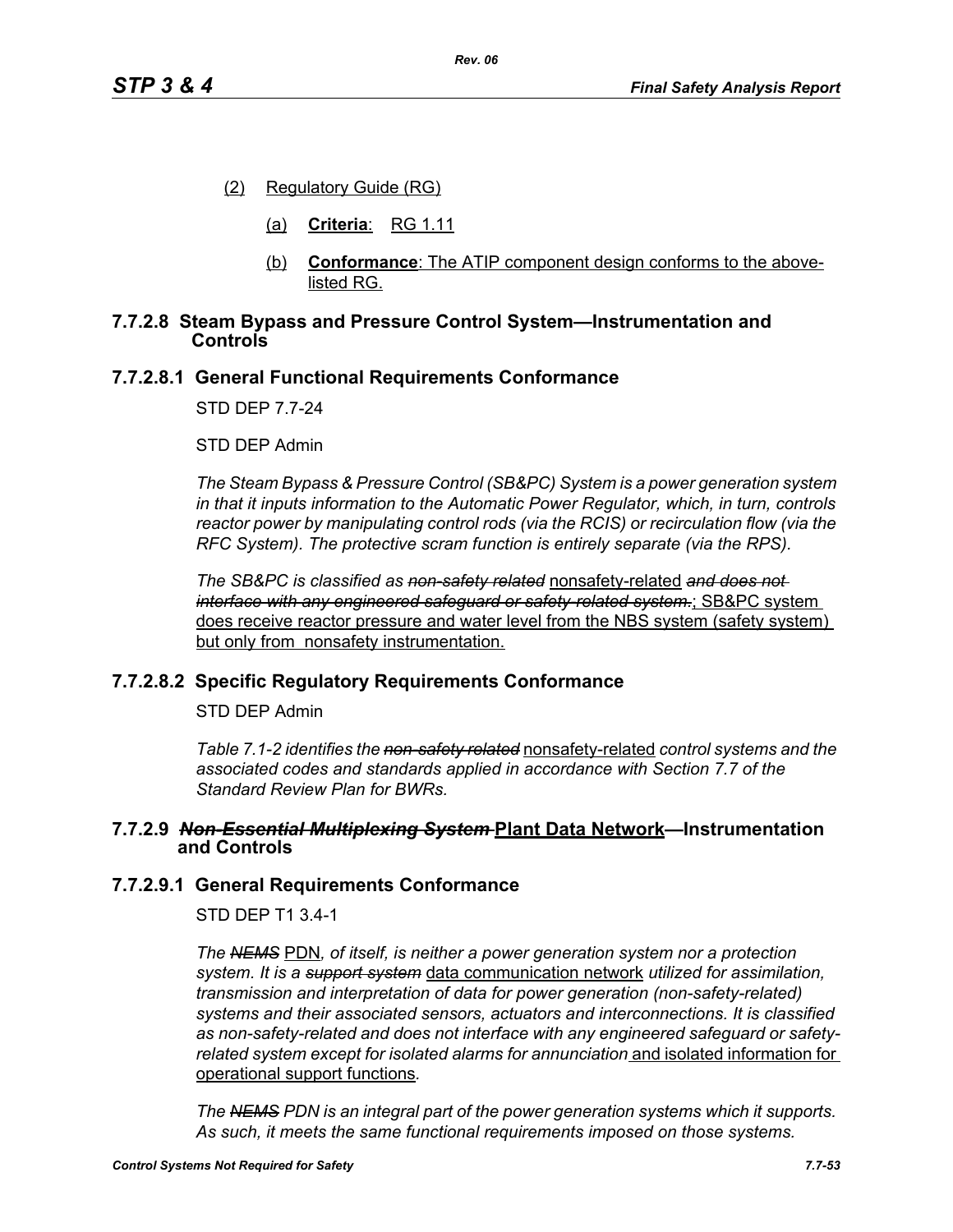(2) Regulatory Guide (RG)

(a) **Criteria**: RG 1.11

(b) **Conformance**: The ATIP component design conforms to the above-listed RG.

### 7.7.2.8 Steam Bypass and Pressure Control System—Instrumentation and Controls

#### 7.7.2.8.1 General Functional Requirements Conformance

STD DEP 7.7-24

STD DEP Admin

*The Steam Bypass & Pressure Control (SB&PC) System is a power generation system in that it inputs information to the Automatic Power Regulator, which, in turn, controls reactor power by manipulating control rods (via the RCIS) or recirculation flow (via the RFC System). The protective scram function is entirely separate (via the RPS).*

*The SB&PC is classified as ~~non-safety related~~* nonsafety-related *~~and does not interface with any engineered safeguard or safety-related system.~~*; SB&PC system does receive reactor pressure and water level from the NBS system (safety system) but only from nonsafety instrumentation.

#### 7.7.2.8.2 Specific Regulatory Requirements Conformance

STD DEP Admin

*Table 7.1-2 identifies the ~~non-safety related~~* nonsafety-related *control systems and the associated codes and standards applied in accordance with Section 7.7 of the Standard Review Plan for BWRs.*

### 7.7.2.9 ~~*Non-Essential Multiplexing System*~~ Plant Data Network—Instrumentation and Controls

#### 7.7.2.9.1 General Requirements Conformance

STD DEP T1 3.4-1

*The ~~NEMS~~* PDN*, of itself, is neither a power generation system nor a protection system. It is a ~~support system~~* data communication network *utilized for assimilation, transmission and interpretation of data for power generation (non-safety-related) systems and their associated sensors, actuators and interconnections. It is classified as non-safety-related and does not interface with any engineered safeguard or safety-related system except for isolated alarms for annunciation* and isolated information for operational support functions*.*

*The ~~NEMS~~ PDN is an integral part of the power generation systems which it supports. As such, it meets the same functional requirements imposed on those systems.*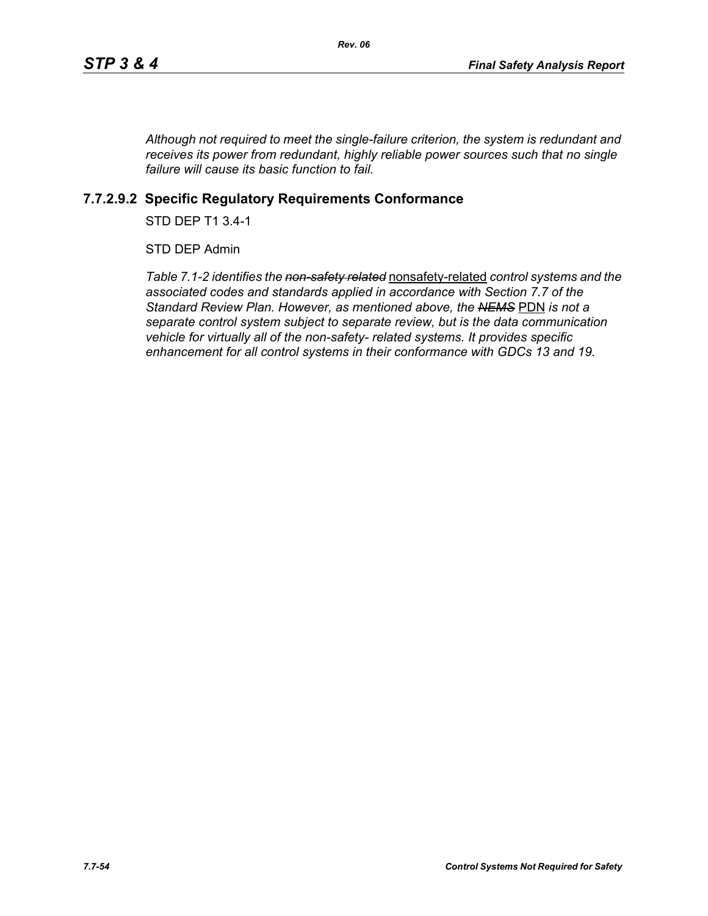*Although not required to meet the single-failure criterion, the system is redundant and receives its power from redundant, highly reliable power sources such that no single failure will cause its basic function to fail.*

### 7.7.2.9.2 Specific Regulatory Requirements Conformance

STD DEP T1 3.4-1

STD DEP Admin

*Table 7.1-2 identifies the ~~non-safety related~~* nonsafety-related *control systems and the associated codes and standards applied in accordance with Section 7.7 of the Standard Review Plan. However, as mentioned above, the ~~NEMS~~* PDN *is not a separate control system subject to separate review, but is the data communication vehicle for virtually all of the non-safety- related systems. It provides specific enhancement for all control systems in their conformance with GDCs 13 and 19.*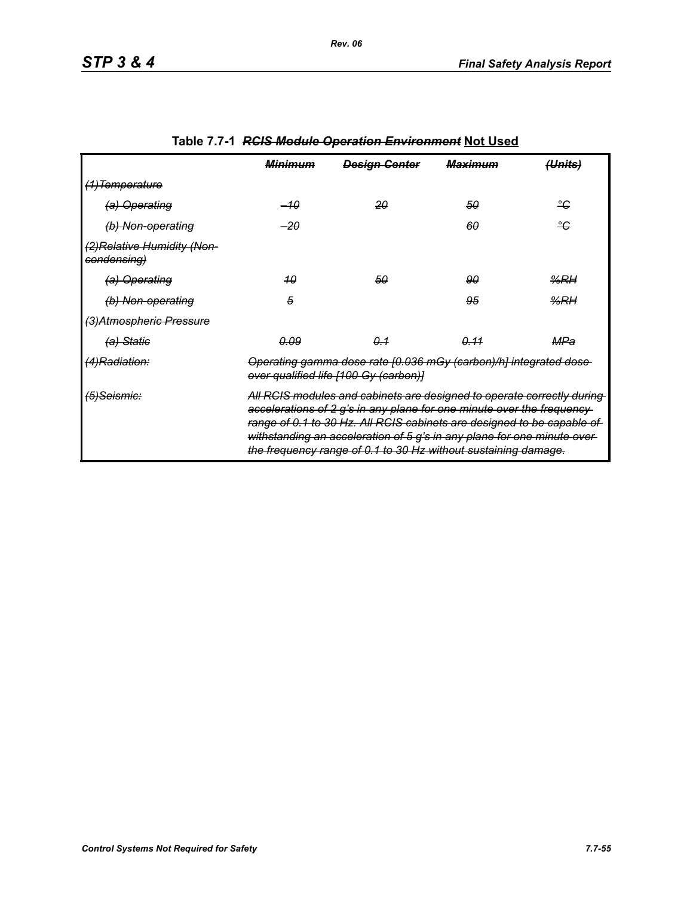**Table 7.7-1 ~~*RCIS Module Operation Environment*~~ Not Used**

| | ~~***Minimum***~~ | ~~***Design Center***~~ | ~~***Maximum***~~ | ~~***(Units)***~~ |
|---|---|---|---|---|
| ~~*(1)Temperature*~~ | | | | |
| ~~*(a) Operating*~~ | ~~*–10*~~ | ~~*20*~~ | ~~*50*~~ | ~~*°C*~~ |
| ~~*(b) Non-operating*~~ | ~~*–20*~~ | | ~~*60*~~ | ~~*°C*~~ |
| ~~*(2)Relative Humidity (Non-condensing)*~~ | | | | |
| ~~*(a) Operating*~~ | ~~*10*~~ | ~~*50*~~ | ~~*90*~~ | ~~*%RH*~~ |
| ~~*(b) Non-operating*~~ | ~~*5*~~ | | ~~*95*~~ | ~~*%RH*~~ |
| ~~*(3)Atmospheric Pressure*~~ | | | | |
| ~~*(a) Static*~~ | ~~*0.09*~~ | ~~*0.1*~~ | ~~*0.11*~~ | ~~*MPa*~~ |
| ~~*(4)Radiation:*~~ | ~~*Operating gamma dose rate [0.036 mGy (carbon)/h] integrated dose over qualified life [100 Gy (carbon)]*~~ | | | |
| ~~*(5)Seismic:*~~ | ~~*All RCIS modules and cabinets are designed to operate correctly during accelerations of 2 g's in any plane for one minute over the frequency range of 0.1 to 30 Hz. All RCIS cabinets are designed to be capable of withstanding an acceleration of 5 g's in any plane for one minute over the frequency range of 0.1 to 30 Hz without sustaining damage.*~~ | | | |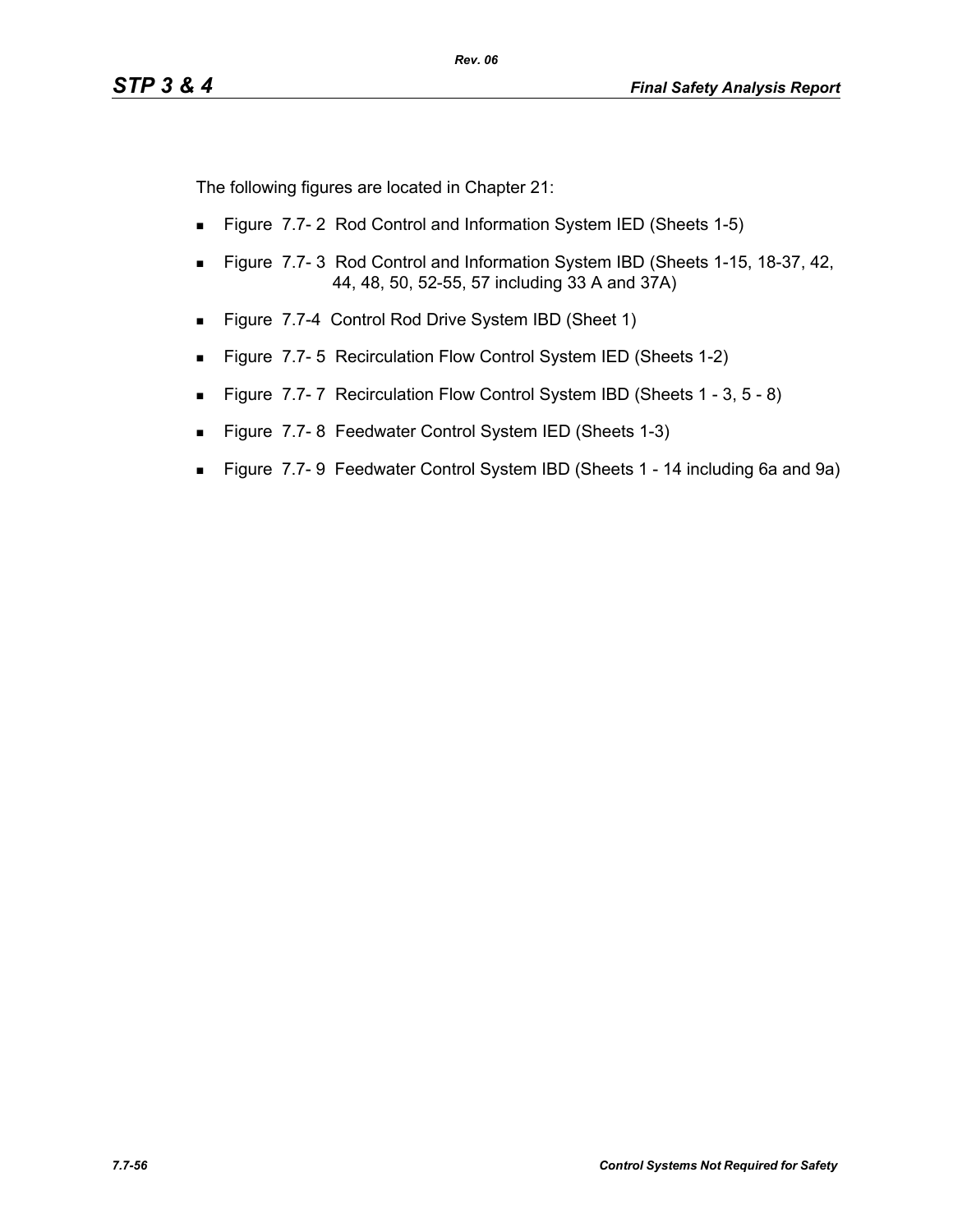The following figures are located in Chapter 21:

- Figure 7.7- 2 Rod Control and Information System IED (Sheets 1-5)
- Figure 7.7- 3 Rod Control and Information System IBD (Sheets 1-15, 18-37, 42, 44, 48, 50, 52-55, 57 including 33 A and 37A)
- Figure 7.7-4 Control Rod Drive System IBD (Sheet 1)
- Figure 7.7- 5 Recirculation Flow Control System IED (Sheets 1-2)
- Figure 7.7- 7 Recirculation Flow Control System IBD (Sheets 1 - 3, 5 - 8)
- Figure 7.7- 8 Feedwater Control System IED (Sheets 1-3)
- Figure 7.7- 9 Feedwater Control System IBD (Sheets 1 - 14 including 6a and 9a)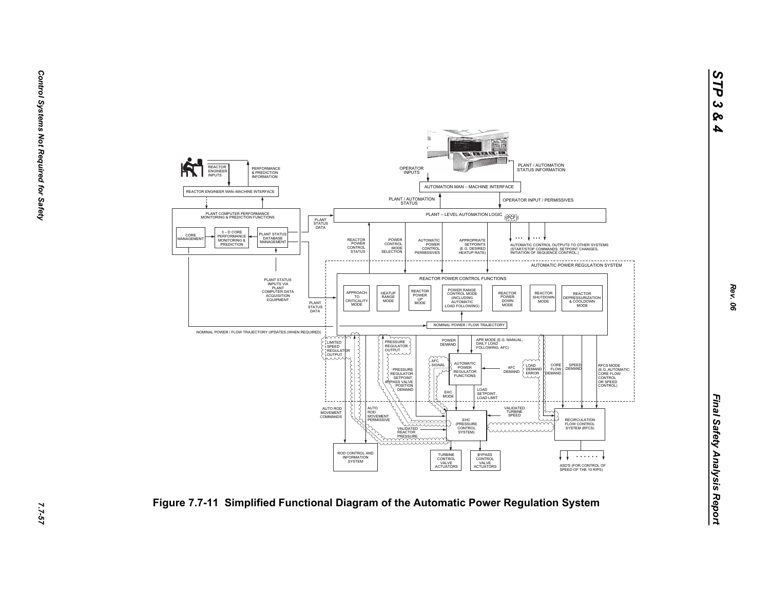REACTOR ENGINEER INPUTS

PERFORMANCE & PREDICTION INFORMATION

REACTOR ENGINEER MAN–MACHINE INTERFACE

PLANT COMPUTER PERFORMANCE MONITORING & PREDICTION FUNCTIONS

CORE MANAGEMENT

3 – D CORE PERFORMANCE MONITORING & PREDICTION

PLANT STATUS DATABASE MANAGEMENT

PLANT STATUS DATA

PLANT STATUS INPUTS VIA PLANT COMPUTER DATA ACQUISITION EQUIPMENT

PLANT STATUS DATA

NOMINAL POWER / FLOW TRAJECTORY UPDATES (WHEN REQUIRED)

OPERATOR INPUTS

PLANT / AUTOMATION STATUS INFORMATION

AUTOMATION MAN – MACHINE INTERFACE

PLANT / AUTOMATION STATUS

OPERATOR INPUT / PERMISSIVES

PLANT – LEVEL AUTOMATION LOGIC (PCF)

REACTOR POWER CONTROL STATUS

POWER CONTROL MODE SELECTION

AUTOMATIC POWER CONTROL PERMISSIVES

APPROPRIATE SETPOINTS (E.G. DESIRED HEATUP RATE)

AUTOMATIC CONTROL OUTPUTS TO OTHER SYSTEMS (START/STOP COMMANDS, SETPOINT CHANGES, INITIATION OF SEQUENCE CONTROL.)

AUTOMATIC POWER REGULATION SYSTEM

REACTOR POWER CONTROL FUNCTIONS

APPROACH TO CRITICALITY MODE

HEATUP RANGE MODE

REACTOR POWER UP MODE

POWER RANGE CONTROL MODE (INCLUDING AUTOMATIC LOAD FOLLOWING)

REACTOR POWER DOWN MODE

REACTOR SHUTDOWN MODE

REACTOR DEPRESSURIZATION & COOLDOWN MODE

NOMINAL POWER / FLOW TRAJECTORY

LIMITED SPEED REGULATOR OUTPUT

PRESSURE REGULATOR OUTPUT

PRESSURE REGULATOR SETPOINT, BYPASS VALVE POSITION DEMAND

POWER DEMAND

APR MODE (E.G. MANUAL, DAILY LOAD FOLLOWING, AFC)

AFC SIGNAL

AUTOMATIC POWER REGULATOR FUNCTIONS

AFC DEMAND

LOAD DEMAND ERROR

CORE FLOW DEMAND

SPEED DEMAND

RFCS MODE (E.G.,AUTOMATIC CORE FLOW CONTROL OR SPEED CONTROL)

EHC MODE

LOAD SETPOINT, LOAD LIMIT

AUTO ROD MOVEMENT COMMANDS

AUTO ROD MOVEMENT PERMISSIVE

VALIDATED TURBINE SPEED

EHC (PRESSURE CONTROL SYSTEM)

VALIDATED REACTOR PRESSURE

RECIRCULATION FLOW CONTROL SYSTEM (RFCS)

ROD CONTROL AND INFORMATION SYSTEM

TURBINE CONTROL VALVE ACTUATORS

BYPASS CONTROL VALVE ACTUATORS

ASD'S (FOR CONTROL OF SPEED OF THE 10 RIPS)

**Figure 7.7-11 Simplified Functional Diagram of the Automatic Power Regulation System**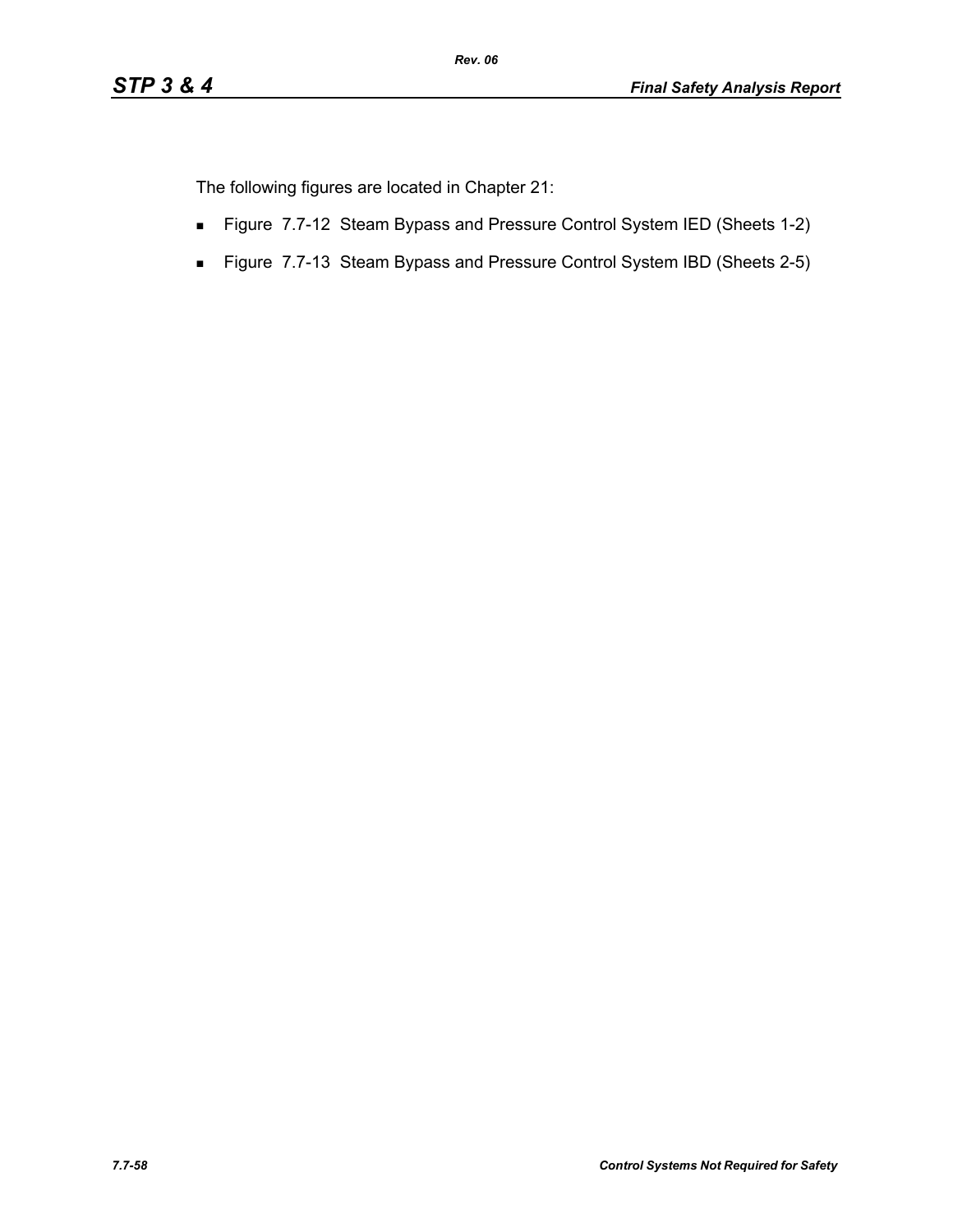The following figures are located in Chapter 21:

- Figure 7.7-12 Steam Bypass and Pressure Control System IED (Sheets 1-2)
- Figure 7.7-13 Steam Bypass and Pressure Control System IBD (Sheets 2-5)